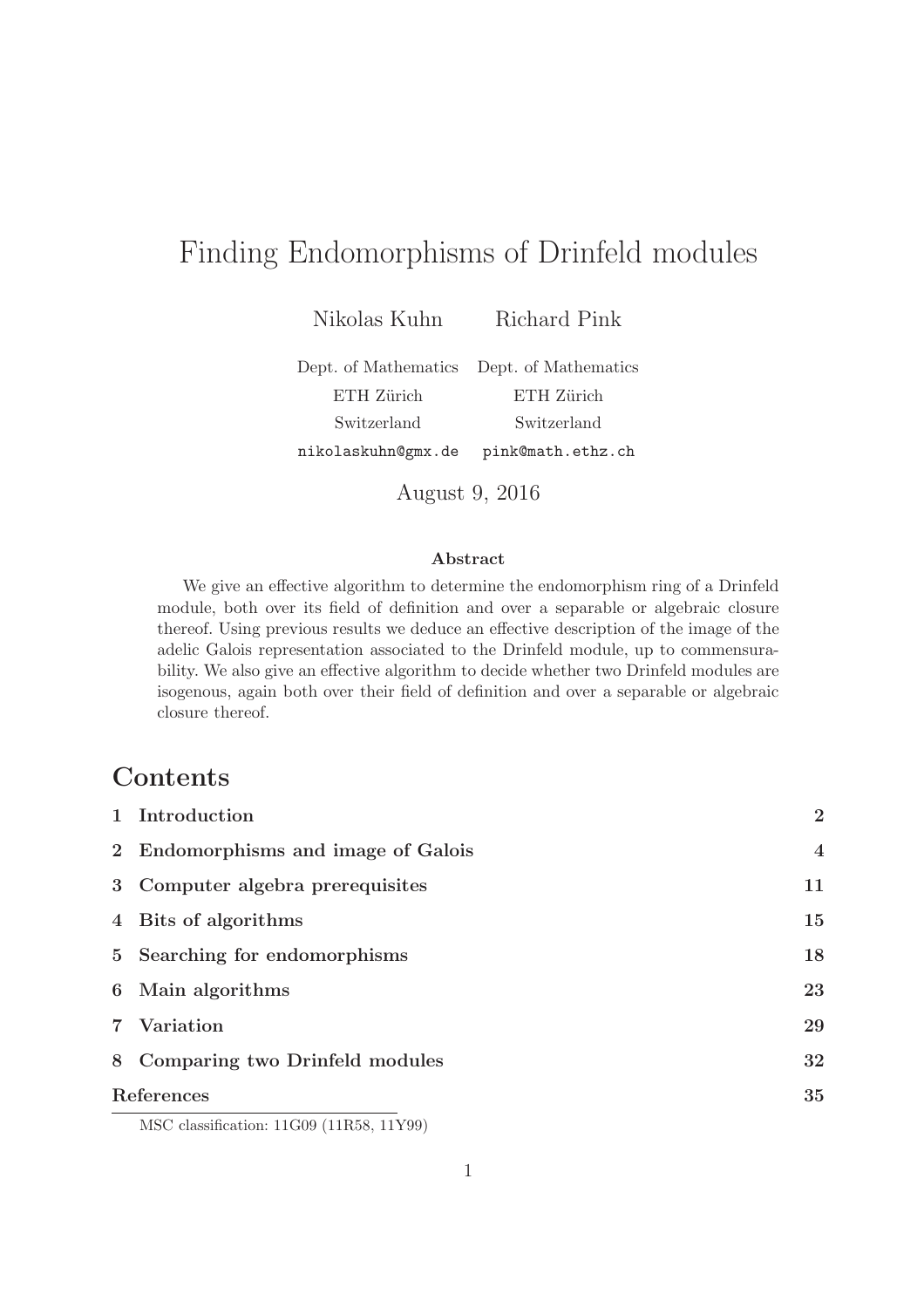# Finding Endomorphisms of Drinfeld modules

Nikolas Kuhn — Dept. of Mathematics, ETH Zürich, Switzerland, nikolaskuhn@gmx.de

Richard Pink — Dept. of Mathematics, ETH Zürich, Switzerland, pink@math.ethz.ch

August 9, 2016

### Abstract

We give an effective algorithm to determine the endomorphism ring of a Drinfeld module, both over its field of definition and over a separable or algebraic closure thereof. Using previous results we deduce an effective description of the image of the adelic Galois representation associated to the Drinfeld module, up to commensurability. We also give an effective algorithm to decide whether two Drinfeld modules are isogenous, again both over their field of definition and over a separable or algebraic closure thereof.

## Contents

| | | |
|---|---|---|
| 1 | Introduction | 2 |
| 2 | Endomorphisms and image of Galois | 4 |
| 3 | Computer algebra prerequisites | 11 |
| 4 | Bits of algorithms | 15 |
| 5 | Searching for endomorphisms | 18 |
| 6 | Main algorithms | 23 |
| 7 | Variation | 29 |
| 8 | Comparing two Drinfeld modules | 32 |
| | References | 35 |

MSC classification: 11G09 (11R58, 11Y99)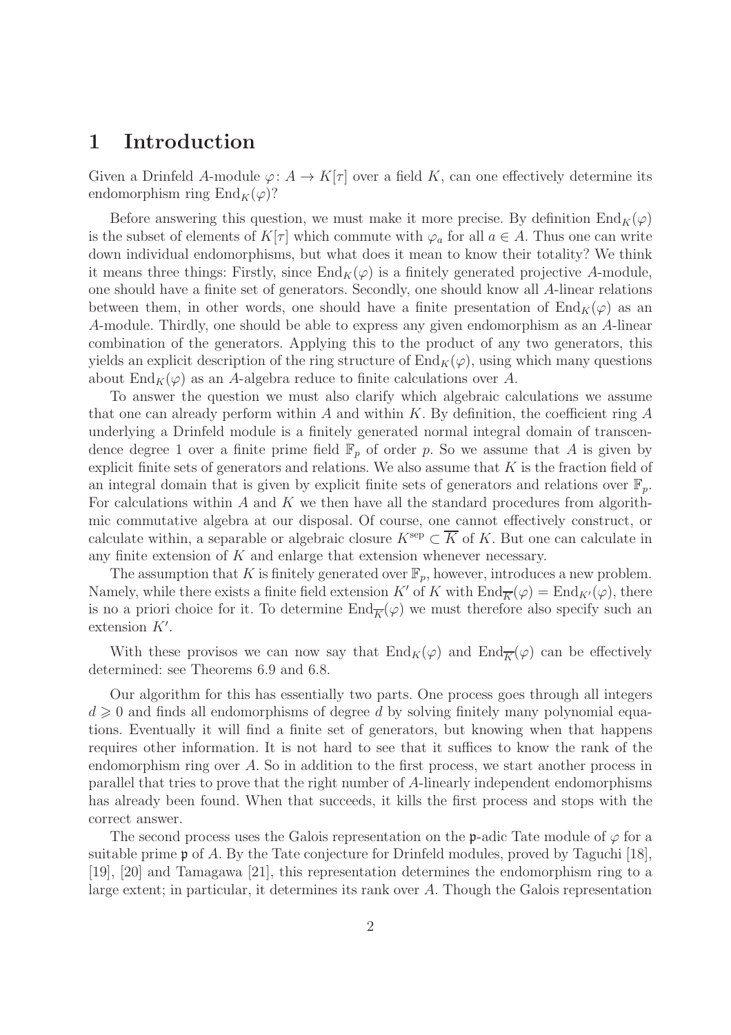# 1 Introduction

Given a Drinfeld $A$-module $\varphi\colon A \to K[\tau]$ over a field $K$, can one effectively determine its endomorphism ring $\mathrm{End}_K(\varphi)$?

Before answering this question, we must make it more precise. By definition $\mathrm{End}_K(\varphi)$ is the subset of elements of $K[\tau]$ which commute with $\varphi_a$ for all $a \in A$. Thus one can write down individual endomorphisms, but what does it mean to know their totality? We think it means three things: Firstly, since $\mathrm{End}_K(\varphi)$ is a finitely generated projective $A$-module, one should have a finite set of generators. Secondly, one should know all $A$-linear relations between them, in other words, one should have a finite presentation of $\mathrm{End}_K(\varphi)$ as an $A$-module. Thirdly, one should be able to express any given endomorphism as an $A$-linear combination of the generators. Applying this to the product of any two generators, this yields an explicit description of the ring structure of $\mathrm{End}_K(\varphi)$, using which many questions about $\mathrm{End}_K(\varphi)$ as an $A$-algebra reduce to finite calculations over $A$.

To answer the question we must also clarify which algebraic calculations we assume that one can already perform within $A$ and within $K$. By definition, the coefficient ring $A$ underlying a Drinfeld module is a finitely generated normal integral domain of transcendence degree 1 over a finite prime field $\mathbb{F}_p$ of order $p$. So we assume that $A$ is given by explicit finite sets of generators and relations. We also assume that $K$ is the fraction field of an integral domain that is given by explicit finite sets of generators and relations over $\mathbb{F}_p$. For calculations within $A$ and $K$ we then have all the standard procedures from algorithmic commutative algebra at our disposal. Of course, one cannot effectively construct, or calculate within, a separable or algebraic closure $K^{\mathrm{sep}} \subset \overline{K}$ of $K$. But one can calculate in any finite extension of $K$ and enlarge that extension whenever necessary.

The assumption that $K$ is finitely generated over $\mathbb{F}_p$, however, introduces a new problem. Namely, while there exists a finite field extension $K'$ of $K$ with $\mathrm{End}_{\overline{K}}(\varphi) = \mathrm{End}_{K'}(\varphi)$, there is no a priori choice for it. To determine $\mathrm{End}_{\overline{K}}(\varphi)$ we must therefore also specify such an extension $K'$.

With these provisos we can now say that $\mathrm{End}_K(\varphi)$ and $\mathrm{End}_{\overline{K}}(\varphi)$ can be effectively determined: see Theorems 6.9 and 6.8.

Our algorithm for this has essentially two parts. One process goes through all integers $d \geqslant 0$ and finds all endomorphisms of degree $d$ by solving finitely many polynomial equations. Eventually it will find a finite set of generators, but knowing when that happens requires other information. It is not hard to see that it suffices to know the rank of the endomorphism ring over $A$. So in addition to the first process, we start another process in parallel that tries to prove that the right number of $A$-linearly independent endomorphisms has already been found. When that succeeds, it kills the first process and stops with the correct answer.

The second process uses the Galois representation on the $\mathfrak{p}$-adic Tate module of $\varphi$ for a suitable prime $\mathfrak{p}$ of $A$. By the Tate conjecture for Drinfeld modules, proved by Taguchi [18], [19], [20] and Tamagawa [21], this representation determines the endomorphism ring to a large extent; in particular, it determines its rank over $A$. Though the Galois representation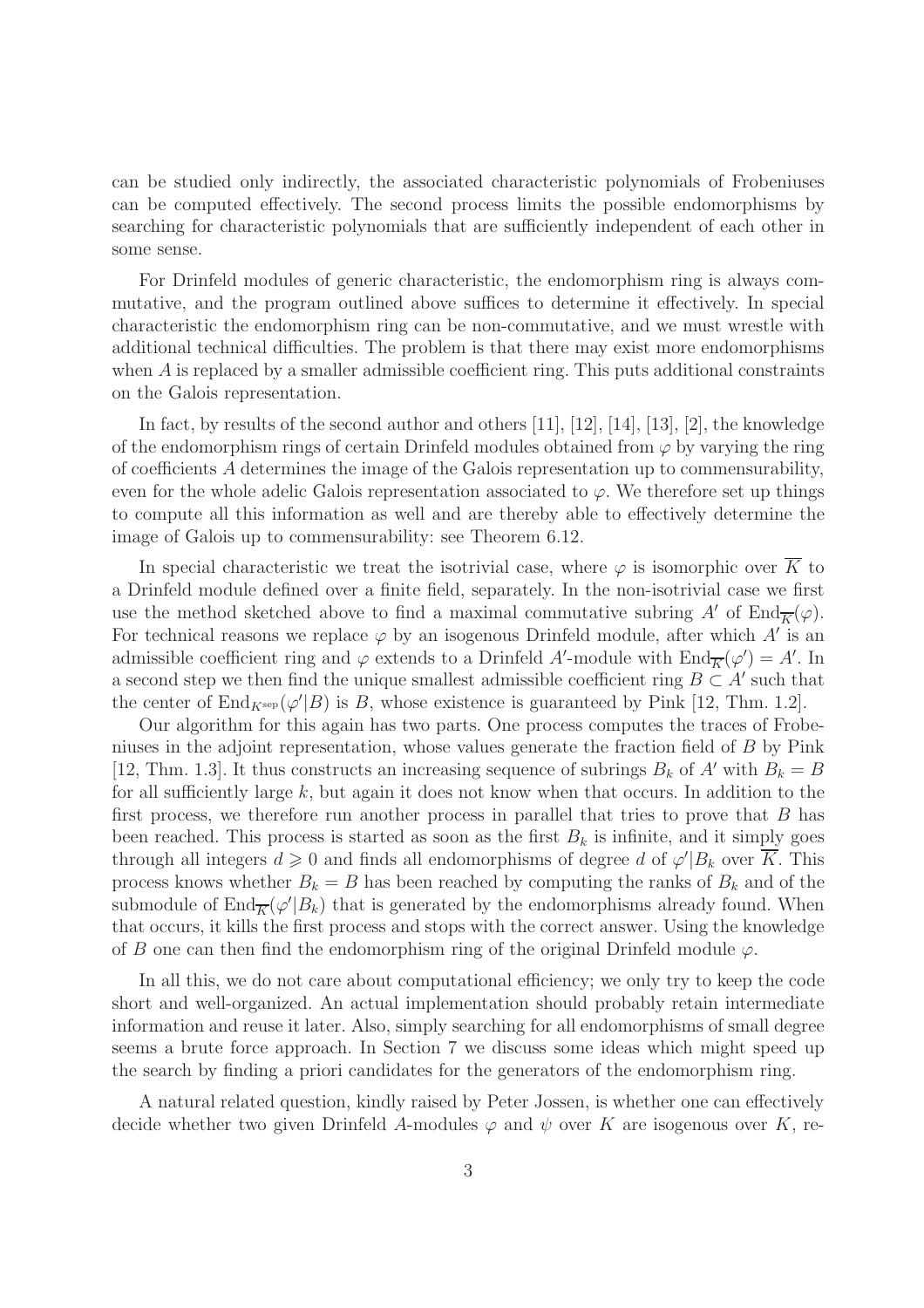can be studied only indirectly, the associated characteristic polynomials of Frobeniuses can be computed effectively. The second process limits the possible endomorphisms by searching for characteristic polynomials that are sufficiently independent of each other in some sense.

For Drinfeld modules of generic characteristic, the endomorphism ring is always commutative, and the program outlined above suffices to determine it effectively. In special characteristic the endomorphism ring can be non-commutative, and we must wrestle with additional technical difficulties. The problem is that there may exist more endomorphisms when $A$ is replaced by a smaller admissible coefficient ring. This puts additional constraints on the Galois representation.

In fact, by results of the second author and others [11], [12], [14], [13], [2], the knowledge of the endomorphism rings of certain Drinfeld modules obtained from $\varphi$ by varying the ring of coefficients $A$ determines the image of the Galois representation up to commensurability, even for the whole adelic Galois representation associated to $\varphi$. We therefore set up things to compute all this information as well and are thereby able to effectively determine the image of Galois up to commensurability: see Theorem 6.12.

In special characteristic we treat the isotrivial case, where $\varphi$ is isomorphic over $\overline{K}$ to a Drinfeld module defined over a finite field, separately. In the non-isotrivial case we first use the method sketched above to find a maximal commutative subring $A'$ of $\mathrm{End}_{\overline{K}}(\varphi)$. For technical reasons we replace $\varphi$ by an isogenous Drinfeld module, after which $A'$ is an admissible coefficient ring and $\varphi$ extends to a Drinfeld $A'$-module with $\mathrm{End}_{\overline{K}}(\varphi') = A'$. In a second step we then find the unique smallest admissible coefficient ring $B \subset A'$ such that the center of $\mathrm{End}_{K^{\mathrm{sep}}}(\varphi'|B)$ is $B$, whose existence is guaranteed by Pink [12, Thm. 1.2].

Our algorithm for this again has two parts. One process computes the traces of Frobeniuses in the adjoint representation, whose values generate the fraction field of $B$ by Pink [12, Thm. 1.3]. It thus constructs an increasing sequence of subrings $B_k$ of $A'$ with $B_k = B$ for all sufficiently large $k$, but again it does not know when that occurs. In addition to the first process, we therefore run another process in parallel that tries to prove that $B$ has been reached. This process is started as soon as the first $B_k$ is infinite, and it simply goes through all integers $d \geqslant 0$ and finds all endomorphisms of degree $d$ of $\varphi'|B_k$ over $\overline{K}$. This process knows whether $B_k = B$ has been reached by computing the ranks of $B_k$ and of the submodule of $\mathrm{End}_{\overline{K}}(\varphi'|B_k)$ that is generated by the endomorphisms already found. When that occurs, it kills the first process and stops with the correct answer. Using the knowledge of $B$ one can then find the endomorphism ring of the original Drinfeld module $\varphi$.

In all this, we do not care about computational efficiency; we only try to keep the code short and well-organized. An actual implementation should probably retain intermediate information and reuse it later. Also, simply searching for all endomorphisms of small degree seems a brute force approach. In Section 7 we discuss some ideas which might speed up the search by finding a priori candidates for the generators of the endomorphism ring.

A natural related question, kindly raised by Peter Jossen, is whether one can effectively decide whether two given Drinfeld $A$-modules $\varphi$ and $\psi$ over $K$ are isogenous over $K$, re-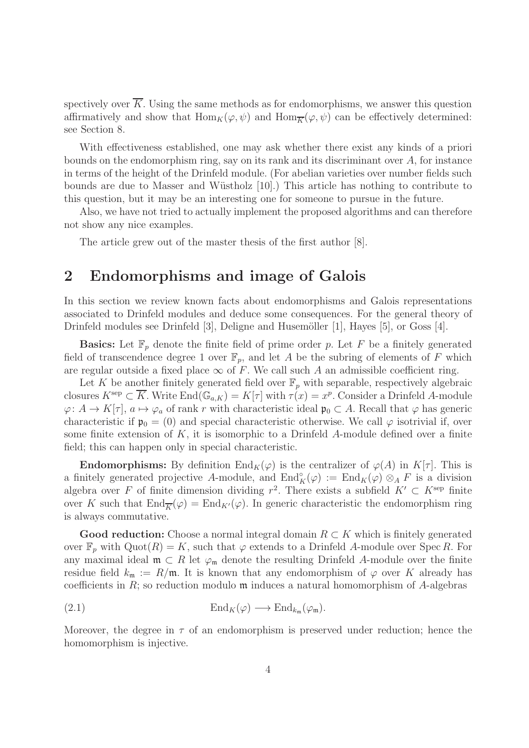spectively over $\overline{K}$. Using the same methods as for endomorphisms, we answer this question affirmatively and show that $\mathrm{Hom}_K(\varphi, \psi)$ and $\mathrm{Hom}_{\overline{K}}(\varphi, \psi)$ can be effectively determined: see Section 8.

With effectiveness established, one may ask whether there exist any kinds of a priori bounds on the endomorphism ring, say on its rank and its discriminant over $A$, for instance in terms of the height of the Drinfeld module. (For abelian varieties over number fields such bounds are due to Masser and Wüstholz [10].) This article has nothing to contribute to this question, but it may be an interesting one for someone to pursue in the future.

Also, we have not tried to actually implement the proposed algorithms and can therefore not show any nice examples.

The article grew out of the master thesis of the first author [8].

## 2 Endomorphisms and image of Galois

In this section we review known facts about endomorphisms and Galois representations associated to Drinfeld modules and deduce some consequences. For the general theory of Drinfeld modules see Drinfeld [3], Deligne and Husemöller [1], Hayes [5], or Goss [4].

**Basics:** Let $\mathbb{F}_p$ denote the finite field of prime order $p$. Let $F$ be a finitely generated field of transcendence degree 1 over $\mathbb{F}_p$, and let $A$ be the subring of elements of $F$ which are regular outside a fixed place $\infty$ of $F$. We call such $A$ an admissible coefficient ring.

Let $K$ be another finitely generated field over $\mathbb{F}_p$ with separable, respectively algebraic closures $K^{\mathrm{sep}} \subset \overline{K}$. Write $\mathrm{End}(\mathbb{G}_{a,K}) = K[\tau]$ with $\tau(x) = x^p$. Consider a Drinfeld $A$-module $\varphi\colon A \to K[\tau]$, $a \mapsto \varphi_a$ of rank $r$ with characteristic ideal $\mathfrak{p}_0 \subset A$. Recall that $\varphi$ has generic characteristic if $\mathfrak{p}_0 = (0)$ and special characteristic otherwise. We call $\varphi$ isotrivial if, over some finite extension of $K$, it is isomorphic to a Drinfeld $A$-module defined over a finite field; this can happen only in special characteristic.

**Endomorphisms:** By definition $\mathrm{End}_K(\varphi)$ is the centralizer of $\varphi(A)$ in $K[\tau]$. This is a finitely generated projective $A$-module, and $\mathrm{End}_K^\circ(\varphi) := \mathrm{End}_K(\varphi) \otimes_A F$ is a division algebra over $F$ of finite dimension dividing $r^2$. There exists a subfield $K' \subset K^{\mathrm{sep}}$ finite over $K$ such that $\mathrm{End}_{\overline{K}}(\varphi) = \mathrm{End}_{K'}(\varphi)$. In generic characteristic the endomorphism ring is always commutative.

**Good reduction:** Choose a normal integral domain $R \subset K$ which is finitely generated over $\mathbb{F}_p$ with $\mathrm{Quot}(R) = K$, such that $\varphi$ extends to a Drinfeld $A$-module over $\mathrm{Spec}\, R$. For any maximal ideal $\mathfrak{m} \subset R$ let $\varphi_\mathfrak{m}$ denote the resulting Drinfeld $A$-module over the finite residue field $k_\mathfrak{m} := R/\mathfrak{m}$. It is known that any endomorphism of $\varphi$ over $K$ already has coefficients in $R$; so reduction modulo $\mathfrak{m}$ induces a natural homomorphism of $A$-algebras

$$\mathrm{End}_K(\varphi) \longrightarrow \mathrm{End}_{k_\mathfrak{m}}(\varphi_\mathfrak{m}). \tag{2.1}$$

Moreover, the degree in $\tau$ of an endomorphism is preserved under reduction; hence the homomorphism is injective.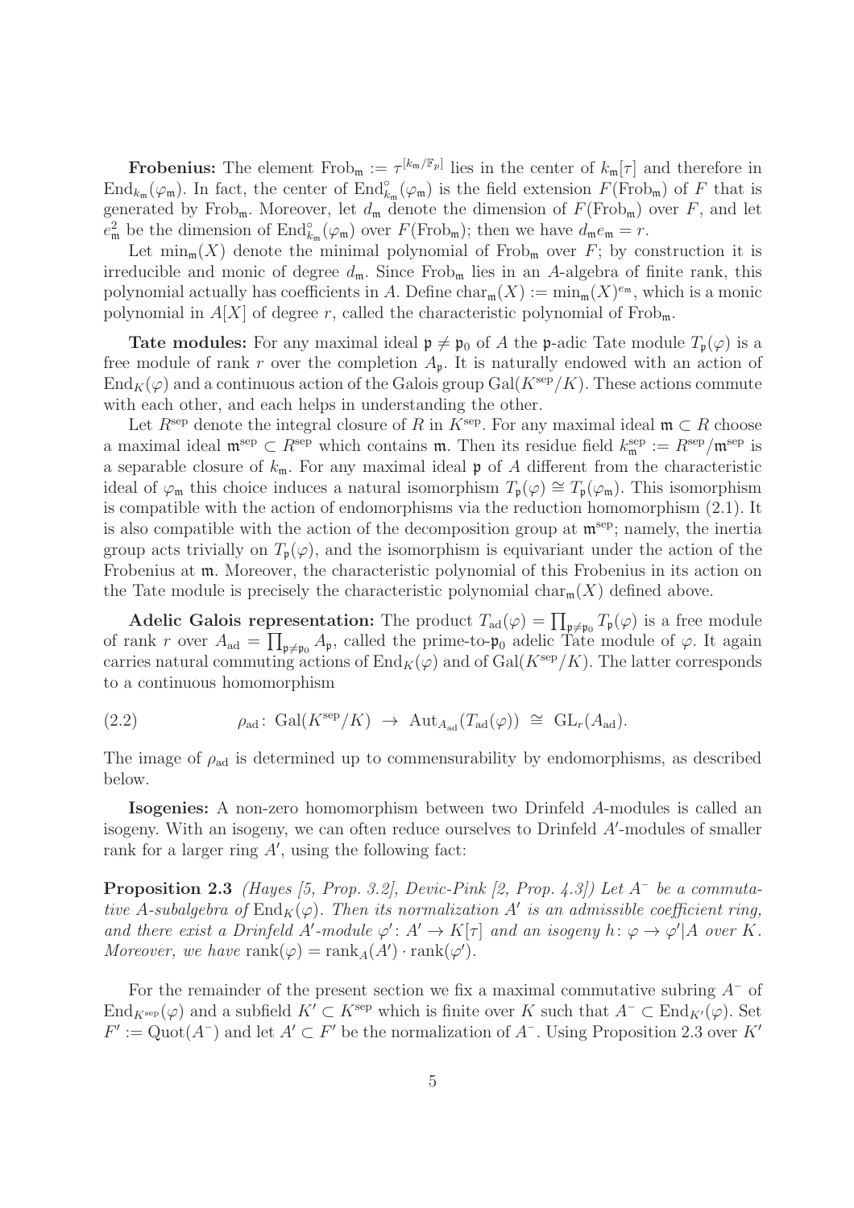**Frobenius:** The element $\mathrm{Frob}_\mathfrak{m} := \tau^{[k_\mathfrak{m}/\mathbb{F}_p]}$ lies in the center of $k_\mathfrak{m}[\tau]$ and therefore in $\mathrm{End}_{k_\mathfrak{m}}(\varphi_\mathfrak{m})$. In fact, the center of $\mathrm{End}^\circ_{k_\mathfrak{m}}(\varphi_\mathfrak{m})$ is the field extension $F(\mathrm{Frob}_\mathfrak{m})$ of $F$ that is generated by $\mathrm{Frob}_\mathfrak{m}$. Moreover, let $d_\mathfrak{m}$ denote the dimension of $F(\mathrm{Frob}_\mathfrak{m})$ over $F$, and let $e_\mathfrak{m}^2$ be the dimension of $\mathrm{End}^\circ_{k_\mathfrak{m}}(\varphi_\mathfrak{m})$ over $F(\mathrm{Frob}_\mathfrak{m})$; then we have $d_\mathfrak{m} e_\mathfrak{m} = r$.

Let $\min_\mathfrak{m}(X)$ denote the minimal polynomial of $\mathrm{Frob}_\mathfrak{m}$ over $F$; by construction it is irreducible and monic of degree $d_\mathfrak{m}$. Since $\mathrm{Frob}_\mathfrak{m}$ lies in an $A$-algebra of finite rank, this polynomial actually has coefficients in $A$. Define $\mathrm{char}_\mathfrak{m}(X) := \min_\mathfrak{m}(X)^{e_\mathfrak{m}}$, which is a monic polynomial in $A[X]$ of degree $r$, called the characteristic polynomial of $\mathrm{Frob}_\mathfrak{m}$.

**Tate modules:** For any maximal ideal $\mathfrak{p} \neq \mathfrak{p}_0$ of $A$ the $\mathfrak{p}$-adic Tate module $T_\mathfrak{p}(\varphi)$ is a free module of rank $r$ over the completion $A_\mathfrak{p}$. It is naturally endowed with an action of $\mathrm{End}_K(\varphi)$ and a continuous action of the Galois group $\mathrm{Gal}(K^\mathrm{sep}/K)$. These actions commute with each other, and each helps in understanding the other.

Let $R^\mathrm{sep}$ denote the integral closure of $R$ in $K^\mathrm{sep}$. For any maximal ideal $\mathfrak{m} \subset R$ choose a maximal ideal $\mathfrak{m}^\mathrm{sep} \subset R^\mathrm{sep}$ which contains $\mathfrak{m}$. Then its residue field $k_\mathfrak{m}^\mathrm{sep} := R^\mathrm{sep}/\mathfrak{m}^\mathrm{sep}$ is a separable closure of $k_\mathfrak{m}$. For any maximal ideal $\mathfrak{p}$ of $A$ different from the characteristic ideal of $\varphi_\mathfrak{m}$ this choice induces a natural isomorphism $T_\mathfrak{p}(\varphi) \cong T_\mathfrak{p}(\varphi_\mathfrak{m})$. This isomorphism is compatible with the action of endomorphisms via the reduction homomorphism (2.1). It is also compatible with the action of the decomposition group at $\mathfrak{m}^\mathrm{sep}$; namely, the inertia group acts trivially on $T_\mathfrak{p}(\varphi)$, and the isomorphism is equivariant under the action of the Frobenius at $\mathfrak{m}$. Moreover, the characteristic polynomial of this Frobenius in its action on the Tate module is precisely the characteristic polynomial $\mathrm{char}_\mathfrak{m}(X)$ defined above.

**Adelic Galois representation:** The product $T_\mathrm{ad}(\varphi) = \prod_{\mathfrak{p}\neq\mathfrak{p}_0} T_\mathfrak{p}(\varphi)$ is a free module of rank $r$ over $A_\mathrm{ad} = \prod_{\mathfrak{p}\neq\mathfrak{p}_0} A_\mathfrak{p}$, called the prime-to-$\mathfrak{p}_0$ adelic Tate module of $\varphi$. It again carries natural commuting actions of $\mathrm{End}_K(\varphi)$ and of $\mathrm{Gal}(K^\mathrm{sep}/K)$. The latter corresponds to a continuous homomorphism

$$\rho_\mathrm{ad}\colon \mathrm{Gal}(K^\mathrm{sep}/K) \;\to\; \mathrm{Aut}_{A_\mathrm{ad}}(T_\mathrm{ad}(\varphi)) \;\cong\; \mathrm{GL}_r(A_\mathrm{ad}). \tag{2.2}$$

The image of $\rho_\mathrm{ad}$ is determined up to commensurability by endomorphisms, as described below.

**Isogenies:** A non-zero homomorphism between two Drinfeld $A$-modules is called an isogeny. With an isogeny, we can often reduce ourselves to Drinfeld $A'$-modules of smaller rank for a larger ring $A'$, using the following fact:

**Proposition 2.3** *(Hayes [5, Prop. 3.2], Devic-Pink [2, Prop. 4.3]) Let $A^-$ be a commutative $A$-subalgebra of $\mathrm{End}_K(\varphi)$. Then its normalization $A'$ is an admissible coefficient ring, and there exist a Drinfeld $A'$-module $\varphi'\colon A' \to K[\tau]$ and an isogeny $h\colon \varphi \to \varphi'|A$ over $K$. Moreover, we have* $\mathrm{rank}(\varphi) = \mathrm{rank}_A(A') \cdot \mathrm{rank}(\varphi')$.

For the remainder of the present section we fix a maximal commutative subring $A^-$ of $\mathrm{End}_{K^\mathrm{sep}}(\varphi)$ and a subfield $K' \subset K^\mathrm{sep}$ which is finite over $K$ such that $A^- \subset \mathrm{End}_{K'}(\varphi)$. Set $F' := \mathrm{Quot}(A^-)$ and let $A' \subset F'$ be the normalization of $A^-$. Using Proposition 2.3 over $K'$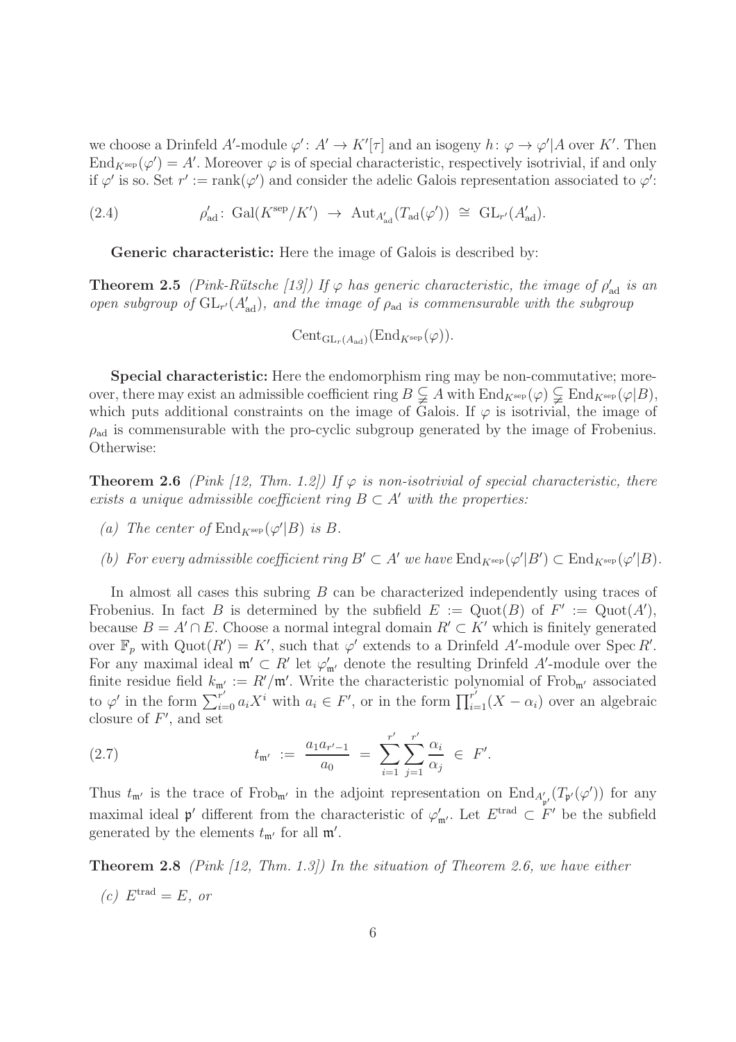we choose a Drinfeld $A'$-module $\varphi'\colon A' \to K'[\tau]$ and an isogeny $h\colon \varphi \to \varphi'|A$ over $K'$. Then $\mathrm{End}_{K^{\mathrm{sep}}}(\varphi') = A'$. Moreover $\varphi$ is of special characteristic, respectively isotrivial, if and only if $\varphi'$ is so. Set $r' := \mathrm{rank}(\varphi')$ and consider the adelic Galois representation associated to $\varphi'$:

$$\rho'_{\mathrm{ad}}\colon\ \mathrm{Gal}(K^{\mathrm{sep}}/K') \ \to\ \mathrm{Aut}_{A'_{\mathrm{ad}}}(T_{\mathrm{ad}}(\varphi')) \ \cong\ \mathrm{GL}_{r'}(A'_{\mathrm{ad}}). \tag{2.4}$$

**Generic characteristic:** Here the image of Galois is described by:

**Theorem 2.5** *(Pink-Rütsche [13]) If $\varphi$ has generic characteristic, the image of $\rho'_{\mathrm{ad}}$ is an open subgroup of $\mathrm{GL}_{r'}(A'_{\mathrm{ad}})$, and the image of $\rho_{\mathrm{ad}}$ is commensurable with the subgroup*

$$\mathrm{Cent}_{\mathrm{GL}_r(A_{\mathrm{ad}})}(\mathrm{End}_{K^{\mathrm{sep}}}(\varphi)).$$

**Special characteristic:** Here the endomorphism ring may be non-commutative; moreover, there may exist an admissible coefficient ring $B \subsetneqq A$ with $\mathrm{End}_{K^{\mathrm{sep}}}(\varphi) \subsetneqq \mathrm{End}_{K^{\mathrm{sep}}}(\varphi|B)$, which puts additional constraints on the image of Galois. If $\varphi$ is isotrivial, the image of $\rho_{\mathrm{ad}}$ is commensurable with the pro-cyclic subgroup generated by the image of Frobenius. Otherwise:

**Theorem 2.6** *(Pink [12, Thm. 1.2]) If $\varphi$ is non-isotrivial of special characteristic, there exists a unique admissible coefficient ring $B \subset A'$ with the properties:*

*(a) The center of $\mathrm{End}_{K^{\mathrm{sep}}}(\varphi'|B)$ is $B$.*

*(b) For every admissible coefficient ring $B' \subset A'$ we have $\mathrm{End}_{K^{\mathrm{sep}}}(\varphi'|B') \subset \mathrm{End}_{K^{\mathrm{sep}}}(\varphi'|B)$.*

In almost all cases this subring $B$ can be characterized independently using traces of Frobenius. In fact $B$ is determined by the subfield $E := \mathrm{Quot}(B)$ of $F' := \mathrm{Quot}(A')$, because $B = A' \cap E$. Choose a normal integral domain $R' \subset K'$ which is finitely generated over $\mathbb{F}_p$ with $\mathrm{Quot}(R') = K'$, such that $\varphi'$ extends to a Drinfeld $A'$-module over $\mathrm{Spec}\, R'$. For any maximal ideal $\mathfrak{m}' \subset R'$ let $\varphi'_{\mathfrak{m}'}$ denote the resulting Drinfeld $A'$-module over the finite residue field $k_{\mathfrak{m}'} := R'/\mathfrak{m}'$. Write the characteristic polynomial of $\mathrm{Frob}_{\mathfrak{m}'}$ associated to $\varphi'$ in the form $\sum_{i=0}^{r'} a_i X^i$ with $a_i \in F'$, or in the form $\prod_{i=1}^{r'}(X - \alpha_i)$ over an algebraic closure of $F'$, and set

$$t_{\mathfrak{m}'} \ :=\ \frac{a_1 a_{r'-1}}{a_0} \ =\ \sum_{i=1}^{r'} \sum_{j=1}^{r'} \frac{\alpha_i}{\alpha_j} \ \in\ F'. \tag{2.7}$$

Thus $t_{\mathfrak{m}'}$ is the trace of $\mathrm{Frob}_{\mathfrak{m}'}$ in the adjoint representation on $\mathrm{End}_{A'_{\mathfrak{p}'}}(T_{\mathfrak{p}'}(\varphi'))$ for any maximal ideal $\mathfrak{p}'$ different from the characteristic of $\varphi'_{\mathfrak{m}'}$. Let $E^{\mathrm{trad}} \subset F'$ be the subfield generated by the elements $t_{\mathfrak{m}'}$ for all $\mathfrak{m}'$.

**Theorem 2.8** *(Pink [12, Thm. 1.3]) In the situation of Theorem 2.6, we have either*

*(c) $E^{\mathrm{trad}} = E$, or*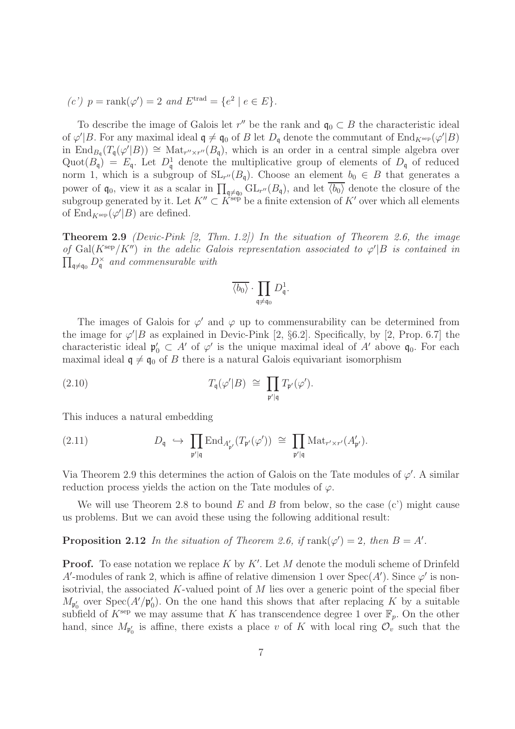*(c') $p = \mathrm{rank}(\varphi') = 2$ and $E^{\mathrm{trad}} = \{e^2 \mid e \in E\}$.*

To describe the image of Galois let $r''$ be the rank and $\mathfrak{q}_0 \subset B$ the characteristic ideal of $\varphi'|B$. For any maximal ideal $\mathfrak{q} \neq \mathfrak{q}_0$ of $B$ let $D_\mathfrak{q}$ denote the commutant of $\mathrm{End}_{K^{\mathrm{sep}}}(\varphi'|B)$ in $\mathrm{End}_{B_\mathfrak{q}}(T_\mathfrak{q}(\varphi'|B)) \cong \mathrm{Mat}_{r''\times r''}(B_\mathfrak{q})$, which is an order in a central simple algebra over $\mathrm{Quot}(B_\mathfrak{q}) = E_\mathfrak{q}$. Let $D^1_\mathfrak{q}$ denote the multiplicative group of elements of $D_\mathfrak{q}$ of reduced norm 1, which is a subgroup of $\mathrm{SL}_{r''}(B_\mathfrak{q})$. Choose an element $b_0 \in B$ that generates a power of $\mathfrak{q}_0$, view it as a scalar in $\prod_{\mathfrak{q}\neq\mathfrak{q}_0} \mathrm{GL}_{r''}(B_\mathfrak{q})$, and let $\overline{\langle b_0\rangle}$ denote the closure of the subgroup generated by it. Let $K'' \subset K^{\mathrm{sep}}$ be a finite extension of $K'$ over which all elements of $\mathrm{End}_{K^{\mathrm{sep}}}(\varphi'|B)$ are defined.

**Theorem 2.9** *(Devic-Pink [2, Thm. 1.2]) In the situation of Theorem 2.6, the image of $\mathrm{Gal}(K^{\mathrm{sep}}/K'')$ in the adelic Galois representation associated to $\varphi'|B$ is contained in $\prod_{\mathfrak{q}\neq\mathfrak{q}_0} D^\times_\mathfrak{q}$ and commensurable with*

$$\overline{\langle b_0\rangle} \cdot \prod_{\mathfrak{q}\neq\mathfrak{q}_0} D^1_\mathfrak{q}.$$

The images of Galois for $\varphi'$ and $\varphi$ up to commensurability can be determined from the image for $\varphi'|B$ as explained in Devic-Pink [2, §6.2]. Specifically, by [2, Prop. 6.7] the characteristic ideal $\mathfrak{p}'_0 \subset A'$ of $\varphi'$ is the unique maximal ideal of $A'$ above $\mathfrak{q}_0$. For each maximal ideal $\mathfrak{q} \neq \mathfrak{q}_0$ of $B$ there is a natural Galois equivariant isomorphism

$$T_\mathfrak{q}(\varphi'|B) \;\cong\; \prod_{\mathfrak{p}'|\mathfrak{q}} T_{\mathfrak{p}'}(\varphi'). \tag{2.10}$$

This induces a natural embedding

$$D_\mathfrak{q} \;\hookrightarrow\; \prod_{\mathfrak{p}'|\mathfrak{q}} \mathrm{End}_{A'_{\mathfrak{p}'}}(T_{\mathfrak{p}'}(\varphi')) \;\cong\; \prod_{\mathfrak{p}'|\mathfrak{q}} \mathrm{Mat}_{r'\times r'}(A'_{\mathfrak{p}'}). \tag{2.11}$$

Via Theorem 2.9 this determines the action of Galois on the Tate modules of $\varphi'$. A similar reduction process yields the action on the Tate modules of $\varphi$.

We will use Theorem 2.8 to bound $E$ and $B$ from below, so the case (c') might cause us problems. But we can avoid these using the following additional result:

**Proposition 2.12** *In the situation of Theorem 2.6, if $\mathrm{rank}(\varphi') = 2$, then $B = A'$.*

**Proof.** To ease notation we replace $K$ by $K'$. Let $M$ denote the moduli scheme of Drinfeld $A'$-modules of rank 2, which is affine of relative dimension 1 over $\mathrm{Spec}(A')$. Since $\varphi'$ is non-isotrivial, the associated $K$-valued point of $M$ lies over a generic point of the special fiber $M_{\mathfrak{p}'_0}$ over $\mathrm{Spec}(A'/\mathfrak{p}'_0)$. On the one hand this shows that after replacing $K$ by a suitable subfield of $K^{\mathrm{sep}}$ we may assume that $K$ has transcendence degree 1 over $\mathbb{F}_p$. On the other hand, since $M_{\mathfrak{p}'_0}$ is affine, there exists a place $v$ of $K$ with local ring $\mathcal{O}_v$ such that the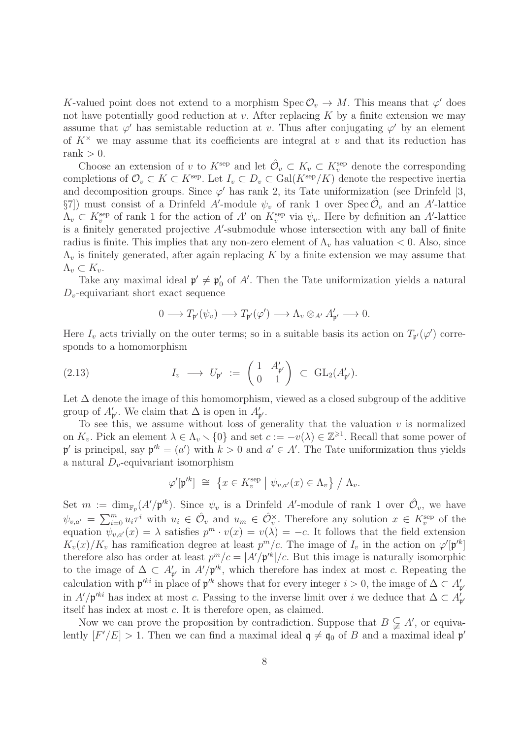$K$-valued point does not extend to a morphism $\operatorname{Spec}\mathcal{O}_v \to M$. This means that $\varphi'$ does not have potentially good reduction at $v$. After replacing $K$ by a finite extension we may assume that $\varphi'$ has semistable reduction at $v$. Thus after conjugating $\varphi'$ by an element of $K^\times$ we may assume that its coefficients are integral at $v$ and that its reduction has rank $> 0$.

Choose an extension of $v$ to $K^{\mathrm{sep}}$ and let $\hat{\mathcal{O}}_v \subset K_v \subset K_v^{\mathrm{sep}}$ denote the corresponding completions of $\mathcal{O}_v \subset K \subset K^{\mathrm{sep}}$. Let $I_v \subset D_v \subset \operatorname{Gal}(K^{\mathrm{sep}}/K)$ denote the respective inertia and decomposition groups. Since $\varphi'$ has rank 2, its Tate uniformization (see Drinfeld [3, §7]) must consist of a Drinfeld $A'$-module $\psi_v$ of rank 1 over $\operatorname{Spec}\hat{\mathcal{O}}_v$ and an $A'$-lattice $\Lambda_v \subset K_v^{\mathrm{sep}}$ of rank 1 for the action of $A'$ on $K_v^{\mathrm{sep}}$ via $\psi_v$. Here by definition an $A'$-lattice is a finitely generated projective $A'$-submodule whose intersection with any ball of finite radius is finite. This implies that any non-zero element of $\Lambda_v$ has valuation $< 0$. Also, since $\Lambda_v$ is finitely generated, after again replacing $K$ by a finite extension we may assume that $\Lambda_v \subset K_v$.

Take any maximal ideal $\mathfrak{p}' \neq \mathfrak{p}'_0$ of $A'$. Then the Tate uniformization yields a natural $D_v$-equivariant short exact sequence

$$0 \longrightarrow T_{\mathfrak{p}'}(\psi_v) \longrightarrow T_{\mathfrak{p}'}(\varphi') \longrightarrow \Lambda_v \otimes_{A'} A'_{\mathfrak{p}'} \longrightarrow 0.$$

Here $I_v$ acts trivially on the outer terms; so in a suitable basis its action on $T_{\mathfrak{p}'}(\varphi')$ corresponds to a homomorphism

$$I_v \longrightarrow U_{\mathfrak{p}'} := \begin{pmatrix} 1 & A'_{\mathfrak{p}'} \\ 0 & 1 \end{pmatrix} \subset \operatorname{GL}_2(A'_{\mathfrak{p}'}). \tag{2.13}$$

Let $\Delta$ denote the image of this homomorphism, viewed as a closed subgroup of the additive group of $A'_{\mathfrak{p}'}$. We claim that $\Delta$ is open in $A'_{\mathfrak{p}'}$.

To see this, we assume without loss of generality that the valuation $v$ is normalized on $K_v$. Pick an element $\lambda \in \Lambda_v \smallsetminus \{0\}$ and set $c := -v(\lambda) \in \mathbb{Z}^{\geqslant 1}$. Recall that some power of $\mathfrak{p}'$ is principal, say $\mathfrak{p}'^k = (a')$ with $k > 0$ and $a' \in A'$. The Tate uniformization thus yields a natural $D_v$-equivariant isomorphism

$$\varphi'[\mathfrak{p}'^k] \;\cong\; \bigl\{ x \in K_v^{\mathrm{sep}} \bigm| \psi_{v,a'}(x) \in \Lambda_v \bigr\} \bigm/ \Lambda_v.$$

Set $m := \dim_{\mathbb{F}_p}(A'/\mathfrak{p}'^k)$. Since $\psi_v$ is a Drinfeld $A'$-module of rank 1 over $\hat{\mathcal{O}}_v$, we have $\psi_{v,a'} = \sum_{i=0}^m u_i \tau^i$ with $u_i \in \hat{\mathcal{O}}_v$ and $u_m \in \hat{\mathcal{O}}_v^\times$. Therefore any solution $x \in K_v^{\mathrm{sep}}$ of the equation $\psi_{v,a'}(x) = \lambda$ satisfies $p^m \cdot v(x) = v(\lambda) = -c$. It follows that the field extension $K_v(x)/K_v$ has ramification degree at least $p^m/c$. The image of $I_v$ in the action on $\varphi'[\mathfrak{p}'^k]$ therefore also has order at least $p^m/c = |A'/\mathfrak{p}'^k|/c$. But this image is naturally isomorphic to the image of $\Delta \subset A'_{\mathfrak{p}'}$ in $A'/\mathfrak{p}'^k$, which therefore has index at most $c$. Repeating the calculation with $\mathfrak{p}'^{ki}$ in place of $\mathfrak{p}'^k$ shows that for every integer $i > 0$, the image of $\Delta \subset A'_{\mathfrak{p}'}$ in $A'/\mathfrak{p}'^{ki}$ has index at most $c$. Passing to the inverse limit over $i$ we deduce that $\Delta \subset A'_{\mathfrak{p}'}$ itself has index at most $c$. It is therefore open, as claimed.

Now we can prove the proposition by contradiction. Suppose that $B \subsetneqq A'$, or equivalently $[F'/E] > 1$. Then we can find a maximal ideal $\mathfrak{q} \neq \mathfrak{q}_0$ of $B$ and a maximal ideal $\mathfrak{p}'$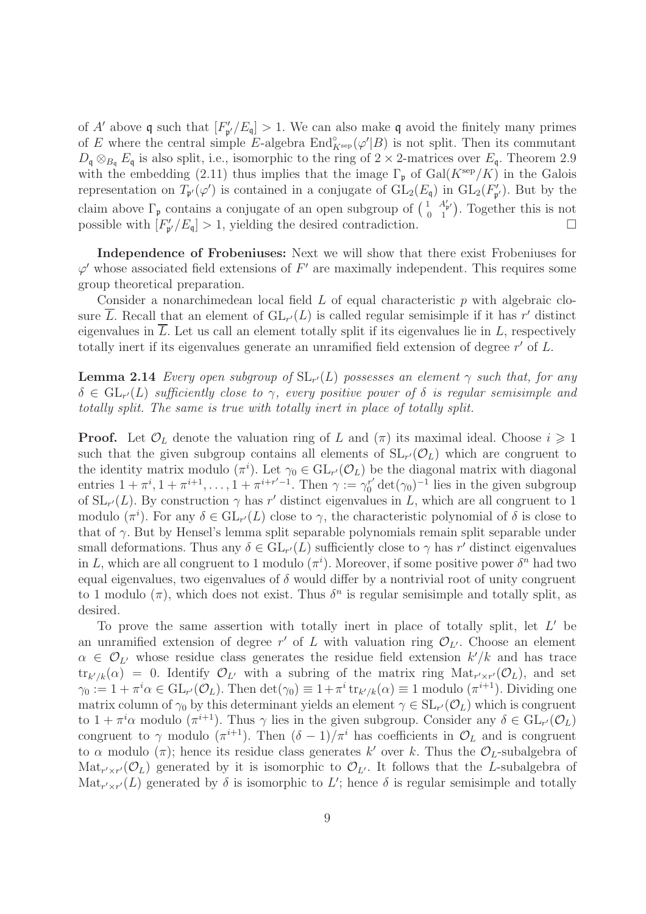of $A'$ above $\mathfrak{q}$ such that $[F'_{\mathfrak{p}'}/E_{\mathfrak{q}}] > 1$. We can also make $\mathfrak{q}$ avoid the finitely many primes of $E$ where the central simple $E$-algebra $\mathrm{End}^{\circ}_{K^{\mathrm{sep}}}(\varphi'|B)$ is not split. Then its commutant $D_{\mathfrak{q}} \otimes_{B_{\mathfrak{q}}} E_{\mathfrak{q}}$ is also split, i.e., isomorphic to the ring of $2 \times 2$-matrices over $E_{\mathfrak{q}}$. Theorem 2.9 with the embedding (2.11) thus implies that the image $\Gamma_{\mathfrak{p}}$ of $\mathrm{Gal}(K^{\mathrm{sep}}/K)$ in the Galois representation on $T_{\mathfrak{p}'}(\varphi')$ is contained in a conjugate of $\mathrm{GL}_2(E_{\mathfrak{q}})$ in $\mathrm{GL}_2(F'_{\mathfrak{p}'})$. But by the claim above $\Gamma_{\mathfrak{p}}$ contains a conjugate of an open subgroup of $\left(\begin{smallmatrix} 1 & A'_{\mathfrak{p}'} \\ 0 & 1 \end{smallmatrix}\right)$. Together this is not possible with $[F'_{\mathfrak{p}'}/E_{\mathfrak{q}}] > 1$, yielding the desired contradiction. $\square$

**Independence of Frobeniuses:** Next we will show that there exist Frobeniuses for $\varphi'$ whose associated field extensions of $F'$ are maximally independent. This requires some group theoretical preparation.

Consider a nonarchimedean local field $L$ of equal characteristic $p$ with algebraic closure $\overline{L}$. Recall that an element of $\mathrm{GL}_{r'}(L)$ is called regular semisimple if it has $r'$ distinct eigenvalues in $\overline{L}$. Let us call an element totally split if its eigenvalues lie in $L$, respectively totally inert if its eigenvalues generate an unramified field extension of degree $r'$ of $L$.

**Lemma 2.14** *Every open subgroup of $\mathrm{SL}_{r'}(L)$ possesses an element $\gamma$ such that, for any $\delta \in \mathrm{GL}_{r'}(L)$ sufficiently close to $\gamma$, every positive power of $\delta$ is regular semisimple and totally split. The same is true with totally inert in place of totally split.*

**Proof.** Let $\mathcal{O}_L$ denote the valuation ring of $L$ and $(\pi)$ its maximal ideal. Choose $i \geqslant 1$ such that the given subgroup contains all elements of $\mathrm{SL}_{r'}(\mathcal{O}_L)$ which are congruent to the identity matrix modulo $(\pi^i)$. Let $\gamma_0 \in \mathrm{GL}_{r'}(\mathcal{O}_L)$ be the diagonal matrix with diagonal entries $1+\pi^i, 1+\pi^{i+1}, \ldots, 1+\pi^{i+r'-1}$. Then $\gamma := \gamma_0^{r'} \det(\gamma_0)^{-1}$ lies in the given subgroup of $\mathrm{SL}_{r'}(L)$. By construction $\gamma$ has $r'$ distinct eigenvalues in $L$, which are all congruent to 1 modulo $(\pi^i)$. For any $\delta \in \mathrm{GL}_{r'}(L)$ close to $\gamma$, the characteristic polynomial of $\delta$ is close to that of $\gamma$. But by Hensel's lemma split separable polynomials remain split separable under small deformations. Thus any $\delta \in \mathrm{GL}_{r'}(L)$ sufficiently close to $\gamma$ has $r'$ distinct eigenvalues in $L$, which are all congruent to 1 modulo $(\pi^i)$. Moreover, if some positive power $\delta^n$ had two equal eigenvalues, two eigenvalues of $\delta$ would differ by a nontrivial root of unity congruent to 1 modulo $(\pi)$, which does not exist. Thus $\delta^n$ is regular semisimple and totally split, as desired.

To prove the same assertion with totally inert in place of totally split, let $L'$ be an unramified extension of degree $r'$ of $L$ with valuation ring $\mathcal{O}_{L'}$. Choose an element $\alpha \in \mathcal{O}_{L'}$ whose residue class generates the residue field extension $k'/k$ and has trace $\mathrm{tr}_{k'/k}(\alpha) = 0$. Identify $\mathcal{O}_{L'}$ with a subring of the matrix ring $\mathrm{Mat}_{r' \times r'}(\mathcal{O}_L)$, and set $\gamma_0 := 1 + \pi^i \alpha \in \mathrm{GL}_{r'}(\mathcal{O}_L)$. Then $\det(\gamma_0) \equiv 1 + \pi^i \,\mathrm{tr}_{k'/k}(\alpha) \equiv 1$ modulo $(\pi^{i+1})$. Dividing one matrix column of $\gamma_0$ by this determinant yields an element $\gamma \in \mathrm{SL}_{r'}(\mathcal{O}_L)$ which is congruent to $1 + \pi^i \alpha$ modulo $(\pi^{i+1})$. Thus $\gamma$ lies in the given subgroup. Consider any $\delta \in \mathrm{GL}_{r'}(\mathcal{O}_L)$ congruent to $\gamma$ modulo $(\pi^{i+1})$. Then $(\delta - 1)/\pi^i$ has coefficients in $\mathcal{O}_L$ and is congruent to $\alpha$ modulo $(\pi)$; hence its residue class generates $k'$ over $k$. Thus the $\mathcal{O}_L$-subalgebra of $\mathrm{Mat}_{r' \times r'}(\mathcal{O}_L)$ generated by it is isomorphic to $\mathcal{O}_{L'}$. It follows that the $L$-subalgebra of $\mathrm{Mat}_{r' \times r'}(L)$ generated by $\delta$ is isomorphic to $L'$; hence $\delta$ is regular semisimple and totally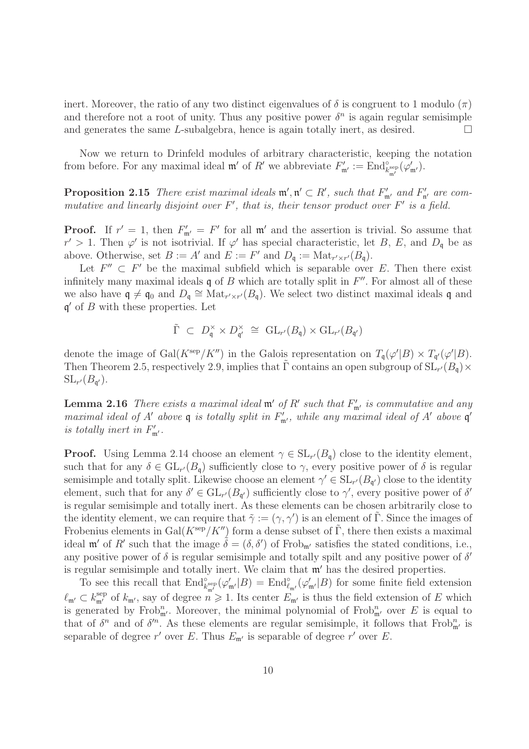inert. Moreover, the ratio of any two distinct eigenvalues of $\delta$ is congruent to 1 modulo $(\pi)$ and therefore not a root of unity. Thus any positive power $\delta^n$ is again regular semisimple and generates the same $L$-subalgebra, hence is again totally inert, as desired. $\square$

Now we return to Drinfeld modules of arbitrary characteristic, keeping the notation from before. For any maximal ideal $\mathfrak{m}'$ of $R'$ we abbreviate $F'_{\mathfrak{m}'} := \mathrm{End}^\circ_{k^{\mathrm{sep}}_{\mathfrak{m}'}}(\varphi'_{\mathfrak{m}'})$.

**Proposition 2.15** *There exist maximal ideals $\mathfrak{m}', \mathfrak{n}' \subset R'$, such that $F'_{\mathfrak{m}'}$ and $F'_{\mathfrak{n}'}$ are commutative and linearly disjoint over $F'$, that is, their tensor product over $F'$ is a field.*

**Proof.** If $r' = 1$, then $F'_{\mathfrak{m}'} = F'$ for all $\mathfrak{m}'$ and the assertion is trivial. So assume that $r' > 1$. Then $\varphi'$ is not isotrivial. If $\varphi'$ has special characteristic, let $B$, $E$, and $D_{\mathfrak{q}}$ be as above. Otherwise, set $B := A'$ and $E := F'$ and $D_{\mathfrak{q}} := \mathrm{Mat}_{r'\times r'}(B_{\mathfrak{q}})$.

Let $F'' \subset F'$ be the maximal subfield which is separable over $E$. Then there exist infinitely many maximal ideals $\mathfrak{q}$ of $B$ which are totally split in $F''$. For almost all of these we also have $\mathfrak{q} \neq \mathfrak{q}_0$ and $D_{\mathfrak{q}} \cong \mathrm{Mat}_{r'\times r'}(B_{\mathfrak{q}})$. We select two distinct maximal ideals $\mathfrak{q}$ and $\mathfrak{q}'$ of $B$ with these properties. Let

$$\tilde{\Gamma} \ \subset\ D_{\mathfrak{q}}^\times \times D_{\mathfrak{q}'}^\times \ \cong\ \mathrm{GL}_{r'}(B_{\mathfrak{q}}) \times \mathrm{GL}_{r'}(B_{\mathfrak{q}'})$$

denote the image of $\mathrm{Gal}(K^{\mathrm{sep}}/K'')$ in the Galois representation on $T_{\mathfrak{q}}(\varphi'|B) \times T_{\mathfrak{q}'}(\varphi'|B)$. Then Theorem 2.5, respectively 2.9, implies that $\tilde{\Gamma}$ contains an open subgroup of $\mathrm{SL}_{r'}(B_{\mathfrak{q}}) \times \mathrm{SL}_{r'}(B_{\mathfrak{q}'})$.

**Lemma 2.16** *There exists a maximal ideal $\mathfrak{m}'$ of $R'$ such that $F'_{\mathfrak{m}'}$ is commutative and any maximal ideal of $A'$ above $\mathfrak{q}$ is totally split in $F'_{\mathfrak{m}'}$, while any maximal ideal of $A'$ above $\mathfrak{q}'$ is totally inert in $F'_{\mathfrak{m}'}$.*

**Proof.** Using Lemma 2.14 choose an element $\gamma \in \mathrm{SL}_{r'}(B_{\mathfrak{q}})$ close to the identity element, such that for any $\delta \in \mathrm{GL}_{r'}(B_{\mathfrak{q}})$ sufficiently close to $\gamma$, every positive power of $\delta$ is regular semisimple and totally split. Likewise choose an element $\gamma' \in \mathrm{SL}_{r'}(B_{\mathfrak{q}'})$ close to the identity element, such that for any $\delta' \in \mathrm{GL}_{r'}(B_{\mathfrak{q}'})$ sufficiently close to $\gamma'$, every positive power of $\delta'$ is regular semisimple and totally inert. As these elements can be chosen arbitrarily close to the identity element, we can require that $\tilde{\gamma} := (\gamma, \gamma')$ is an element of $\tilde{\Gamma}$. Since the images of Frobenius elements in $\mathrm{Gal}(K^{\mathrm{sep}}/K'')$ form a dense subset of $\tilde{\Gamma}$, there then exists a maximal ideal $\mathfrak{m}'$ of $R'$ such that the image $\tilde{\delta} = (\delta, \delta')$ of $\mathrm{Frob}_{\mathfrak{m}'}$ satisfies the stated conditions, i.e., any positive power of $\delta$ is regular semisimple and totally spilt and any positive power of $\delta'$ is regular semisimple and totally inert. We claim that $\mathfrak{m}'$ has the desired properties.

To see this recall that $\mathrm{End}^\circ_{k^{\mathrm{sep}}_{\mathfrak{m}'}}(\varphi'_{\mathfrak{m}'}|B) = \mathrm{End}^\circ_{\ell_{\mathfrak{m}'}}(\varphi'_{\mathfrak{m}'}|B)$ for some finite field extension $\ell_{\mathfrak{m}'} \subset k^{\mathrm{sep}}_{\mathfrak{m}'}$ of $k_{\mathfrak{m}'}$, say of degree $n \geqslant 1$. Its center $E_{\mathfrak{m}'}$ is thus the field extension of $E$ which is generated by $\mathrm{Frob}^n_{\mathfrak{m}'}$. Moreover, the minimal polynomial of $\mathrm{Frob}^n_{\mathfrak{m}'}$ over $E$ is equal to that of $\delta^n$ and of $\delta'^n$. As these elements are regular semisimple, it follows that $\mathrm{Frob}^n_{\mathfrak{m}'}$ is separable of degree $r'$ over $E$. Thus $E_{\mathfrak{m}'}$ is separable of degree $r'$ over $E$.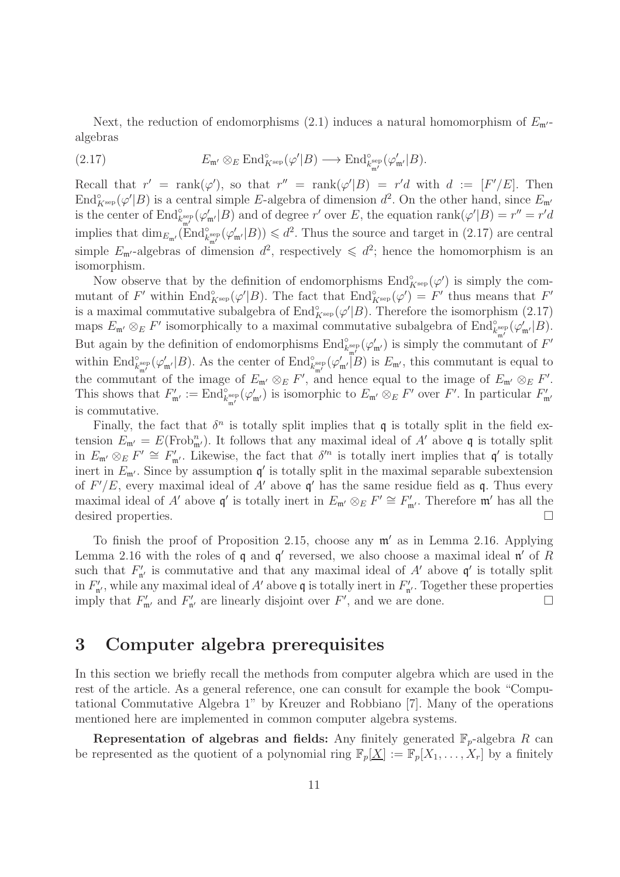Next, the reduction of endomorphisms (2.1) induces a natural homomorphism of $E_{\mathfrak{m}'}$-algebras

$$E_{\mathfrak{m}'} \otimes_E \operatorname{End}^\circ_{K^{\mathrm{sep}}}(\varphi'|B) \longrightarrow \operatorname{End}^\circ_{k^{\mathrm{sep}}_{\mathfrak{m}'}}(\varphi'_{\mathfrak{m}'}|B). \tag{2.17}$$

Recall that $r' = \operatorname{rank}(\varphi')$, so that $r'' = \operatorname{rank}(\varphi'|B) = r'd$ with $d := [F'/E]$. Then $\operatorname{End}^\circ_{K^{\mathrm{sep}}}(\varphi'|B)$ is a central simple $E$-algebra of dimension $d^2$. On the other hand, since $E_{\mathfrak{m}'}$ is the center of $\operatorname{End}^\circ_{k^{\mathrm{sep}}_{\mathfrak{m}'}}(\varphi'_{\mathfrak{m}'}|B)$ and of degree $r'$ over $E$, the equation $\operatorname{rank}(\varphi'|B) = r'' = r'd$ implies that $\dim_{E_{\mathfrak{m}'}}(\operatorname{End}^\circ_{k^{\mathrm{sep}}_{\mathfrak{m}'}}(\varphi'_{\mathfrak{m}'}|B)) \leqslant d^2$. Thus the source and target in (2.17) are central simple $E_{\mathfrak{m}'}$-algebras of dimension $d^2$, respectively $\leqslant d^2$; hence the homomorphism is an isomorphism.

Now observe that by the definition of endomorphisms $\operatorname{End}^\circ_{K^{\mathrm{sep}}}(\varphi')$ is simply the commutant of $F'$ within $\operatorname{End}^\circ_{K^{\mathrm{sep}}}(\varphi'|B)$. The fact that $\operatorname{End}^\circ_{K^{\mathrm{sep}}}(\varphi') = F'$ thus means that $F'$ is a maximal commutative subalgebra of $\operatorname{End}^\circ_{K^{\mathrm{sep}}}(\varphi'|B)$. Therefore the isomorphism (2.17) maps $E_{\mathfrak{m}'} \otimes_E F'$ isomorphically to a maximal commutative subalgebra of $\operatorname{End}^\circ_{k^{\mathrm{sep}}_{\mathfrak{m}'}}(\varphi'_{\mathfrak{m}'}|B)$. But again by the definition of endomorphisms $\operatorname{End}^\circ_{k^{\mathrm{sep}}_{\mathfrak{m}'}}(\varphi'_{\mathfrak{m}'})$ is simply the commutant of $F'$ within $\operatorname{End}^\circ_{k^{\mathrm{sep}}_{\mathfrak{m}'}}(\varphi'_{\mathfrak{m}'}|B)$. As the center of $\operatorname{End}^\circ_{k^{\mathrm{sep}}_{\mathfrak{m}'}}(\varphi'_{\mathfrak{m}'}|B)$ is $E_{\mathfrak{m}'}$, this commutant is equal to the commutant of the image of $E_{\mathfrak{m}'} \otimes_E F'$, and hence equal to the image of $E_{\mathfrak{m}'} \otimes_E F'$. This shows that $F'_{\mathfrak{m}'} := \operatorname{End}^\circ_{k^{\mathrm{sep}}_{\mathfrak{m}'}}(\varphi'_{\mathfrak{m}'})$ is isomorphic to $E_{\mathfrak{m}'} \otimes_E F'$ over $F'$. In particular $F'_{\mathfrak{m}'}$ is commutative.

Finally, the fact that $\delta^n$ is totally split implies that $\mathfrak{q}$ is totally split in the field extension $E_{\mathfrak{m}'} = E(\operatorname{Frob}^n_{\mathfrak{m}'})$. It follows that any maximal ideal of $A'$ above $\mathfrak{q}$ is totally split in $E_{\mathfrak{m}'} \otimes_E F' \cong F'_{\mathfrak{m}'}$. Likewise, the fact that $\delta'^n$ is totally inert implies that $\mathfrak{q}'$ is totally inert in $E_{\mathfrak{m}'}$. Since by assumption $\mathfrak{q}'$ is totally split in the maximal separable subextension of $F'/E$, every maximal ideal of $A'$ above $\mathfrak{q}'$ has the same residue field as $\mathfrak{q}$. Thus every maximal ideal of $A'$ above $\mathfrak{q}'$ is totally inert in $E_{\mathfrak{m}'} \otimes_E F' \cong F'_{\mathfrak{m}'}$. Therefore $\mathfrak{m}'$ has all the desired properties. □

To finish the proof of Proposition 2.15, choose any $\mathfrak{m}'$ as in Lemma 2.16. Applying Lemma 2.16 with the roles of $\mathfrak{q}$ and $\mathfrak{q}'$ reversed, we also choose a maximal ideal $\mathfrak{n}'$ of $R$ such that $F'_{\mathfrak{n}'}$ is commutative and that any maximal ideal of $A'$ above $\mathfrak{q}'$ is totally split in $F'_{\mathfrak{n}'}$, while any maximal ideal of $A'$ above $\mathfrak{q}$ is totally inert in $F'_{\mathfrak{n}'}$. Together these properties imply that $F'_{\mathfrak{m}'}$ and $F'_{\mathfrak{n}'}$ are linearly disjoint over $F'$, and we are done. □

# 3 Computer algebra prerequisites

In this section we briefly recall the methods from computer algebra which are used in the rest of the article. As a general reference, one can consult for example the book "Computational Commutative Algebra 1" by Kreuzer and Robbiano [7]. Many of the operations mentioned here are implemented in common computer algebra systems.

**Representation of algebras and fields:** Any finitely generated $\mathbb{F}_p$-algebra $R$ can be represented as the quotient of a polynomial ring $\mathbb{F}_p[\underline{X}] := \mathbb{F}_p[X_1, \ldots, X_r]$ by a finitely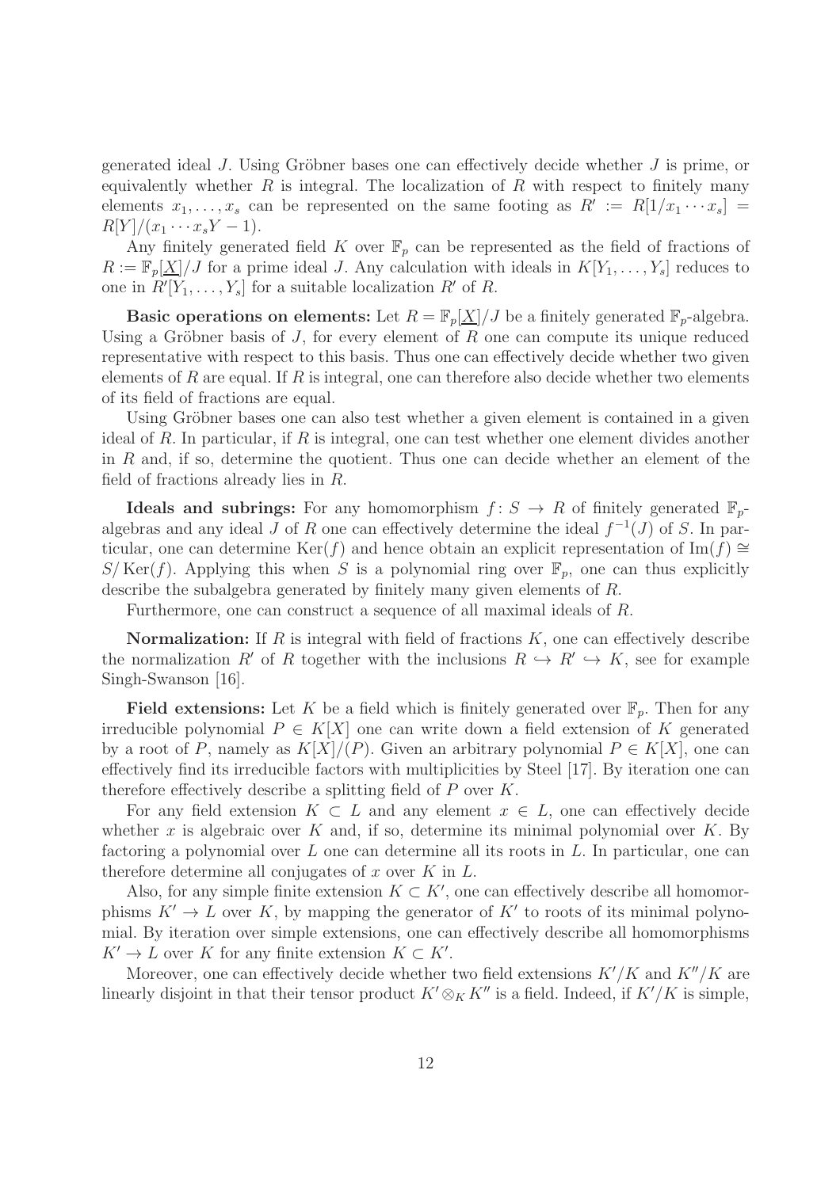generated ideal $J$. Using Gröbner bases one can effectively decide whether $J$ is prime, or equivalently whether $R$ is integral. The localization of $R$ with respect to finitely many elements $x_1, \ldots, x_s$ can be represented on the same footing as $R' := R[1/x_1 \cdots x_s] = R[Y]/(x_1 \cdots x_s Y - 1)$.

Any finitely generated field $K$ over $\mathbb{F}_p$ can be represented as the field of fractions of $R := \mathbb{F}_p[\underline{X}]/J$ for a prime ideal $J$. Any calculation with ideals in $K[Y_1, \ldots, Y_s]$ reduces to one in $R'[Y_1, \ldots, Y_s]$ for a suitable localization $R'$ of $R$.

**Basic operations on elements:** Let $R = \mathbb{F}_p[\underline{X}]/J$ be a finitely generated $\mathbb{F}_p$-algebra. Using a Gröbner basis of $J$, for every element of $R$ one can compute its unique reduced representative with respect to this basis. Thus one can effectively decide whether two given elements of $R$ are equal. If $R$ is integral, one can therefore also decide whether two elements of its field of fractions are equal.

Using Gröbner bases one can also test whether a given element is contained in a given ideal of $R$. In particular, if $R$ is integral, one can test whether one element divides another in $R$ and, if so, determine the quotient. Thus one can decide whether an element of the field of fractions already lies in $R$.

**Ideals and subrings:** For any homomorphism $f \colon S \to R$ of finitely generated $\mathbb{F}_p$-algebras and any ideal $J$ of $R$ one can effectively determine the ideal $f^{-1}(J)$ of $S$. In particular, one can determine $\mathrm{Ker}(f)$ and hence obtain an explicit representation of $\mathrm{Im}(f) \cong S/\mathrm{Ker}(f)$. Applying this when $S$ is a polynomial ring over $\mathbb{F}_p$, one can thus explicitly describe the subalgebra generated by finitely many given elements of $R$.

Furthermore, one can construct a sequence of all maximal ideals of $R$.

**Normalization:** If $R$ is integral with field of fractions $K$, one can effectively describe the normalization $R'$ of $R$ together with the inclusions $R \hookrightarrow R' \hookrightarrow K$, see for example Singh-Swanson [16].

**Field extensions:** Let $K$ be a field which is finitely generated over $\mathbb{F}_p$. Then for any irreducible polynomial $P \in K[X]$ one can write down a field extension of $K$ generated by a root of $P$, namely as $K[X]/(P)$. Given an arbitrary polynomial $P \in K[X]$, one can effectively find its irreducible factors with multiplicities by Steel [17]. By iteration one can therefore effectively describe a splitting field of $P$ over $K$.

For any field extension $K \subset L$ and any element $x \in L$, one can effectively decide whether $x$ is algebraic over $K$ and, if so, determine its minimal polynomial over $K$. By factoring a polynomial over $L$ one can determine all its roots in $L$. In particular, one can therefore determine all conjugates of $x$ over $K$ in $L$.

Also, for any simple finite extension $K \subset K'$, one can effectively describe all homomorphisms $K' \to L$ over $K$, by mapping the generator of $K'$ to roots of its minimal polynomial. By iteration over simple extensions, one can effectively describe all homomorphisms $K' \to L$ over $K$ for any finite extension $K \subset K'$.

Moreover, one can effectively decide whether two field extensions $K'/K$ and $K''/K$ are linearly disjoint in that their tensor product $K' \otimes_K K''$ is a field. Indeed, if $K'/K$ is simple,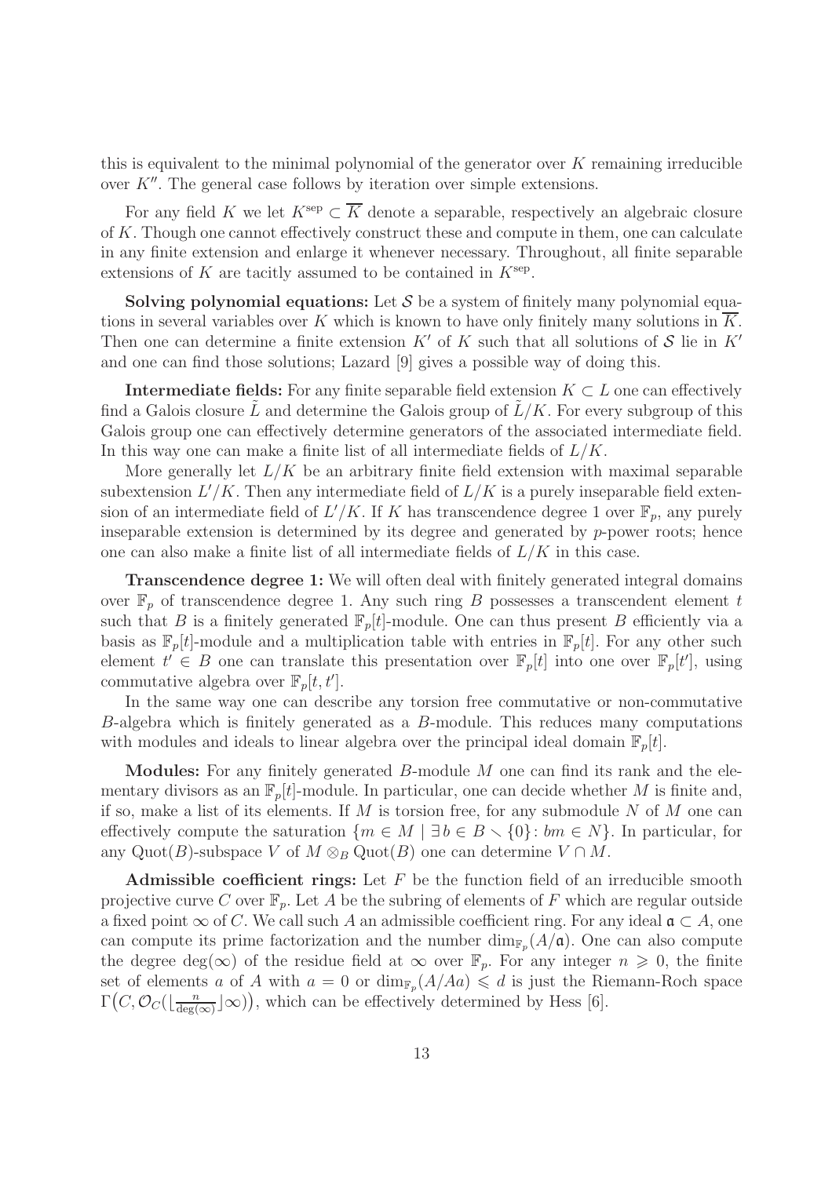this is equivalent to the minimal polynomial of the generator over $K$ remaining irreducible over $K''$. The general case follows by iteration over simple extensions.

For any field $K$ we let $K^{\rm sep} \subset \overline{K}$ denote a separable, respectively an algebraic closure of $K$. Though one cannot effectively construct these and compute in them, one can calculate in any finite extension and enlarge it whenever necessary. Throughout, all finite separable extensions of $K$ are tacitly assumed to be contained in $K^{\rm sep}$.

**Solving polynomial equations:** Let $\mathcal{S}$ be a system of finitely many polynomial equations in several variables over $K$ which is known to have only finitely many solutions in $\overline{K}$. Then one can determine a finite extension $K'$ of $K$ such that all solutions of $\mathcal{S}$ lie in $K'$ and one can find those solutions; Lazard [9] gives a possible way of doing this.

**Intermediate fields:** For any finite separable field extension $K \subset L$ one can effectively find a Galois closure $\tilde{L}$ and determine the Galois group of $\tilde{L}/K$. For every subgroup of this Galois group one can effectively determine generators of the associated intermediate field. In this way one can make a finite list of all intermediate fields of $L/K$.

More generally let $L/K$ be an arbitrary finite field extension with maximal separable subextension $L'/K$. Then any intermediate field of $L/K$ is a purely inseparable field extension of an intermediate field of $L'/K$. If $K$ has transcendence degree 1 over $\mathbb{F}_p$, any purely inseparable extension is determined by its degree and generated by $p$-power roots; hence one can also make a finite list of all intermediate fields of $L/K$ in this case.

**Transcendence degree 1:** We will often deal with finitely generated integral domains over $\mathbb{F}_p$ of transcendence degree 1. Any such ring $B$ possesses a transcendent element $t$ such that $B$ is a finitely generated $\mathbb{F}_p[t]$-module. One can thus present $B$ efficiently via a basis as $\mathbb{F}_p[t]$-module and a multiplication table with entries in $\mathbb{F}_p[t]$. For any other such element $t' \in B$ one can translate this presentation over $\mathbb{F}_p[t]$ into one over $\mathbb{F}_p[t']$, using commutative algebra over $\mathbb{F}_p[t, t']$.

In the same way one can describe any torsion free commutative or non-commutative $B$-algebra which is finitely generated as a $B$-module. This reduces many computations with modules and ideals to linear algebra over the principal ideal domain $\mathbb{F}_p[t]$.

**Modules:** For any finitely generated $B$-module $M$ one can find its rank and the elementary divisors as an $\mathbb{F}_p[t]$-module. In particular, one can decide whether $M$ is finite and, if so, make a list of its elements. If $M$ is torsion free, for any submodule $N$ of $M$ one can effectively compute the saturation $\{m \in M \mid \exists\, b \in B \smallsetminus \{0\} \colon bm \in N\}$. In particular, for any $\mathrm{Quot}(B)$-subspace $V$ of $M \otimes_B \mathrm{Quot}(B)$ one can determine $V \cap M$.

**Admissible coefficient rings:** Let $F$ be the function field of an irreducible smooth projective curve $C$ over $\mathbb{F}_p$. Let $A$ be the subring of elements of $F$ which are regular outside a fixed point $\infty$ of $C$. We call such $A$ an admissible coefficient ring. For any ideal $\mathfrak{a} \subset A$, one can compute its prime factorization and the number $\dim_{\mathbb{F}_p}(A/\mathfrak{a})$. One can also compute the degree $\deg(\infty)$ of the residue field at $\infty$ over $\mathbb{F}_p$. For any integer $n \geqslant 0$, the finite set of elements $a$ of $A$ with $a = 0$ or $\dim_{\mathbb{F}_p}(A/Aa) \leqslant d$ is just the Riemann-Roch space $\Gamma\big(C, \mathcal{O}_C(\lfloor \frac{n}{\deg(\infty)} \rfloor \infty)\big)$, which can be effectively determined by Hess [6].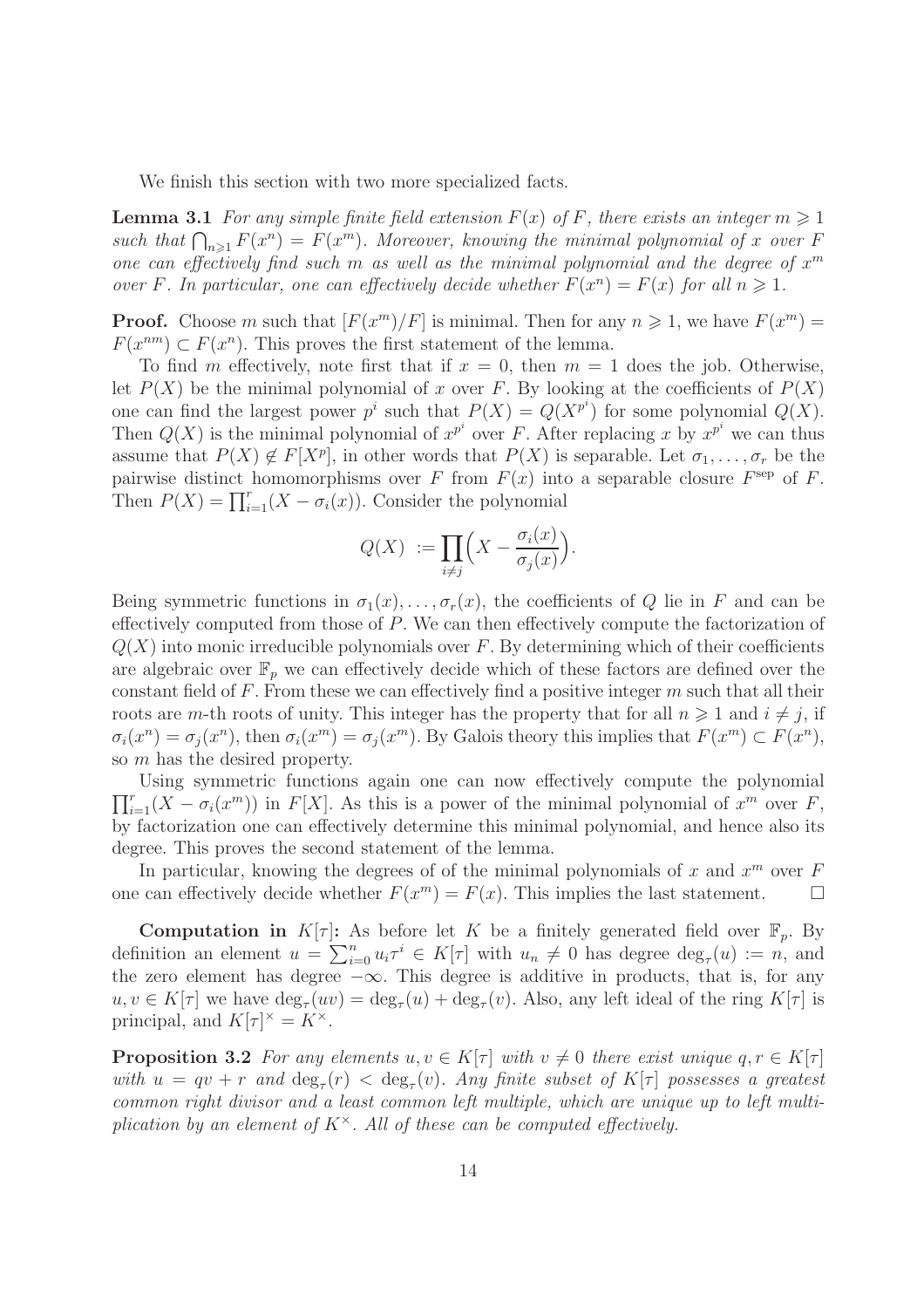We finish this section with two more specialized facts.

**Lemma 3.1** *For any simple finite field extension $F(x)$ of $F$, there exists an integer $m \geqslant 1$ such that $\bigcap_{n\geqslant 1} F(x^n) = F(x^m)$. Moreover, knowing the minimal polynomial of $x$ over $F$ one can effectively find such $m$ as well as the minimal polynomial and the degree of $x^m$ over $F$. In particular, one can effectively decide whether $F(x^n) = F(x)$ for all $n \geqslant 1$.*

**Proof.** Choose $m$ such that $[F(x^m)/F]$ is minimal. Then for any $n \geqslant 1$, we have $F(x^m) = F(x^{nm}) \subset F(x^n)$. This proves the first statement of the lemma.

To find $m$ effectively, note first that if $x = 0$, then $m = 1$ does the job. Otherwise, let $P(X)$ be the minimal polynomial of $x$ over $F$. By looking at the coefficients of $P(X)$ one can find the largest power $p^i$ such that $P(X) = Q(X^{p^i})$ for some polynomial $Q(X)$. Then $Q(X)$ is the minimal polynomial of $x^{p^i}$ over $F$. After replacing $x$ by $x^{p^i}$ we can thus assume that $P(X) \notin F[X^p]$, in other words that $P(X)$ is separable. Let $\sigma_1, \ldots, \sigma_r$ be the pairwise distinct homomorphisms over $F$ from $F(x)$ into a separable closure $F^{\text{sep}}$ of $F$. Then $P(X) = \prod_{i=1}^r (X - \sigma_i(x))$. Consider the polynomial

$$Q(X) := \prod_{i\neq j} \Big( X - \frac{\sigma_i(x)}{\sigma_j(x)} \Big).$$

Being symmetric functions in $\sigma_1(x), \ldots, \sigma_r(x)$, the coefficients of $Q$ lie in $F$ and can be effectively computed from those of $P$. We can then effectively compute the factorization of $Q(X)$ into monic irreducible polynomials over $F$. By determining which of their coefficients are algebraic over $\mathbb{F}_p$ we can effectively decide which of these factors are defined over the constant field of $F$. From these we can effectively find a positive integer $m$ such that all their roots are $m$-th roots of unity. This integer has the property that for all $n \geqslant 1$ and $i \neq j$, if $\sigma_i(x^n) = \sigma_j(x^n)$, then $\sigma_i(x^m) = \sigma_j(x^m)$. By Galois theory this implies that $F(x^m) \subset F(x^n)$, so $m$ has the desired property.

Using symmetric functions again one can now effectively compute the polynomial $\prod_{i=1}^r (X - \sigma_i(x^m))$ in $F[X]$. As this is a power of the minimal polynomial of $x^m$ over $F$, by factorization one can effectively determine this minimal polynomial, and hence also its degree. This proves the second statement of the lemma.

In particular, knowing the degrees of of the minimal polynomials of $x$ and $x^m$ over $F$ one can effectively decide whether $F(x^m) = F(x)$. This implies the last statement. $\square$

**Computation in $K[\tau]$:** As before let $K$ be a finitely generated field over $\mathbb{F}_p$. By definition an element $u = \sum_{i=0}^n u_i \tau^i \in K[\tau]$ with $u_n \neq 0$ has degree $\deg_\tau(u) := n$, and the zero element has degree $-\infty$. This degree is additive in products, that is, for any $u, v \in K[\tau]$ we have $\deg_\tau(uv) = \deg_\tau(u) + \deg_\tau(v)$. Also, any left ideal of the ring $K[\tau]$ is principal, and $K[\tau]^\times = K^\times$.

**Proposition 3.2** *For any elements $u, v \in K[\tau]$ with $v \neq 0$ there exist unique $q, r \in K[\tau]$ with $u = qv + r$ and $\deg_\tau(r) < \deg_\tau(v)$. Any finite subset of $K[\tau]$ possesses a greatest common right divisor and a least common left multiple, which are unique up to left multiplication by an element of $K^\times$. All of these can be computed effectively.*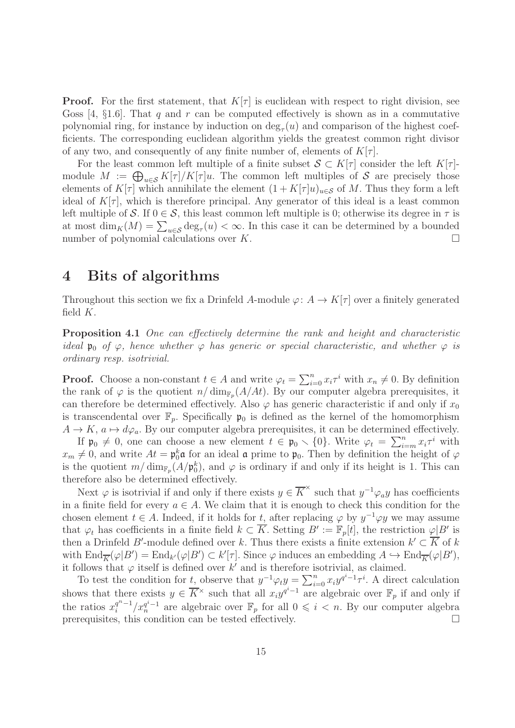**Proof.** For the first statement, that $K[\tau]$ is euclidean with respect to right division, see Goss [4, §1.6]. That $q$ and $r$ can be computed effectively is shown as in a commutative polynomial ring, for instance by induction on $\deg_\tau(u)$ and comparison of the highest coefficients. The corresponding euclidean algorithm yields the greatest common right divisor of any two, and consequently of any finite number of, elements of $K[\tau]$.

For the least common left multiple of a finite subset $\mathcal{S} \subset K[\tau]$ consider the left $K[\tau]$-module $M := \bigoplus_{u \in \mathcal{S}} K[\tau]/K[\tau]u$. The common left multiples of $\mathcal{S}$ are precisely those elements of $K[\tau]$ which annihilate the element $(1 + K[\tau]u)_{u \in \mathcal{S}}$ of $M$. Thus they form a left ideal of $K[\tau]$, which is therefore principal. Any generator of this ideal is a least common left multiple of $\mathcal{S}$. If $0 \in \mathcal{S}$, this least common left multiple is 0; otherwise its degree in $\tau$ is at most $\dim_K(M) = \sum_{u \in \mathcal{S}} \deg_\tau(u) < \infty$. In this case it can be determined by a bounded number of polynomial calculations over $K$. $\square$

# 4 Bits of algorithms

Throughout this section we fix a Drinfeld $A$-module $\varphi\colon A \to K[\tau]$ over a finitely generated field $K$.

**Proposition 4.1** *One can effectively determine the rank and height and characteristic ideal $\mathfrak{p}_0$ of $\varphi$, hence whether $\varphi$ has generic or special characteristic, and whether $\varphi$ is ordinary resp. isotrivial.*

**Proof.** Choose a non-constant $t \in A$ and write $\varphi_t = \sum_{i=0}^{n} x_i \tau^i$ with $x_n \neq 0$. By definition the rank of $\varphi$ is the quotient $n/\dim_{\mathbb{F}_p}(A/At)$. By our computer algebra prerequisites, it can therefore be determined effectively. Also $\varphi$ has generic characteristic if and only if $x_0$ is transcendental over $\mathbb{F}_p$. Specifically $\mathfrak{p}_0$ is defined as the kernel of the homomorphism $A \to K$, $a \mapsto d\varphi_a$. By our computer algebra prerequisites, it can be determined effectively.

If $\mathfrak{p}_0 \neq 0$, one can choose a new element $t \in \mathfrak{p}_0 \smallsetminus \{0\}$. Write $\varphi_t = \sum_{i=m}^{n} x_i \tau^i$ with $x_m \neq 0$, and write $At = \mathfrak{p}_0^k \mathfrak{a}$ for an ideal $\mathfrak{a}$ prime to $\mathfrak{p}_0$. Then by definition the height of $\varphi$ is the quotient $m/\dim_{\mathbb{F}_p}(A/\mathfrak{p}_0^k)$, and $\varphi$ is ordinary if and only if its height is 1. This can therefore also be determined effectively.

Next $\varphi$ is isotrivial if and only if there exists $y \in \overline{K}^\times$ such that $y^{-1}\varphi_a y$ has coefficients in a finite field for every $a \in A$. We claim that it is enough to check this condition for the chosen element $t \in A$. Indeed, if it holds for $t$, after replacing $\varphi$ by $y^{-1}\varphi y$ we may assume that $\varphi_t$ has coefficients in a finite field $k \subset \overline{K}$. Setting $B' := \mathbb{F}_p[t]$, the restriction $\varphi|B'$ is then a Drinfeld $B'$-module defined over $k$. Thus there exists a finite extension $k' \subset \overline{K}$ of $k$ with $\mathrm{End}_{\overline{K}}(\varphi|B') = \mathrm{End}_{k'}(\varphi|B') \subset k'[\tau]$. Since $\varphi$ induces an embedding $A \hookrightarrow \mathrm{End}_{\overline{K}}(\varphi|B')$, it follows that $\varphi$ itself is defined over $k'$ and is therefore isotrivial, as claimed.

To test the condition for $t$, observe that $y^{-1}\varphi_t y = \sum_{i=0}^{n} x_i y^{q^i-1} \tau^i$. A direct calculation shows that there exists $y \in \overline{K}^\times$ such that all $x_i y^{q^i-1}$ are algebraic over $\mathbb{F}_p$ if and only if the ratios $x_i^{q^n-1}/x_n^{q^i-1}$ are algebraic over $\mathbb{F}_p$ for all $0 \leqslant i < n$. By our computer algebra prerequisites, this condition can be tested effectively. $\square$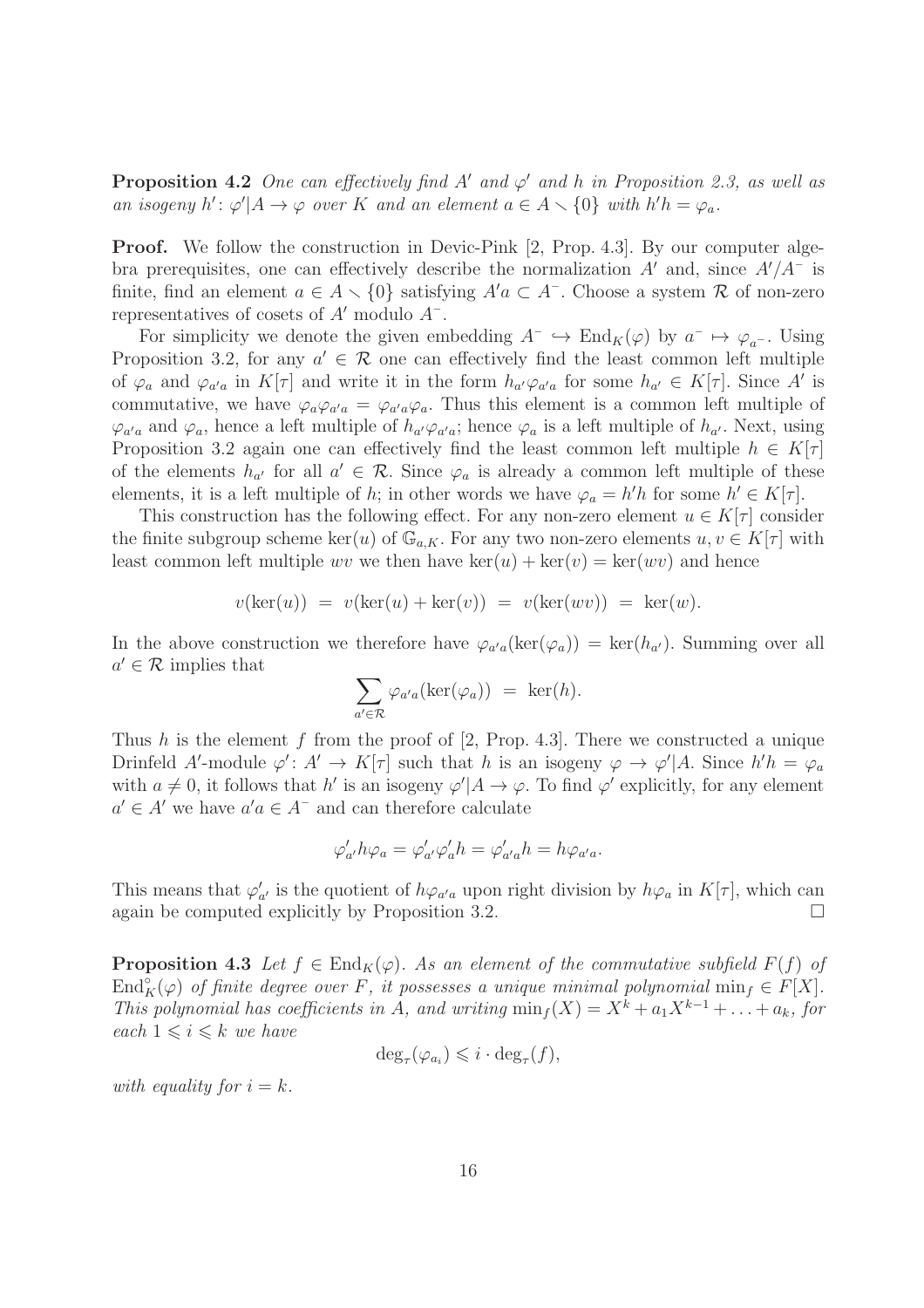**Proposition 4.2** *One can effectively find $A'$ and $\varphi'$ and $h$ in Proposition 2.3, as well as an isogeny $h'\colon \varphi'|A \to \varphi$ over $K$ and an element $a \in A \setminus \{0\}$ with $h'h = \varphi_a$.*

**Proof.** We follow the construction in Devic-Pink [2, Prop. 4.3]. By our computer algebra prerequisites, one can effectively describe the normalization $A'$ and, since $A'/A^-$ is finite, find an element $a \in A \setminus \{0\}$ satisfying $A'a \subset A^-$. Choose a system $\mathcal{R}$ of non-zero representatives of cosets of $A'$ modulo $A^-$.

For simplicity we denote the given embedding $A^- \hookrightarrow \mathrm{End}_K(\varphi)$ by $a^- \mapsto \varphi_{a^-}$. Using Proposition 3.2, for any $a' \in \mathcal{R}$ one can effectively find the least common left multiple of $\varphi_a$ and $\varphi_{a'a}$ in $K[\tau]$ and write it in the form $h_{a'}\varphi_{a'a}$ for some $h_{a'} \in K[\tau]$. Since $A'$ is commutative, we have $\varphi_a\varphi_{a'a} = \varphi_{a'a}\varphi_a$. Thus this element is a common left multiple of $\varphi_{a'a}$ and $\varphi_a$, hence a left multiple of $h_{a'}\varphi_{a'a}$; hence $\varphi_a$ is a left multiple of $h_{a'}$. Next, using Proposition 3.2 again one can effectively find the least common left multiple $h \in K[\tau]$ of the elements $h_{a'}$ for all $a' \in \mathcal{R}$. Since $\varphi_a$ is already a common left multiple of these elements, it is a left multiple of $h$; in other words we have $\varphi_a = h'h$ for some $h' \in K[\tau]$.

This construction has the following effect. For any non-zero element $u \in K[\tau]$ consider the finite subgroup scheme $\ker(u)$ of $\mathbb{G}_{a,K}$. For any two non-zero elements $u, v \in K[\tau]$ with least common left multiple $wv$ we then have $\ker(u) + \ker(v) = \ker(wv)$ and hence

$$v(\ker(u)) \;=\; v(\ker(u) + \ker(v)) \;=\; v(\ker(wv)) \;=\; \ker(w).$$

In the above construction we therefore have $\varphi_{a'a}(\ker(\varphi_a)) = \ker(h_{a'})$. Summing over all $a' \in \mathcal{R}$ implies that

$$\sum_{a' \in \mathcal{R}} \varphi_{a'a}(\ker(\varphi_a)) \;=\; \ker(h).$$

Thus $h$ is the element $f$ from the proof of [2, Prop. 4.3]. There we constructed a unique Drinfeld $A'$-module $\varphi'\colon A' \to K[\tau]$ such that $h$ is an isogeny $\varphi \to \varphi'|A$. Since $h'h = \varphi_a$ with $a \neq 0$, it follows that $h'$ is an isogeny $\varphi'|A \to \varphi$. To find $\varphi'$ explicitly, for any element $a' \in A'$ we have $a'a \in A^-$ and can therefore calculate

$$\varphi'_{a'}h\varphi_a = \varphi'_{a'}\varphi'_a h = \varphi'_{a'a}h = h\varphi_{a'a}.$$

This means that $\varphi'_{a'}$ is the quotient of $h\varphi_{a'a}$ upon right division by $h\varphi_a$ in $K[\tau]$, which can again be computed explicitly by Proposition 3.2. $\square$

**Proposition 4.3** *Let $f \in \mathrm{End}_K(\varphi)$. As an element of the commutative subfield $F(f)$ of $\mathrm{End}_K^\circ(\varphi)$ of finite degree over $F$, it possesses a unique minimal polynomial $\min_f \in F[X]$. This polynomial has coefficients in $A$, and writing $\min_f(X) = X^k + a_1X^{k-1} + \ldots + a_k$, for each $1 \leqslant i \leqslant k$ we have*

$$\deg_\tau(\varphi_{a_i}) \leqslant i \cdot \deg_\tau(f),$$

*with equality for $i = k$.*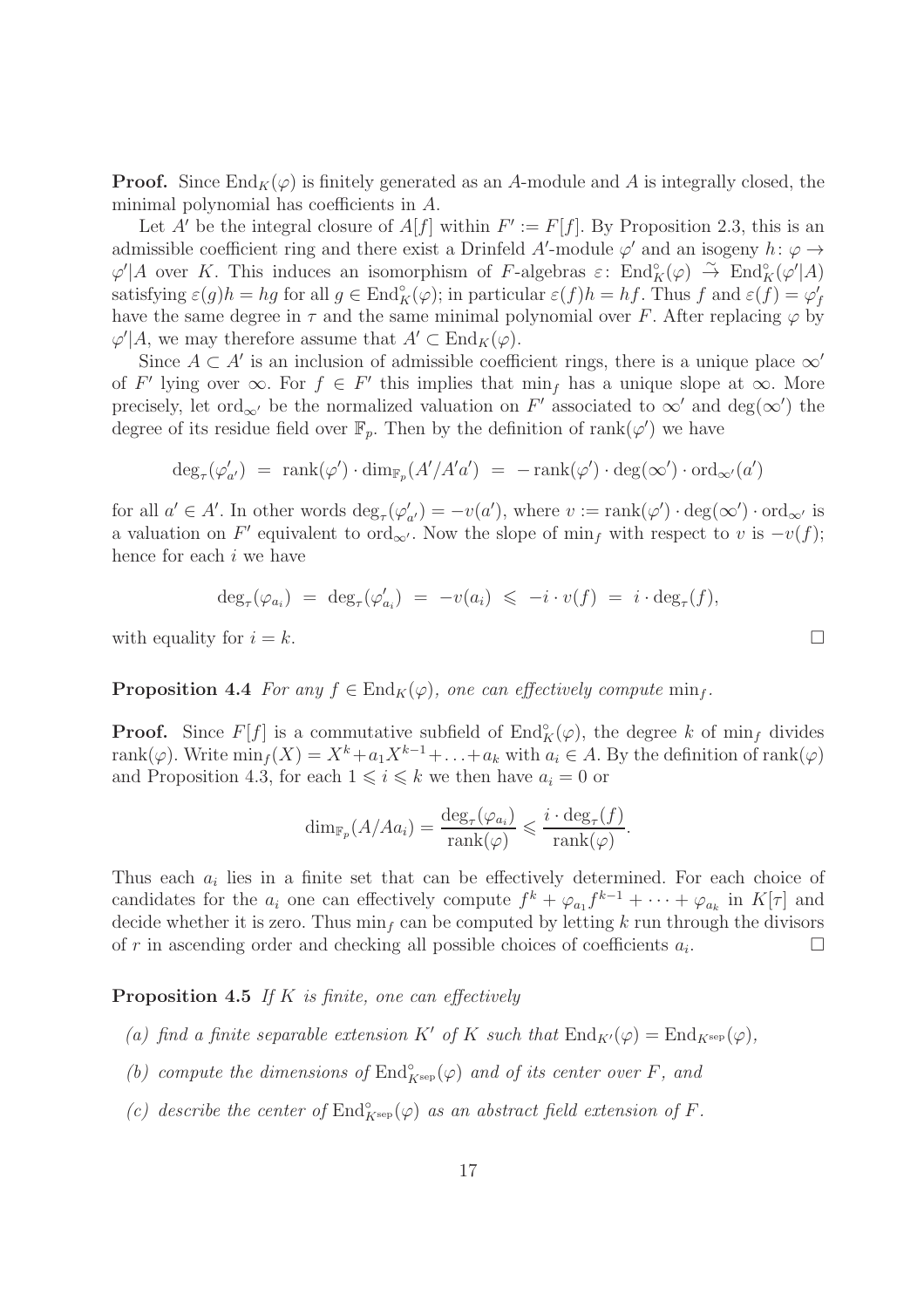**Proof.** Since $\mathrm{End}_K(\varphi)$ is finitely generated as an $A$-module and $A$ is integrally closed, the minimal polynomial has coefficients in $A$.

Let $A'$ be the integral closure of $A[f]$ within $F' := F[f]$. By Proposition 2.3, this is an admissible coefficient ring and there exist a Drinfeld $A'$-module $\varphi'$ and an isogeny $h\colon \varphi \to \varphi'|A$ over $K$. This induces an isomorphism of $F$-algebras $\varepsilon\colon \mathrm{End}_K^\circ(\varphi) \xrightarrow{\sim} \mathrm{End}_K^\circ(\varphi'|A)$ satisfying $\varepsilon(g)h = hg$ for all $g \in \mathrm{End}_K^\circ(\varphi)$; in particular $\varepsilon(f)h = hf$. Thus $f$ and $\varepsilon(f) = \varphi'_f$ have the same degree in $\tau$ and the same minimal polynomial over $F$. After replacing $\varphi$ by $\varphi'|A$, we may therefore assume that $A' \subset \mathrm{End}_K(\varphi)$.

Since $A \subset A'$ is an inclusion of admissible coefficient rings, there is a unique place $\infty'$ of $F'$ lying over $\infty$. For $f \in F'$ this implies that $\min_f$ has a unique slope at $\infty$. More precisely, let $\mathrm{ord}_{\infty'}$ be the normalized valuation on $F'$ associated to $\infty'$ and $\deg(\infty')$ the degree of its residue field over $\mathbb{F}_p$. Then by the definition of $\mathrm{rank}(\varphi')$ we have

$$\deg_\tau(\varphi'_{a'}) \;=\; \mathrm{rank}(\varphi') \cdot \dim_{\mathbb{F}_p}(A'/A'a') \;=\; -\,\mathrm{rank}(\varphi') \cdot \deg(\infty') \cdot \mathrm{ord}_{\infty'}(a')$$

for all $a' \in A'$. In other words $\deg_\tau(\varphi'_{a'}) = -v(a')$, where $v := \mathrm{rank}(\varphi') \cdot \deg(\infty') \cdot \mathrm{ord}_{\infty'}$ is a valuation on $F'$ equivalent to $\mathrm{ord}_{\infty'}$. Now the slope of $\min_f$ with respect to $v$ is $-v(f)$; hence for each $i$ we have

$$\deg_\tau(\varphi_{a_i}) \;=\; \deg_\tau(\varphi'_{a_i}) \;=\; -v(a_i) \;\leqslant\; -i \cdot v(f) \;=\; i \cdot \deg_\tau(f),$$

with equality for $i = k$. $\square$

**Proposition 4.4** *For any $f \in \mathrm{End}_K(\varphi)$, one can effectively compute $\min_f$.*

**Proof.** Since $F[f]$ is a commutative subfield of $\mathrm{End}_K^\circ(\varphi)$, the degree $k$ of $\min_f$ divides $\mathrm{rank}(\varphi)$. Write $\min_f(X) = X^k + a_1 X^{k-1} + \ldots + a_k$ with $a_i \in A$. By the definition of $\mathrm{rank}(\varphi)$ and Proposition 4.3, for each $1 \leqslant i \leqslant k$ we then have $a_i = 0$ or

$$\dim_{\mathbb{F}_p}(A/Aa_i) = \frac{\deg_\tau(\varphi_{a_i})}{\mathrm{rank}(\varphi)} \leqslant \frac{i \cdot \deg_\tau(f)}{\mathrm{rank}(\varphi)}.$$

Thus each $a_i$ lies in a finite set that can be effectively determined. For each choice of candidates for the $a_i$ one can effectively compute $f^k + \varphi_{a_1} f^{k-1} + \cdots + \varphi_{a_k}$ in $K[\tau]$ and decide whether it is zero. Thus $\min_f$ can be computed by letting $k$ run through the divisors of $r$ in ascending order and checking all possible choices of coefficients $a_i$. $\square$

**Proposition 4.5** *If $K$ is finite, one can effectively*

*(a) find a finite separable extension $K'$ of $K$ such that $\mathrm{End}_{K'}(\varphi) = \mathrm{End}_{K^{\mathrm{sep}}}(\varphi)$,*

*(b) compute the dimensions of $\mathrm{End}_{K^{\mathrm{sep}}}^\circ(\varphi)$ and of its center over $F$, and*

*(c) describe the center of $\mathrm{End}_{K^{\mathrm{sep}}}^\circ(\varphi)$ as an abstract field extension of $F$.*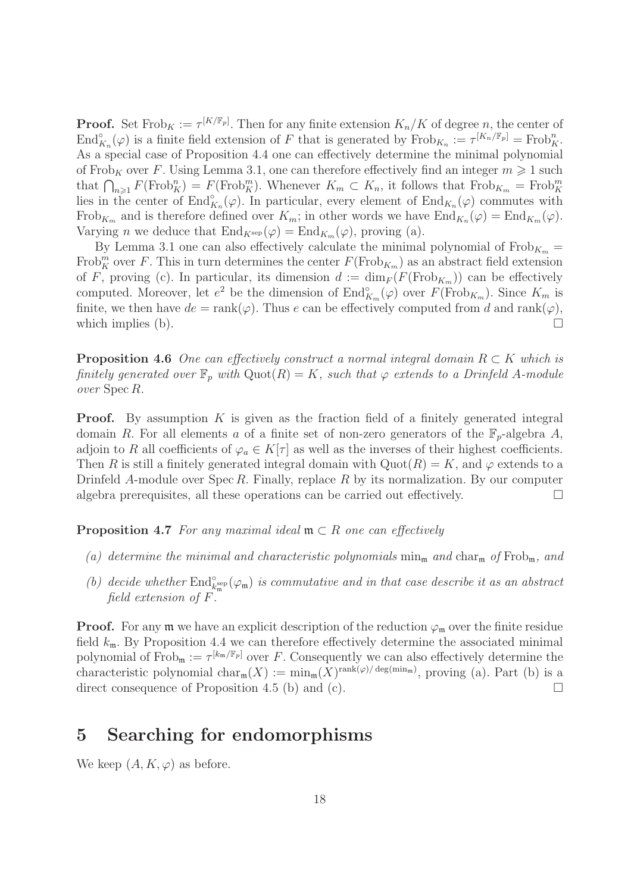**Proof.** Set $\mathrm{Frob}_K := \tau^{[K/\mathbb{F}_p]}$. Then for any finite extension $K_n/K$ of degree $n$, the center of $\mathrm{End}^\circ_{K_n}(\varphi)$ is a finite field extension of $F$ that is generated by $\mathrm{Frob}_{K_n} := \tau^{[K_n/\mathbb{F}_p]} = \mathrm{Frob}_K^n$. As a special case of Proposition 4.4 one can effectively determine the minimal polynomial of $\mathrm{Frob}_K$ over $F$. Using Lemma 3.1, one can therefore effectively find an integer $m \geqslant 1$ such that $\bigcap_{n\geqslant 1} F(\mathrm{Frob}_K^n) = F(\mathrm{Frob}_K^m)$. Whenever $K_m \subset K_n$, it follows that $\mathrm{Frob}_{K_m} = \mathrm{Frob}_K^m$ lies in the center of $\mathrm{End}^\circ_{K_n}(\varphi)$. In particular, every element of $\mathrm{End}_{K_n}(\varphi)$ commutes with $\mathrm{Frob}_{K_m}$ and is therefore defined over $K_m$; in other words we have $\mathrm{End}_{K_n}(\varphi) = \mathrm{End}_{K_m}(\varphi)$. Varying $n$ we deduce that $\mathrm{End}_{K^{\mathrm{sep}}}(\varphi) = \mathrm{End}_{K_m}(\varphi)$, proving (a).

By Lemma 3.1 one can also effectively calculate the minimal polynomial of $\mathrm{Frob}_{K_m} = \mathrm{Frob}_K^m$ over $F$. This in turn determines the center $F(\mathrm{Frob}_{K_m})$ as an abstract field extension of $F$, proving (c). In particular, its dimension $d := \dim_F(F(\mathrm{Frob}_{K_m}))$ can be effectively computed. Moreover, let $e^2$ be the dimension of $\mathrm{End}^\circ_{K_m}(\varphi)$ over $F(\mathrm{Frob}_{K_m})$. Since $K_m$ is finite, we then have $de = \mathrm{rank}(\varphi)$. Thus $e$ can be effectively computed from $d$ and $\mathrm{rank}(\varphi)$, which implies (b). $\square$

**Proposition 4.6** *One can effectively construct a normal integral domain $R \subset K$ which is finitely generated over $\mathbb{F}_p$ with $\mathrm{Quot}(R) = K$, such that $\varphi$ extends to a Drinfeld $A$-module over $\mathrm{Spec}\, R$.*

**Proof.** By assumption $K$ is given as the fraction field of a finitely generated integral domain $R$. For all elements $a$ of a finite set of non-zero generators of the $\mathbb{F}_p$-algebra $A$, adjoin to $R$ all coefficients of $\varphi_a \in K[\tau]$ as well as the inverses of their highest coefficients. Then $R$ is still a finitely generated integral domain with $\mathrm{Quot}(R) = K$, and $\varphi$ extends to a Drinfeld $A$-module over $\mathrm{Spec}\, R$. Finally, replace $R$ by its normalization. By our computer algebra prerequisites, all these operations can be carried out effectively. $\square$

**Proposition 4.7** *For any maximal ideal $\mathfrak{m} \subset R$ one can effectively*

- *(a) determine the minimal and characteristic polynomials $\min_\mathfrak{m}$ and $\mathrm{char}_\mathfrak{m}$ of $\mathrm{Frob}_\mathfrak{m}$, and*
- *(b) decide whether $\mathrm{End}^\circ_{k_\mathfrak{m}^{\mathrm{sep}}}(\varphi_\mathfrak{m})$ is commutative and in that case describe it as an abstract field extension of $F$.*

**Proof.** For any $\mathfrak{m}$ we have an explicit description of the reduction $\varphi_\mathfrak{m}$ over the finite residue field $k_\mathfrak{m}$. By Proposition 4.4 we can therefore effectively determine the associated minimal polynomial of $\mathrm{Frob}_\mathfrak{m} := \tau^{[k_\mathfrak{m}/\mathbb{F}_p]}$ over $F$. Consequently we can also effectively determine the characteristic polynomial $\mathrm{char}_\mathfrak{m}(X) := \min_\mathfrak{m}(X)^{\mathrm{rank}(\varphi)/\deg(\min_\mathfrak{m})}$, proving (a). Part (b) is a direct consequence of Proposition 4.5 (b) and (c). $\square$

# 5 Searching for endomorphisms

We keep $(A, K, \varphi)$ as before.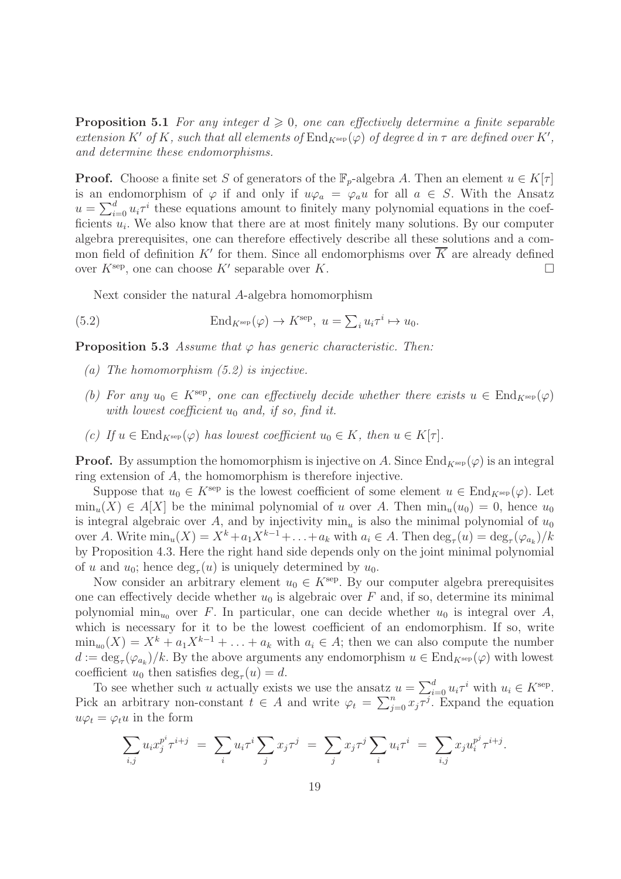**Proposition 5.1** *For any integer $d \geqslant 0$, one can effectively determine a finite separable extension $K'$ of $K$, such that all elements of $\mathrm{End}_{K^{\mathrm{sep}}}(\varphi)$ of degree $d$ in $\tau$ are defined over $K'$, and determine these endomorphisms.*

**Proof.** Choose a finite set $S$ of generators of the $\mathbb{F}_p$-algebra $A$. Then an element $u \in K[\tau]$ is an endomorphism of $\varphi$ if and only if $u\varphi_a = \varphi_a u$ for all $a \in S$. With the Ansatz $u = \sum_{i=0}^{d} u_i \tau^i$ these equations amount to finitely many polynomial equations in the coefficients $u_i$. We also know that there are at most finitely many solutions. By our computer algebra prerequisites, one can therefore effectively describe all these solutions and a common field of definition $K'$ for them. Since all endomorphisms over $\overline{K}$ are already defined over $K^{\mathrm{sep}}$, one can choose $K'$ separable over $K$. $\square$

Next consider the natural $A$-algebra homomorphism

$$\mathrm{End}_{K^{\mathrm{sep}}}(\varphi) \to K^{\mathrm{sep}},\ u = \textstyle\sum_i u_i \tau^i \mapsto u_0. \tag{5.2}$$

**Proposition 5.3** *Assume that $\varphi$ has generic characteristic. Then:*

- *(a) The homomorphism (5.2) is injective.*
- *(b) For any $u_0 \in K^{\mathrm{sep}}$, one can effectively decide whether there exists $u \in \mathrm{End}_{K^{\mathrm{sep}}}(\varphi)$ with lowest coefficient $u_0$ and, if so, find it.*
- *(c) If $u \in \mathrm{End}_{K^{\mathrm{sep}}}(\varphi)$ has lowest coefficient $u_0 \in K$, then $u \in K[\tau]$.*

**Proof.** By assumption the homomorphism is injective on $A$. Since $\mathrm{End}_{K^{\mathrm{sep}}}(\varphi)$ is an integral ring extension of $A$, the homomorphism is therefore injective.

Suppose that $u_0 \in K^{\mathrm{sep}}$ is the lowest coefficient of some element $u \in \mathrm{End}_{K^{\mathrm{sep}}}(\varphi)$. Let $\min_u(X) \in A[X]$ be the minimal polynomial of $u$ over $A$. Then $\min_u(u_0) = 0$, hence $u_0$ is integral algebraic over $A$, and by injectivity $\min_u$ is also the minimal polynomial of $u_0$ over $A$. Write $\min_u(X) = X^k + a_1 X^{k-1} + \ldots + a_k$ with $a_i \in A$. Then $\deg_\tau(u) = \deg_\tau(\varphi_{a_k})/k$ by Proposition 4.3. Here the right hand side depends only on the joint minimal polynomial of $u$ and $u_0$; hence $\deg_\tau(u)$ is uniquely determined by $u_0$.

Now consider an arbitrary element $u_0 \in K^{\mathrm{sep}}$. By our computer algebra prerequisites one can effectively decide whether $u_0$ is algebraic over $F$ and, if so, determine its minimal polynomial $\min_{u_0}$ over $F$. In particular, one can decide whether $u_0$ is integral over $A$, which is necessary for it to be the lowest coefficient of an endomorphism. If so, write $\min_{u_0}(X) = X^k + a_1 X^{k-1} + \ldots + a_k$ with $a_i \in A$; then we can also compute the number $d := \deg_\tau(\varphi_{a_k})/k$. By the above arguments any endomorphism $u \in \mathrm{End}_{K^{\mathrm{sep}}}(\varphi)$ with lowest coefficient $u_0$ then satisfies $\deg_\tau(u) = d$.

To see whether such $u$ actually exists we use the ansatz $u = \sum_{i=0}^{d} u_i \tau^i$ with $u_i \in K^{\mathrm{sep}}$. Pick an arbitrary non-constant $t \in A$ and write $\varphi_t = \sum_{j=0}^{n} x_j \tau^j$. Expand the equation $u\varphi_t = \varphi_t u$ in the form

$$\sum_{i,j} u_i x_j^{p^i} \tau^{i+j} \;=\; \sum_i u_i \tau^i \sum_j x_j \tau^j \;=\; \sum_j x_j \tau^j \sum_i u_i \tau^i \;=\; \sum_{i,j} x_j u_i^{p^j} \tau^{i+j}.$$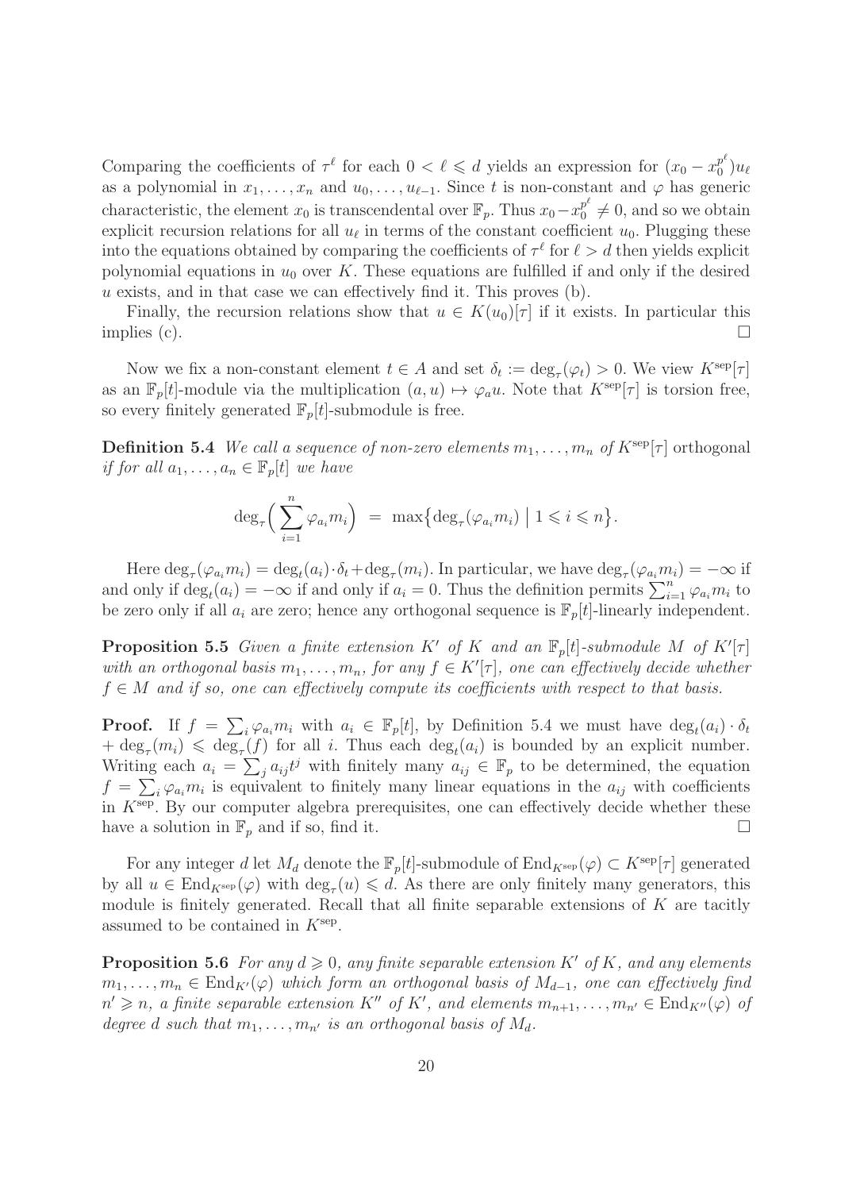Comparing the coefficients of $\tau^\ell$ for each $0 < \ell \leqslant d$ yields an expression for $(x_0 - x_0^{p^\ell})u_\ell$ as a polynomial in $x_1, \ldots, x_n$ and $u_0, \ldots, u_{\ell-1}$. Since $t$ is non-constant and $\varphi$ has generic characteristic, the element $x_0$ is transcendental over $\mathbb{F}_p$. Thus $x_0 - x_0^{p^\ell} \neq 0$, and so we obtain explicit recursion relations for all $u_\ell$ in terms of the constant coefficient $u_0$. Plugging these into the equations obtained by comparing the coefficients of $\tau^\ell$ for $\ell > d$ then yields explicit polynomial equations in $u_0$ over $K$. These equations are fulfilled if and only if the desired $u$ exists, and in that case we can effectively find it. This proves (b).

Finally, the recursion relations show that $u \in K(u_0)[\tau]$ if it exists. In particular this implies (c). $\square$

Now we fix a non-constant element $t \in A$ and set $\delta_t := \deg_\tau(\varphi_t) > 0$. We view $K^{\mathrm{sep}}[\tau]$ as an $\mathbb{F}_p[t]$-module via the multiplication $(a, u) \mapsto \varphi_a u$. Note that $K^{\mathrm{sep}}[\tau]$ is torsion free, so every finitely generated $\mathbb{F}_p[t]$-submodule is free.

**Definition 5.4** *We call a sequence of non-zero elements $m_1, \ldots, m_n$ of $K^{\mathrm{sep}}[\tau]$* orthogonal *if for all $a_1, \ldots, a_n \in \mathbb{F}_p[t]$ we have*

$$\deg_\tau\Big(\sum_{i=1}^n \varphi_{a_i} m_i\Big) \;=\; \max\big\{\deg_\tau(\varphi_{a_i} m_i) \;\big|\; 1 \leqslant i \leqslant n\big\}.$$

Here $\deg_\tau(\varphi_{a_i} m_i) = \deg_t(a_i)\cdot\delta_t + \deg_\tau(m_i)$. In particular, we have $\deg_\tau(\varphi_{a_i} m_i) = -\infty$ if and only if $\deg_t(a_i) = -\infty$ if and only if $a_i = 0$. Thus the definition permits $\sum_{i=1}^n \varphi_{a_i} m_i$ to be zero only if all $a_i$ are zero; hence any orthogonal sequence is $\mathbb{F}_p[t]$-linearly independent.

**Proposition 5.5** *Given a finite extension $K'$ of $K$ and an $\mathbb{F}_p[t]$-submodule $M$ of $K'[\tau]$ with an orthogonal basis $m_1, \ldots, m_n$, for any $f \in K'[\tau]$, one can effectively decide whether $f \in M$ and if so, one can effectively compute its coefficients with respect to that basis.*

**Proof.** If $f = \sum_i \varphi_{a_i} m_i$ with $a_i \in \mathbb{F}_p[t]$, by Definition 5.4 we must have $\deg_t(a_i)\cdot\delta_t + \deg_\tau(m_i) \leqslant \deg_\tau(f)$ for all $i$. Thus each $\deg_t(a_i)$ is bounded by an explicit number. Writing each $a_i = \sum_j a_{ij} t^j$ with finitely many $a_{ij} \in \mathbb{F}_p$ to be determined, the equation $f = \sum_i \varphi_{a_i} m_i$ is equivalent to finitely many linear equations in the $a_{ij}$ with coefficients in $K^{\mathrm{sep}}$. By our computer algebra prerequisites, one can effectively decide whether these have a solution in $\mathbb{F}_p$ and if so, find it. $\square$

For any integer $d$ let $M_d$ denote the $\mathbb{F}_p[t]$-submodule of $\mathrm{End}_{K^{\mathrm{sep}}}(\varphi) \subset K^{\mathrm{sep}}[\tau]$ generated by all $u \in \mathrm{End}_{K^{\mathrm{sep}}}(\varphi)$ with $\deg_\tau(u) \leqslant d$. As there are only finitely many generators, this module is finitely generated. Recall that all finite separable extensions of $K$ are tacitly assumed to be contained in $K^{\mathrm{sep}}$.

**Proposition 5.6** *For any $d \geqslant 0$, any finite separable extension $K'$ of $K$, and any elements $m_1, \ldots, m_n \in \mathrm{End}_{K'}(\varphi)$ which form an orthogonal basis of $M_{d-1}$, one can effectively find $n' \geqslant n$, a finite separable extension $K''$ of $K'$, and elements $m_{n+1}, \ldots, m_{n'} \in \mathrm{End}_{K''}(\varphi)$ of degree $d$ such that $m_1, \ldots, m_{n'}$ is an orthogonal basis of $M_d$.*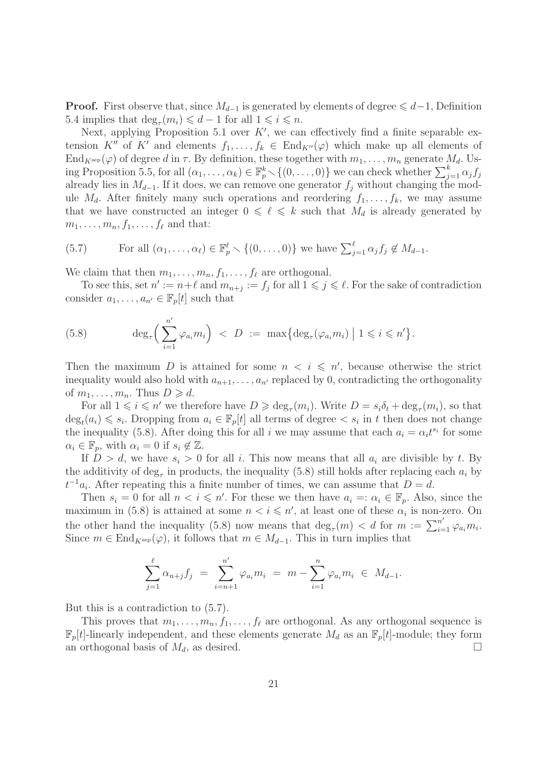**Proof.** First observe that, since $M_{d-1}$ is generated by elements of degree $\leqslant d-1$, Definition 5.4 implies that $\deg_\tau(m_i) \leqslant d-1$ for all $1 \leqslant i \leqslant n$.

Next, applying Proposition 5.1 over $K'$, we can effectively find a finite separable extension $K''$ of $K'$ and elements $f_1, \ldots, f_k \in \mathrm{End}_{K''}(\varphi)$ which make up all elements of $\mathrm{End}_{K^{\mathrm{sep}}}(\varphi)$ of degree $d$ in $\tau$. By definition, these together with $m_1, \ldots, m_n$ generate $M_d$. Using Proposition 5.5, for all $(\alpha_1, \ldots, \alpha_k) \in \mathbb{F}_p^k \smallsetminus \{(0, \ldots, 0)\}$ we can check whether $\sum_{j=1}^k \alpha_j f_j$ already lies in $M_{d-1}$. If it does, we can remove one generator $f_j$ without changing the module $M_d$. After finitely many such operations and reordering $f_1, \ldots, f_k$, we may assume that we have constructed an integer $0 \leqslant \ell \leqslant k$ such that $M_d$ is already generated by $m_1, \ldots, m_n, f_1, \ldots, f_\ell$ and that:

$$\text{(5.7)} \qquad \text{For all } (\alpha_1, \ldots, \alpha_\ell) \in \mathbb{F}_p^\ell \smallsetminus \{(0, \ldots, 0)\} \text{ we have } \textstyle\sum_{j=1}^\ell \alpha_j f_j \notin M_{d-1}.$$

We claim that then $m_1, \ldots, m_n, f_1, \ldots, f_\ell$ are orthogonal.

To see this, set $n' := n+\ell$ and $m_{n+j} := f_j$ for all $1 \leqslant j \leqslant \ell$. For the sake of contradiction consider $a_1, \ldots, a_{n'} \in \mathbb{F}_p[t]$ such that

$$\text{(5.8)} \qquad \deg_\tau\Big( \sum_{i=1}^{n'} \varphi_{a_i} m_i \Big) \;<\; D \;:=\; \max\big\{ \deg_\tau(\varphi_{a_i} m_i) \;\big|\; 1 \leqslant i \leqslant n' \big\}.$$

Then the maximum $D$ is attained for some $n < i \leqslant n'$, because otherwise the strict inequality would also hold with $a_{n+1}, \ldots, a_{n'}$ replaced by 0, contradicting the orthogonality of $m_1, \ldots, m_n$. Thus $D \geqslant d$.

For all $1 \leqslant i \leqslant n'$ we therefore have $D \geqslant \deg_\tau(m_i)$. Write $D = s_i \delta_t + \deg_\tau(m_i)$, so that $\deg_t(a_i) \leqslant s_i$. Dropping from $a_i \in \mathbb{F}_p[t]$ all terms of degree $< s_i$ in $t$ then does not change the inequality (5.8). After doing this for all $i$ we may assume that each $a_i = \alpha_i t^{s_i}$ for some $\alpha_i \in \mathbb{F}_p$, with $\alpha_i = 0$ if $s_i \notin \mathbb{Z}$.

If $D > d$, we have $s_i > 0$ for all $i$. This now means that all $a_i$ are divisible by $t$. By the additivity of $\deg_\tau$ in products, the inequality (5.8) still holds after replacing each $a_i$ by $t^{-1} a_i$. After repeating this a finite number of times, we can assume that $D = d$.

Then $s_i = 0$ for all $n < i \leqslant n'$. For these we then have $a_i =: \alpha_i \in \mathbb{F}_p$. Also, since the maximum in (5.8) is attained at some $n < i \leqslant n'$, at least one of these $\alpha_i$ is non-zero. On the other hand the inequality (5.8) now means that $\deg_\tau(m) < d$ for $m := \sum_{i=1}^{n'} \varphi_{a_i} m_i$. Since $m \in \mathrm{End}_{K^{\mathrm{sep}}}(\varphi)$, it follows that $m \in M_{d-1}$. This in turn implies that

$$\sum_{j=1}^{\ell} \alpha_{n+j} f_j \;=\; \sum_{i=n+1}^{n'} \varphi_{a_i} m_i \;=\; m - \sum_{i=1}^{n} \varphi_{a_i} m_i \;\in\; M_{d-1}.$$

But this is a contradiction to (5.7).

This proves that $m_1, \ldots, m_n, f_1, \ldots, f_\ell$ are orthogonal. As any orthogonal sequence is $\mathbb{F}_p[t]$-linearly independent, and these elements generate $M_d$ as an $\mathbb{F}_p[t]$-module; they form an orthogonal basis of $M_d$, as desired. $\square$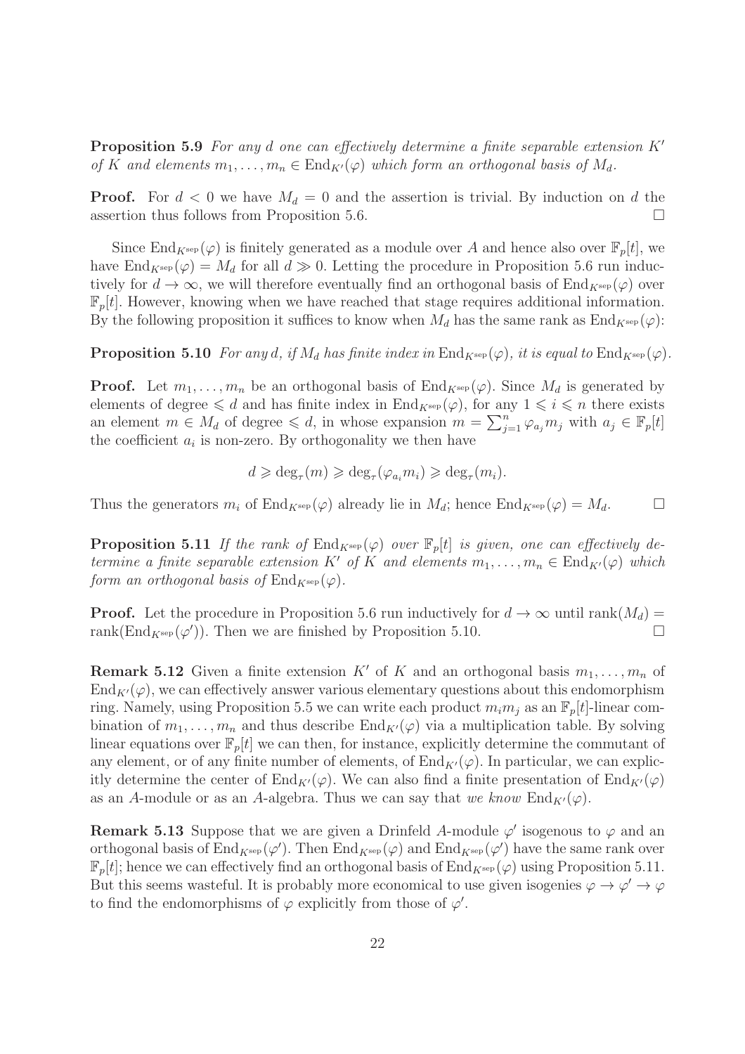**Proposition 5.9** *For any $d$ one can effectively determine a finite separable extension $K'$ of $K$ and elements $m_1, \ldots, m_n \in \mathrm{End}_{K'}(\varphi)$ which form an orthogonal basis of $M_d$.*

**Proof.** For $d < 0$ we have $M_d = 0$ and the assertion is trivial. By induction on $d$ the assertion thus follows from Proposition 5.6. $\square$

Since $\mathrm{End}_{K^{\mathrm{sep}}}(\varphi)$ is finitely generated as a module over $A$ and hence also over $\mathbb{F}_p[t]$, we have $\mathrm{End}_{K^{\mathrm{sep}}}(\varphi) = M_d$ for all $d \gg 0$. Letting the procedure in Proposition 5.6 run inductively for $d \to \infty$, we will therefore eventually find an orthogonal basis of $\mathrm{End}_{K^{\mathrm{sep}}}(\varphi)$ over $\mathbb{F}_p[t]$. However, knowing when we have reached that stage requires additional information. By the following proposition it suffices to know when $M_d$ has the same rank as $\mathrm{End}_{K^{\mathrm{sep}}}(\varphi)$:

**Proposition 5.10** *For any $d$, if $M_d$ has finite index in $\mathrm{End}_{K^{\mathrm{sep}}}(\varphi)$, it is equal to $\mathrm{End}_{K^{\mathrm{sep}}}(\varphi)$.*

**Proof.** Let $m_1, \ldots, m_n$ be an orthogonal basis of $\mathrm{End}_{K^{\mathrm{sep}}}(\varphi)$. Since $M_d$ is generated by elements of degree $\leqslant d$ and has finite index in $\mathrm{End}_{K^{\mathrm{sep}}}(\varphi)$, for any $1 \leqslant i \leqslant n$ there exists an element $m \in M_d$ of degree $\leqslant d$, in whose expansion $m = \sum_{j=1}^{n} \varphi_{a_j} m_j$ with $a_j \in \mathbb{F}_p[t]$ the coefficient $a_i$ is non-zero. By orthogonality we then have

$$d \geqslant \deg_\tau(m) \geqslant \deg_\tau(\varphi_{a_i} m_i) \geqslant \deg_\tau(m_i).$$

Thus the generators $m_i$ of $\mathrm{End}_{K^{\mathrm{sep}}}(\varphi)$ already lie in $M_d$; hence $\mathrm{End}_{K^{\mathrm{sep}}}(\varphi) = M_d$. $\square$

**Proposition 5.11** *If the rank of $\mathrm{End}_{K^{\mathrm{sep}}}(\varphi)$ over $\mathbb{F}_p[t]$ is given, one can effectively determine a finite separable extension $K'$ of $K$ and elements $m_1, \ldots, m_n \in \mathrm{End}_{K'}(\varphi)$ which form an orthogonal basis of $\mathrm{End}_{K^{\mathrm{sep}}}(\varphi)$.*

**Proof.** Let the procedure in Proposition 5.6 run inductively for $d \to \infty$ until $\mathrm{rank}(M_d) = \mathrm{rank}(\mathrm{End}_{K^{\mathrm{sep}}}(\varphi'))$. Then we are finished by Proposition 5.10. $\square$

**Remark 5.12** Given a finite extension $K'$ of $K$ and an orthogonal basis $m_1, \ldots, m_n$ of $\mathrm{End}_{K'}(\varphi)$, we can effectively answer various elementary questions about this endomorphism ring. Namely, using Proposition 5.5 we can write each product $m_i m_j$ as an $\mathbb{F}_p[t]$-linear combination of $m_1, \ldots, m_n$ and thus describe $\mathrm{End}_{K'}(\varphi)$ via a multiplication table. By solving linear equations over $\mathbb{F}_p[t]$ we can then, for instance, explicitly determine the commutant of any element, or of any finite number of elements, of $\mathrm{End}_{K'}(\varphi)$. In particular, we can explicitly determine the center of $\mathrm{End}_{K'}(\varphi)$. We can also find a finite presentation of $\mathrm{End}_{K'}(\varphi)$ as an $A$-module or as an $A$-algebra. Thus we can say that *we know* $\mathrm{End}_{K'}(\varphi)$.

**Remark 5.13** Suppose that we are given a Drinfeld $A$-module $\varphi'$ isogenous to $\varphi$ and an orthogonal basis of $\mathrm{End}_{K^{\mathrm{sep}}}(\varphi')$. Then $\mathrm{End}_{K^{\mathrm{sep}}}(\varphi)$ and $\mathrm{End}_{K^{\mathrm{sep}}}(\varphi')$ have the same rank over $\mathbb{F}_p[t]$; hence we can effectively find an orthogonal basis of $\mathrm{End}_{K^{\mathrm{sep}}}(\varphi)$ using Proposition 5.11. But this seems wasteful. It is probably more economical to use given isogenies $\varphi \to \varphi' \to \varphi$ to find the endomorphisms of $\varphi$ explicitly from those of $\varphi'$.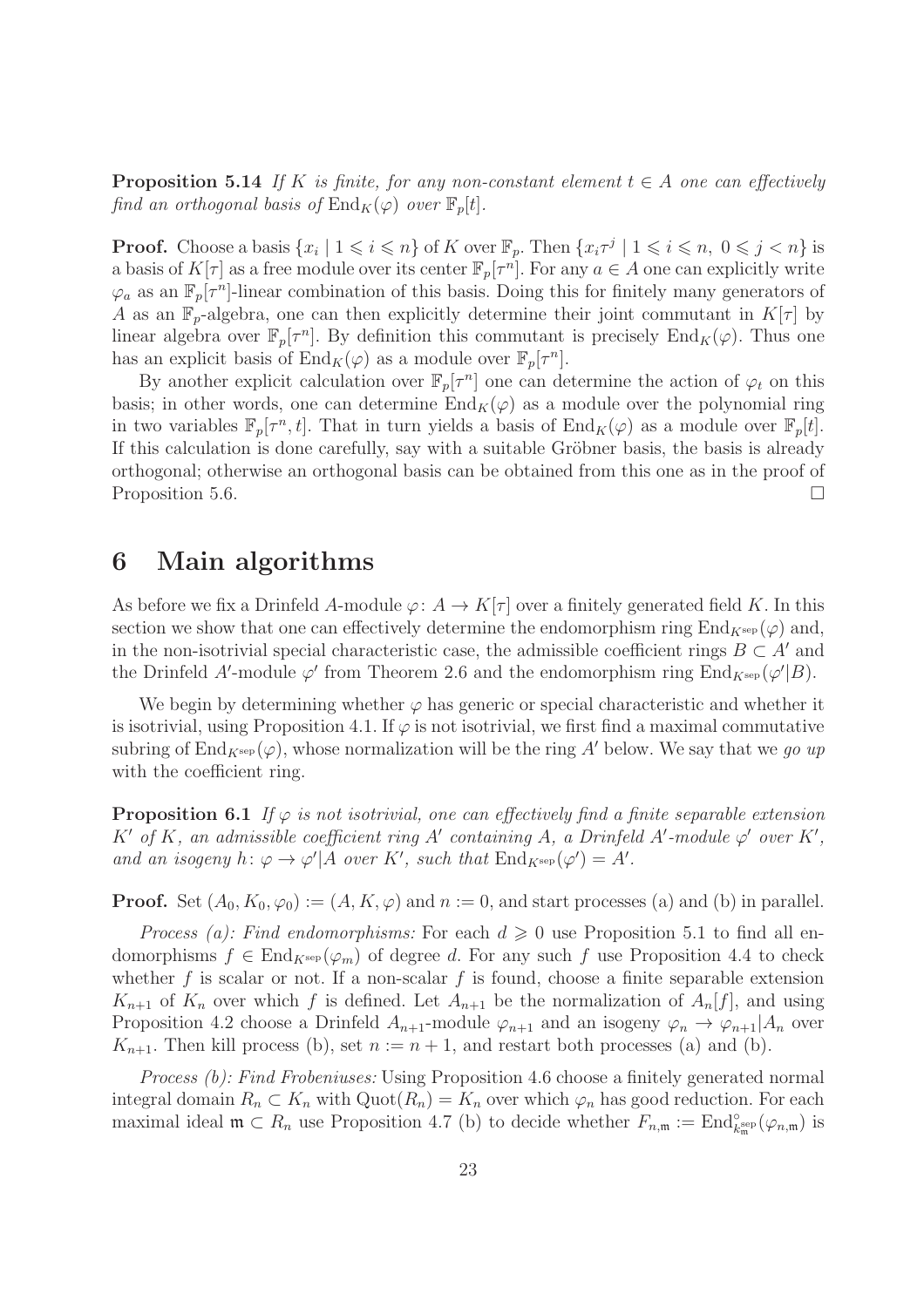**Proposition 5.14** *If $K$ is finite, for any non-constant element $t \in A$ one can effectively find an orthogonal basis of $\mathrm{End}_K(\varphi)$ over $\mathbb{F}_p[t]$.*

**Proof.** Choose a basis $\{x_i \mid 1 \leqslant i \leqslant n\}$ of $K$ over $\mathbb{F}_p$. Then $\{x_i\tau^j \mid 1 \leqslant i \leqslant n,\ 0 \leqslant j < n\}$ is a basis of $K[\tau]$ as a free module over its center $\mathbb{F}_p[\tau^n]$. For any $a \in A$ one can explicitly write $\varphi_a$ as an $\mathbb{F}_p[\tau^n]$-linear combination of this basis. Doing this for finitely many generators of $A$ as an $\mathbb{F}_p$-algebra, one can then explicitly determine their joint commutant in $K[\tau]$ by linear algebra over $\mathbb{F}_p[\tau^n]$. By definition this commutant is precisely $\mathrm{End}_K(\varphi)$. Thus one has an explicit basis of $\mathrm{End}_K(\varphi)$ as a module over $\mathbb{F}_p[\tau^n]$.

By another explicit calculation over $\mathbb{F}_p[\tau^n]$ one can determine the action of $\varphi_t$ on this basis; in other words, one can determine $\mathrm{End}_K(\varphi)$ as a module over the polynomial ring in two variables $\mathbb{F}_p[\tau^n, t]$. That in turn yields a basis of $\mathrm{End}_K(\varphi)$ as a module over $\mathbb{F}_p[t]$. If this calculation is done carefully, say with a suitable Gröbner basis, the basis is already orthogonal; otherwise an orthogonal basis can be obtained from this one as in the proof of Proposition 5.6. $\square$

# 6 Main algorithms

As before we fix a Drinfeld $A$-module $\varphi\colon A \to K[\tau]$ over a finitely generated field $K$. In this section we show that one can effectively determine the endomorphism ring $\mathrm{End}_{K^{\mathrm{sep}}}(\varphi)$ and, in the non-isotrivial special characteristic case, the admissible coefficient rings $B \subset A'$ and the Drinfeld $A'$-module $\varphi'$ from Theorem 2.6 and the endomorphism ring $\mathrm{End}_{K^{\mathrm{sep}}}(\varphi'|B)$.

We begin by determining whether $\varphi$ has generic or special characteristic and whether it is isotrivial, using Proposition 4.1. If $\varphi$ is not isotrivial, we first find a maximal commutative subring of $\mathrm{End}_{K^{\mathrm{sep}}}(\varphi)$, whose normalization will be the ring $A'$ below. We say that we *go up* with the coefficient ring.

**Proposition 6.1** *If $\varphi$ is not isotrivial, one can effectively find a finite separable extension $K'$ of $K$, an admissible coefficient ring $A'$ containing $A$, a Drinfeld $A'$-module $\varphi'$ over $K'$, and an isogeny $h\colon \varphi \to \varphi'|A$ over $K'$, such that $\mathrm{End}_{K^{\mathrm{sep}}}(\varphi') = A'$.*

**Proof.** Set $(A_0, K_0, \varphi_0) := (A, K, \varphi)$ and $n := 0$, and start processes (a) and (b) in parallel.

*Process (a): Find endomorphisms:* For each $d \geqslant 0$ use Proposition 5.1 to find all endomorphisms $f \in \mathrm{End}_{K^{\mathrm{sep}}}(\varphi_m)$ of degree $d$. For any such $f$ use Proposition 4.4 to check whether $f$ is scalar or not. If a non-scalar $f$ is found, choose a finite separable extension $K_{n+1}$ of $K_n$ over which $f$ is defined. Let $A_{n+1}$ be the normalization of $A_n[f]$, and using Proposition 4.2 choose a Drinfeld $A_{n+1}$-module $\varphi_{n+1}$ and an isogeny $\varphi_n \to \varphi_{n+1}|A_n$ over $K_{n+1}$. Then kill process (b), set $n := n+1$, and restart both processes (a) and (b).

*Process (b): Find Frobeniuses:* Using Proposition 4.6 choose a finitely generated normal integral domain $R_n \subset K_n$ with $\mathrm{Quot}(R_n) = K_n$ over which $\varphi_n$ has good reduction. For each maximal ideal $\mathfrak{m} \subset R_n$ use Proposition 4.7 (b) to decide whether $F_{n,\mathfrak{m}} := \mathrm{End}^{\circ}_{k_{\mathfrak{m}}^{\mathrm{sep}}}(\varphi_{n,\mathfrak{m}})$ is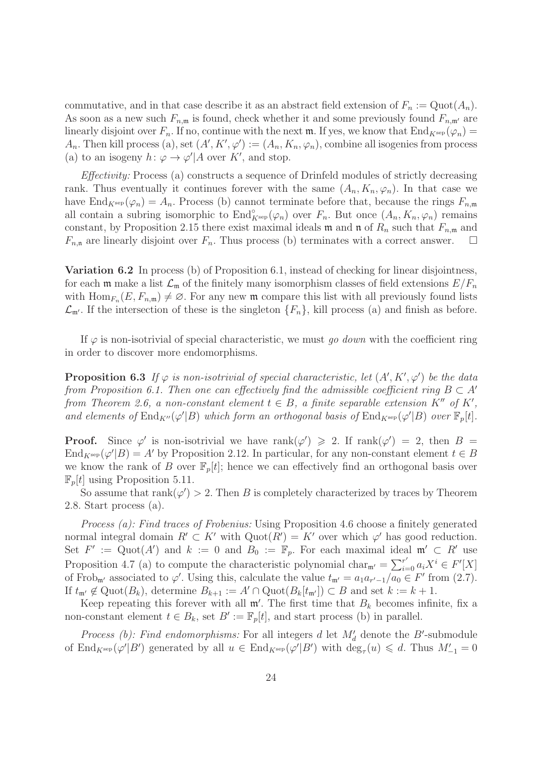commutative, and in that case describe it as an abstract field extension of $F_n := \mathrm{Quot}(A_n)$. As soon as a new such $F_{n,\mathfrak{m}}$ is found, check whether it and some previously found $F_{n,\mathfrak{m}'}$ are linearly disjoint over $F_n$. If no, continue with the next $\mathfrak{m}$. If yes, we know that $\mathrm{End}_{K^{\mathrm{sep}}}(\varphi_n) = A_n$. Then kill process (a), set $(A', K', \varphi') := (A_n, K_n, \varphi_n)$, combine all isogenies from process (a) to an isogeny $h\colon \varphi \to \varphi'|A$ over $K'$, and stop.

*Effectivity:* Process (a) constructs a sequence of Drinfeld modules of strictly decreasing rank. Thus eventually it continues forever with the same $(A_n, K_n, \varphi_n)$. In that case we have $\mathrm{End}_{K^{\mathrm{sep}}}(\varphi_n) = A_n$. Process (b) cannot terminate before that, because the rings $F_{n,\mathfrak{m}}$ all contain a subring isomorphic to $\mathrm{End}^\circ_{K^{\mathrm{sep}}}(\varphi_n)$ over $F_n$. But once $(A_n, K_n, \varphi_n)$ remains constant, by Proposition 2.15 there exist maximal ideals $\mathfrak{m}$ and $\mathfrak{n}$ of $R_n$ such that $F_{n,\mathfrak{m}}$ and $F_{n,\mathfrak{n}}$ are linearly disjoint over $F_n$. Thus process (b) terminates with a correct answer. $\square$

**Variation 6.2** In process (b) of Proposition 6.1, instead of checking for linear disjointness, for each $\mathfrak{m}$ make a list $\mathcal{L}_\mathfrak{m}$ of the finitely many isomorphism classes of field extensions $E/F_n$ with $\mathrm{Hom}_{F_n}(E, F_{n,\mathfrak{m}}) \neq \varnothing$. For any new $\mathfrak{m}$ compare this list with all previously found lists $\mathcal{L}_{\mathfrak{m}'}$. If the intersection of these is the singleton $\{F_n\}$, kill process (a) and finish as before.

If $\varphi$ is non-isotrivial of special characteristic, we must *go down* with the coefficient ring in order to discover more endomorphisms.

**Proposition 6.3** *If $\varphi$ is non-isotrivial of special characteristic, let $(A', K', \varphi')$ be the data from Proposition 6.1. Then one can effectively find the admissible coefficient ring $B \subset A'$ from Theorem 2.6, a non-constant element $t \in B$, a finite separable extension $K''$ of $K'$, and elements of $\mathrm{End}_{K''}(\varphi'|B)$ which form an orthogonal basis of $\mathrm{End}_{K^{\mathrm{sep}}}(\varphi'|B)$ over $\mathbb{F}_p[t]$.*

**Proof.** Since $\varphi'$ is non-isotrivial we have $\mathrm{rank}(\varphi') \geqslant 2$. If $\mathrm{rank}(\varphi') = 2$, then $B = \mathrm{End}_{K^{\mathrm{sep}}}(\varphi'|B) = A'$ by Proposition 2.12. In particular, for any non-constant element $t \in B$ we know the rank of $B$ over $\mathbb{F}_p[t]$; hence we can effectively find an orthogonal basis over $\mathbb{F}_p[t]$ using Proposition 5.11.

So assume that $\mathrm{rank}(\varphi') > 2$. Then $B$ is completely characterized by traces by Theorem 2.8. Start process (a).

*Process (a): Find traces of Frobenius:* Using Proposition 4.6 choose a finitely generated normal integral domain $R' \subset K'$ with $\mathrm{Quot}(R') = K'$ over which $\varphi'$ has good reduction. Set $F' := \mathrm{Quot}(A')$ and $k := 0$ and $B_0 := \mathbb{F}_p$. For each maximal ideal $\mathfrak{m}' \subset R'$ use Proposition 4.7 (a) to compute the characteristic polynomial $\mathrm{char}_{\mathfrak{m}'} = \sum_{i=0}^{r'} a_i X^i \in F'[X]$ of $\mathrm{Frob}_{\mathfrak{m}'}$ associated to $\varphi'$. Using this, calculate the value $t_{\mathfrak{m}'} = a_1 a_{r'-1}/a_0 \in F'$ from (2.7). If $t_{\mathfrak{m}'} \notin \mathrm{Quot}(B_k)$, determine $B_{k+1} := A' \cap \mathrm{Quot}(B_k[t_{\mathfrak{m}'}]) \subset B$ and set $k := k+1$.

Keep repeating this forever with all $\mathfrak{m}'$. The first time that $B_k$ becomes infinite, fix a non-constant element $t \in B_k$, set $B' := \mathbb{F}_p[t]$, and start process (b) in parallel.

*Process (b): Find endomorphisms:* For all integers $d$ let $M'_d$ denote the $B'$-submodule of $\mathrm{End}_{K^{\mathrm{sep}}}(\varphi'|B')$ generated by all $u \in \mathrm{End}_{K^{\mathrm{sep}}}(\varphi'|B')$ with $\deg_\tau(u) \leqslant d$. Thus $M'_{-1} = 0$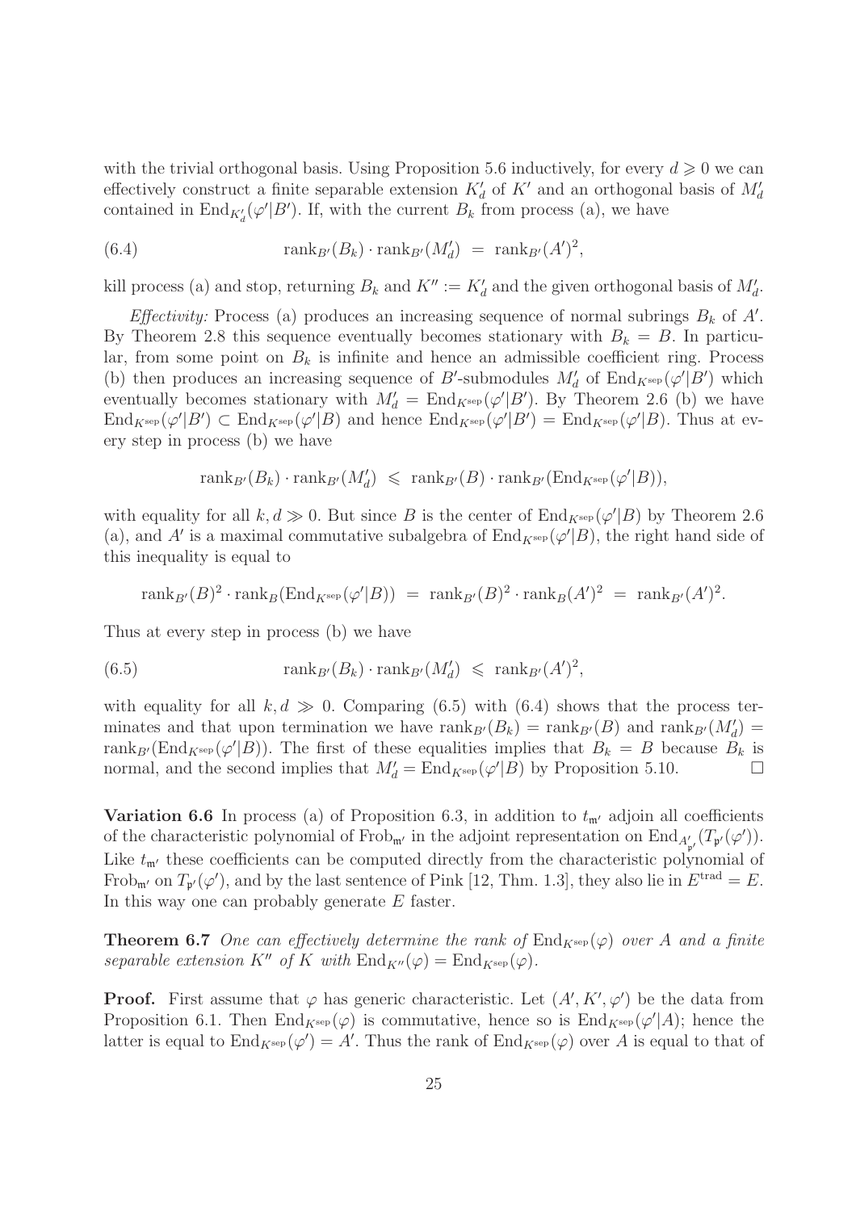with the trivial orthogonal basis. Using Proposition 5.6 inductively, for every $d \geqslant 0$ we can effectively construct a finite separable extension $K'_d$ of $K'$ and an orthogonal basis of $M'_d$ contained in $\mathrm{End}_{K'_d}(\varphi'|B')$. If, with the current $B_k$ from process (a), we have

$$\mathrm{rank}_{B'}(B_k) \cdot \mathrm{rank}_{B'}(M'_d) \;=\; \mathrm{rank}_{B'}(A')^2, \tag{6.4}$$

kill process (a) and stop, returning $B_k$ and $K'' := K'_d$ and the given orthogonal basis of $M'_d$.

*Effectivity:* Process (a) produces an increasing sequence of normal subrings $B_k$ of $A'$. By Theorem 2.8 this sequence eventually becomes stationary with $B_k = B$. In particular, from some point on $B_k$ is infinite and hence an admissible coefficient ring. Process (b) then produces an increasing sequence of $B'$-submodules $M'_d$ of $\mathrm{End}_{K^{\mathrm{sep}}}(\varphi'|B')$ which eventually becomes stationary with $M'_d = \mathrm{End}_{K^{\mathrm{sep}}}(\varphi'|B')$. By Theorem 2.6 (b) we have $\mathrm{End}_{K^{\mathrm{sep}}}(\varphi'|B') \subset \mathrm{End}_{K^{\mathrm{sep}}}(\varphi'|B)$ and hence $\mathrm{End}_{K^{\mathrm{sep}}}(\varphi'|B') = \mathrm{End}_{K^{\mathrm{sep}}}(\varphi'|B)$. Thus at every step in process (b) we have

$$\mathrm{rank}_{B'}(B_k) \cdot \mathrm{rank}_{B'}(M'_d) \;\leqslant\; \mathrm{rank}_{B'}(B) \cdot \mathrm{rank}_{B'}(\mathrm{End}_{K^{\mathrm{sep}}}(\varphi'|B)),$$

with equality for all $k, d \gg 0$. But since $B$ is the center of $\mathrm{End}_{K^{\mathrm{sep}}}(\varphi'|B)$ by Theorem 2.6 (a), and $A'$ is a maximal commutative subalgebra of $\mathrm{End}_{K^{\mathrm{sep}}}(\varphi'|B)$, the right hand side of this inequality is equal to

$$\mathrm{rank}_{B'}(B)^2 \cdot \mathrm{rank}_{B}(\mathrm{End}_{K^{\mathrm{sep}}}(\varphi'|B)) \;=\; \mathrm{rank}_{B'}(B)^2 \cdot \mathrm{rank}_{B}(A')^2 \;=\; \mathrm{rank}_{B'}(A')^2.$$

Thus at every step in process (b) we have

$$\mathrm{rank}_{B'}(B_k) \cdot \mathrm{rank}_{B'}(M'_d) \;\leqslant\; \mathrm{rank}_{B'}(A')^2, \tag{6.5}$$

with equality for all $k, d \gg 0$. Comparing (6.5) with (6.4) shows that the process terminates and that upon termination we have $\mathrm{rank}_{B'}(B_k) = \mathrm{rank}_{B'}(B)$ and $\mathrm{rank}_{B'}(M'_d) = \mathrm{rank}_{B'}(\mathrm{End}_{K^{\mathrm{sep}}}(\varphi'|B))$. The first of these equalities implies that $B_k = B$ because $B_k$ is normal, and the second implies that $M'_d = \mathrm{End}_{K^{\mathrm{sep}}}(\varphi'|B)$ by Proposition 5.10. $\square$

**Variation 6.6** In process (a) of Proposition 6.3, in addition to $t_{\mathfrak{m}'}$ adjoin all coefficients of the characteristic polynomial of $\mathrm{Frob}_{\mathfrak{m}'}$ in the adjoint representation on $\mathrm{End}_{A'_{\mathfrak{p}'}}(T_{\mathfrak{p}'}(\varphi'))$. Like $t_{\mathfrak{m}'}$ these coefficients can be computed directly from the characteristic polynomial of $\mathrm{Frob}_{\mathfrak{m}'}$ on $T_{\mathfrak{p}'}(\varphi')$, and by the last sentence of Pink [12, Thm. 1.3], they also lie in $E^{\mathrm{trad}} = E$. In this way one can probably generate $E$ faster.

**Theorem 6.7** *One can effectively determine the rank of* $\mathrm{End}_{K^{\mathrm{sep}}}(\varphi)$ *over* $A$ *and a finite separable extension* $K''$ *of* $K$ *with* $\mathrm{End}_{K''}(\varphi) = \mathrm{End}_{K^{\mathrm{sep}}}(\varphi)$.

**Proof.** First assume that $\varphi$ has generic characteristic. Let $(A', K', \varphi')$ be the data from Proposition 6.1. Then $\mathrm{End}_{K^{\mathrm{sep}}}(\varphi)$ is commutative, hence so is $\mathrm{End}_{K^{\mathrm{sep}}}(\varphi'|A)$; hence the latter is equal to $\mathrm{End}_{K^{\mathrm{sep}}}(\varphi') = A'$. Thus the rank of $\mathrm{End}_{K^{\mathrm{sep}}}(\varphi)$ over $A$ is equal to that of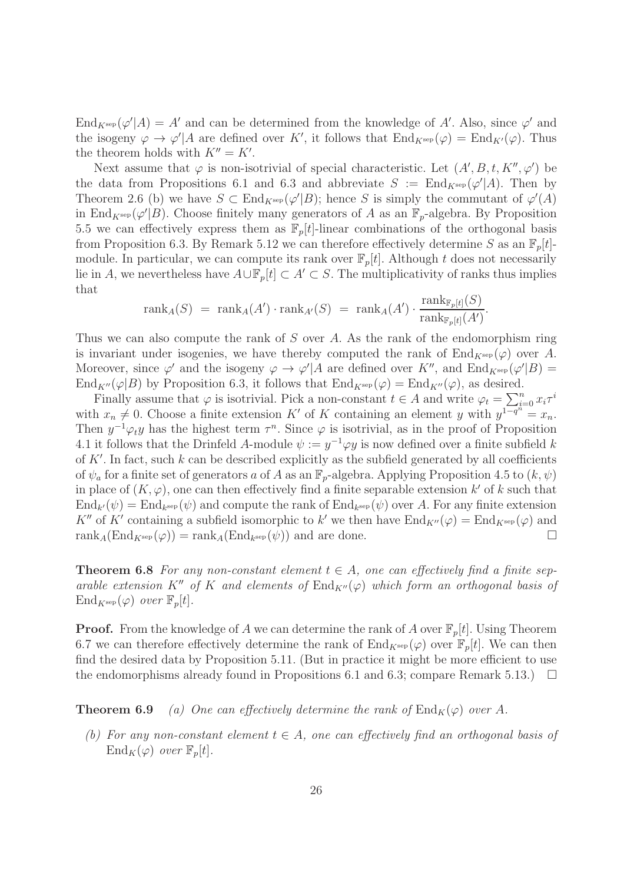$\mathrm{End}_{K^{\mathrm{sep}}}(\varphi'|A) = A'$ and can be determined from the knowledge of $A'$. Also, since $\varphi'$ and the isogeny $\varphi \to \varphi'|A$ are defined over $K'$, it follows that $\mathrm{End}_{K^{\mathrm{sep}}}(\varphi) = \mathrm{End}_{K'}(\varphi)$. Thus the theorem holds with $K'' = K'$.

Next assume that $\varphi$ is non-isotrivial of special characteristic. Let $(A', B, t, K'', \varphi')$ be the data from Propositions 6.1 and 6.3 and abbreviate $S := \mathrm{End}_{K^{\mathrm{sep}}}(\varphi'|A)$. Then by Theorem 2.6 (b) we have $S \subset \mathrm{End}_{K^{\mathrm{sep}}}(\varphi'|B)$; hence $S$ is simply the commutant of $\varphi'(A)$ in $\mathrm{End}_{K^{\mathrm{sep}}}(\varphi'|B)$. Choose finitely many generators of $A$ as an $\mathbb{F}_p$-algebra. By Proposition 5.5 we can effectively express them as $\mathbb{F}_p[t]$-linear combinations of the orthogonal basis from Proposition 6.3. By Remark 5.12 we can therefore effectively determine $S$ as an $\mathbb{F}_p[t]$-module. In particular, we can compute its rank over $\mathbb{F}_p[t]$. Although $t$ does not necessarily lie in $A$, we nevertheless have $A \cup \mathbb{F}_p[t] \subset A' \subset S$. The multiplicativity of ranks thus implies that

$$\mathrm{rank}_A(S) \;=\; \mathrm{rank}_A(A') \cdot \mathrm{rank}_{A'}(S) \;=\; \mathrm{rank}_A(A') \cdot \frac{\mathrm{rank}_{\mathbb{F}_p[t]}(S)}{\mathrm{rank}_{\mathbb{F}_p[t]}(A')}.$$

Thus we can also compute the rank of $S$ over $A$. As the rank of the endomorphism ring is invariant under isogenies, we have thereby computed the rank of $\mathrm{End}_{K^{\mathrm{sep}}}(\varphi)$ over $A$. Moreover, since $\varphi'$ and the isogeny $\varphi \to \varphi'|A$ are defined over $K''$, and $\mathrm{End}_{K^{\mathrm{sep}}}(\varphi'|B) = \mathrm{End}_{K''}(\varphi|B)$ by Proposition 6.3, it follows that $\mathrm{End}_{K^{\mathrm{sep}}}(\varphi) = \mathrm{End}_{K''}(\varphi)$, as desired.

Finally assume that $\varphi$ is isotrivial. Pick a non-constant $t \in A$ and write $\varphi_t = \sum_{i=0}^{n} x_i \tau^i$ with $x_n \neq 0$. Choose a finite extension $K'$ of $K$ containing an element $y$ with $y^{1-q^n} = x_n$. Then $y^{-1}\varphi_t y$ has the highest term $\tau^n$. Since $\varphi$ is isotrivial, as in the proof of Proposition 4.1 it follows that the Drinfeld $A$-module $\psi := y^{-1}\varphi y$ is now defined over a finite subfield $k$ of $K'$. In fact, such $k$ can be described explicitly as the subfield generated by all coefficients of $\psi_a$ for a finite set of generators $a$ of $A$ as an $\mathbb{F}_p$-algebra. Applying Proposition 4.5 to $(k, \psi)$ in place of $(K, \varphi)$, one can then effectively find a finite separable extension $k'$ of $k$ such that $\mathrm{End}_{k'}(\psi) = \mathrm{End}_{k^{\mathrm{sep}}}(\psi)$ and compute the rank of $\mathrm{End}_{k^{\mathrm{sep}}}(\psi)$ over $A$. For any finite extension $K''$ of $K'$ containing a subfield isomorphic to $k'$ we then have $\mathrm{End}_{K''}(\varphi) = \mathrm{End}_{K^{\mathrm{sep}}}(\varphi)$ and $\mathrm{rank}_A(\mathrm{End}_{K^{\mathrm{sep}}}(\varphi)) = \mathrm{rank}_A(\mathrm{End}_{k^{\mathrm{sep}}}(\psi))$ and are done. □

**Theorem 6.8** *For any non-constant element $t \in A$, one can effectively find a finite separable extension $K''$ of $K$ and elements of $\mathrm{End}_{K''}(\varphi)$ which form an orthogonal basis of $\mathrm{End}_{K^{\mathrm{sep}}}(\varphi)$ over $\mathbb{F}_p[t]$.*

**Proof.** From the knowledge of $A$ we can determine the rank of $A$ over $\mathbb{F}_p[t]$. Using Theorem 6.7 we can therefore effectively determine the rank of $\mathrm{End}_{K^{\mathrm{sep}}}(\varphi)$ over $\mathbb{F}_p[t]$. We can then find the desired data by Proposition 5.11. (But in practice it might be more efficient to use the endomorphisms already found in Propositions 6.1 and 6.3; compare Remark 5.13.) □

**Theorem 6.9** *(a) One can effectively determine the rank of $\mathrm{End}_K(\varphi)$ over $A$.*

*(b) For any non-constant element $t \in A$, one can effectively find an orthogonal basis of $\mathrm{End}_K(\varphi)$ over $\mathbb{F}_p[t]$.*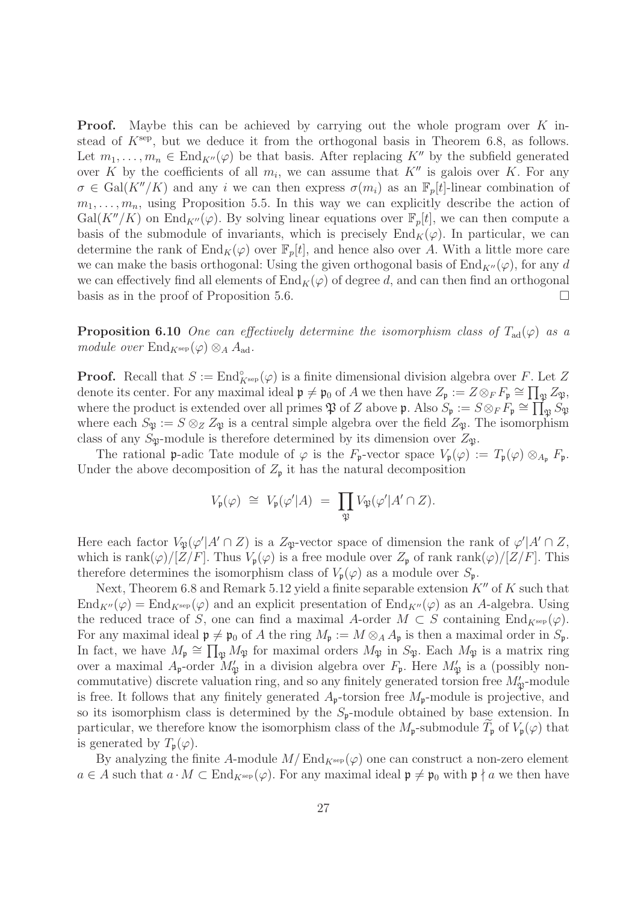**Proof.** Maybe this can be achieved by carrying out the whole program over $K$ instead of $K^{\mathrm{sep}}$, but we deduce it from the orthogonal basis in Theorem 6.8, as follows. Let $m_1, \ldots, m_n \in \mathrm{End}_{K''}(\varphi)$ be that basis. After replacing $K''$ by the subfield generated over $K$ by the coefficients of all $m_i$, we can assume that $K''$ is galois over $K$. For any $\sigma \in \mathrm{Gal}(K''/K)$ and any $i$ we can then express $\sigma(m_i)$ as an $\mathbb{F}_p[t]$-linear combination of $m_1, \ldots, m_n$, using Proposition 5.5. In this way we can explicitly describe the action of $\mathrm{Gal}(K''/K)$ on $\mathrm{End}_{K''}(\varphi)$. By solving linear equations over $\mathbb{F}_p[t]$, we can then compute a basis of the submodule of invariants, which is precisely $\mathrm{End}_K(\varphi)$. In particular, we can determine the rank of $\mathrm{End}_K(\varphi)$ over $\mathbb{F}_p[t]$, and hence also over $A$. With a little more care we can make the basis orthogonal: Using the given orthogonal basis of $\mathrm{End}_{K''}(\varphi)$, for any $d$ we can effectively find all elements of $\mathrm{End}_K(\varphi)$ of degree $d$, and can then find an orthogonal basis as in the proof of Proposition 5.6. $\square$

**Proposition 6.10** *One can effectively determine the isomorphism class of $T_{\mathrm{ad}}(\varphi)$ as a module over $\mathrm{End}_{K^{\mathrm{sep}}}(\varphi) \otimes_A A_{\mathrm{ad}}$.*

**Proof.** Recall that $S := \mathrm{End}^{\circ}_{K^{\mathrm{sep}}}(\varphi)$ is a finite dimensional division algebra over $F$. Let $Z$ denote its center. For any maximal ideal $\mathfrak{p} \neq \mathfrak{p}_0$ of $A$ we then have $Z_\mathfrak{p} := Z \otimes_F F_\mathfrak{p} \cong \prod_\mathfrak{P} Z_\mathfrak{P}$, where the product is extended over all primes $\mathfrak{P}$ of $Z$ above $\mathfrak{p}$. Also $S_\mathfrak{p} := S \otimes_F F_\mathfrak{p} \cong \prod_\mathfrak{P} S_\mathfrak{P}$ where each $S_\mathfrak{P} := S \otimes_Z Z_\mathfrak{P}$ is a central simple algebra over the field $Z_\mathfrak{P}$. The isomorphism class of any $S_\mathfrak{P}$-module is therefore determined by its dimension over $Z_\mathfrak{P}$.

The rational $\mathfrak{p}$-adic Tate module of $\varphi$ is the $F_\mathfrak{p}$-vector space $V_\mathfrak{p}(\varphi) := T_\mathfrak{p}(\varphi) \otimes_{A_\mathfrak{p}} F_\mathfrak{p}$. Under the above decomposition of $Z_\mathfrak{p}$ it has the natural decomposition

$$V_\mathfrak{p}(\varphi) \;\cong\; V_\mathfrak{p}(\varphi'|A) \;=\; \prod_\mathfrak{P} V_\mathfrak{P}(\varphi'|A' \cap Z).$$

Here each factor $V_\mathfrak{P}(\varphi'|A' \cap Z)$ is a $Z_\mathfrak{P}$-vector space of dimension the rank of $\varphi'|A' \cap Z$, which is $\mathrm{rank}(\varphi)/[Z/F]$. Thus $V_\mathfrak{p}(\varphi)$ is a free module over $Z_\mathfrak{p}$ of rank $\mathrm{rank}(\varphi)/[Z/F]$. This therefore determines the isomorphism class of $V_\mathfrak{p}(\varphi)$ as a module over $S_\mathfrak{p}$.

Next, Theorem 6.8 and Remark 5.12 yield a finite separable extension $K''$ of $K$ such that $\mathrm{End}_{K''}(\varphi) = \mathrm{End}_{K^{\mathrm{sep}}}(\varphi)$ and an explicit presentation of $\mathrm{End}_{K''}(\varphi)$ as an $A$-algebra. Using the reduced trace of $S$, one can find a maximal $A$-order $M \subset S$ containing $\mathrm{End}_{K^{\mathrm{sep}}}(\varphi)$. For any maximal ideal $\mathfrak{p} \neq \mathfrak{p}_0$ of $A$ the ring $M_\mathfrak{p} := M \otimes_A A_\mathfrak{p}$ is then a maximal order in $S_\mathfrak{p}$. In fact, we have $M_\mathfrak{p} \cong \prod_\mathfrak{P} M_\mathfrak{P}$ for maximal orders $M_\mathfrak{P}$ in $S_\mathfrak{P}$. Each $M_\mathfrak{P}$ is a matrix ring over a maximal $A_\mathfrak{p}$-order $M'_\mathfrak{P}$ in a division algebra over $F_\mathfrak{p}$. Here $M'_\mathfrak{P}$ is a (possibly non-commutative) discrete valuation ring, and so any finitely generated torsion free $M'_\mathfrak{P}$-module is free. It follows that any finitely generated $A_\mathfrak{p}$-torsion free $M_\mathfrak{p}$-module is projective, and so its isomorphism class is determined by the $S_\mathfrak{p}$-module obtained by base extension. In particular, we therefore know the isomorphism class of the $M_\mathfrak{p}$-submodule $\widetilde{T}_\mathfrak{p}$ of $V_\mathfrak{p}(\varphi)$ that is generated by $T_\mathfrak{p}(\varphi)$.

By analyzing the finite $A$-module $M/\mathrm{End}_{K^{\mathrm{sep}}}(\varphi)$ one can construct a non-zero element $a \in A$ such that $a \cdot M \subset \mathrm{End}_{K^{\mathrm{sep}}}(\varphi)$. For any maximal ideal $\mathfrak{p} \neq \mathfrak{p}_0$ with $\mathfrak{p} \nmid a$ we then have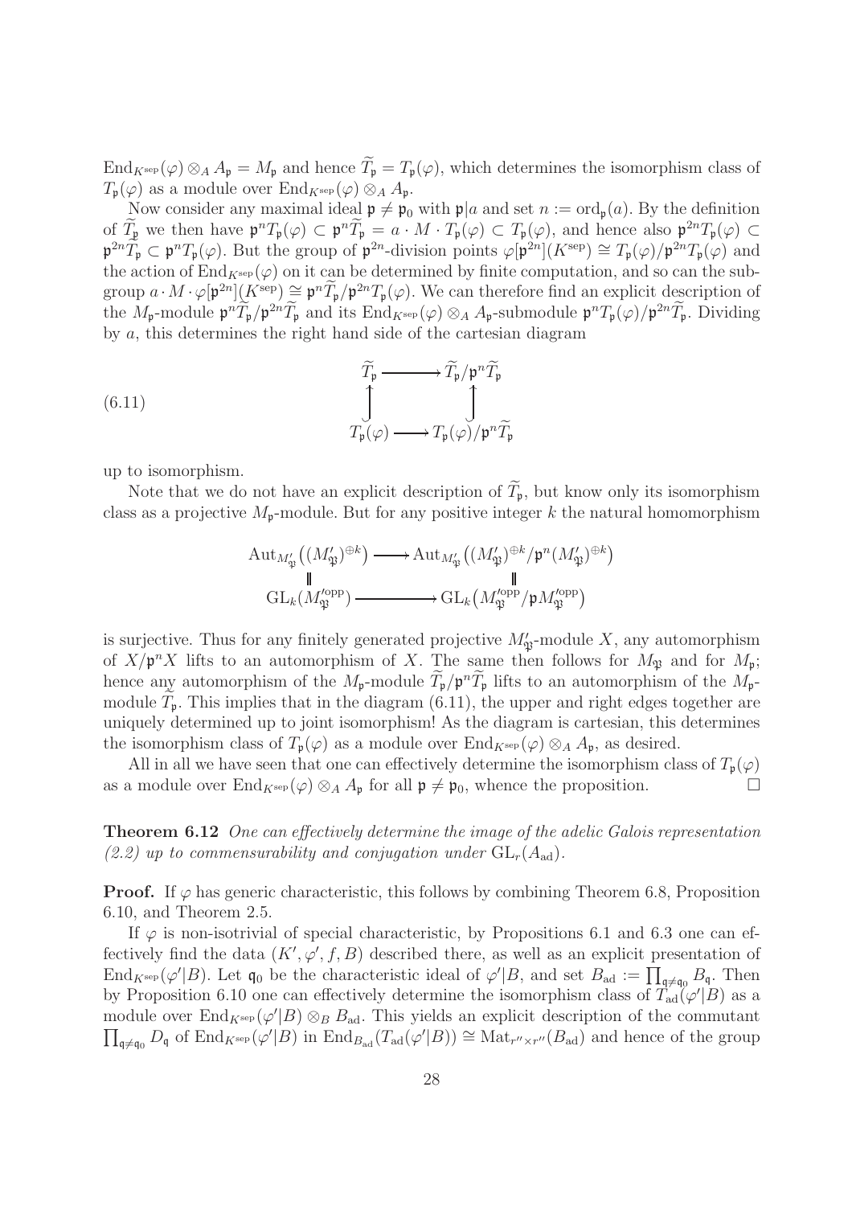$\mathrm{End}_{K^{\mathrm{sep}}}(\varphi) \otimes_A A_{\mathfrak{p}} = M_{\mathfrak{p}}$ and hence $\widetilde{T}_{\mathfrak{p}} = T_{\mathfrak{p}}(\varphi)$, which determines the isomorphism class of $T_{\mathfrak{p}}(\varphi)$ as a module over $\mathrm{End}_{K^{\mathrm{sep}}}(\varphi) \otimes_A A_{\mathfrak{p}}$.

Now consider any maximal ideal $\mathfrak{p} \neq \mathfrak{p}_0$ with $\mathfrak{p}|a$ and set $n := \mathrm{ord}_{\mathfrak{p}}(a)$. By the definition of $\widetilde{T}_{\mathfrak{p}}$ we then have $\mathfrak{p}^n T_{\mathfrak{p}}(\varphi) \subset \mathfrak{p}^n \widetilde{T}_{\mathfrak{p}} = a \cdot M \cdot T_{\mathfrak{p}}(\varphi) \subset T_{\mathfrak{p}}(\varphi)$, and hence also $\mathfrak{p}^{2n} T_{\mathfrak{p}}(\varphi) \subset \mathfrak{p}^{2n} \widetilde{T}_{\mathfrak{p}} \subset \mathfrak{p}^n T_{\mathfrak{p}}(\varphi)$. But the group of $\mathfrak{p}^{2n}$-division points $\varphi[\mathfrak{p}^{2n}](K^{\mathrm{sep}}) \cong T_{\mathfrak{p}}(\varphi)/\mathfrak{p}^{2n} T_{\mathfrak{p}}(\varphi)$ and the action of $\mathrm{End}_{K^{\mathrm{sep}}}(\varphi)$ on it can be determined by finite computation, and so can the subgroup $a \cdot M \cdot \varphi[\mathfrak{p}^{2n}](K^{\mathrm{sep}}) \cong \mathfrak{p}^n \widetilde{T}_{\mathfrak{p}}/\mathfrak{p}^{2n} T_{\mathfrak{p}}(\varphi)$. We can therefore find an explicit description of the $M_{\mathfrak{p}}$-module $\mathfrak{p}^n \widetilde{T}_{\mathfrak{p}}/\mathfrak{p}^{2n} \widetilde{T}_{\mathfrak{p}}$ and its $\mathrm{End}_{K^{\mathrm{sep}}}(\varphi) \otimes_A A_{\mathfrak{p}}$-submodule $\mathfrak{p}^n T_{\mathfrak{p}}(\varphi)/\mathfrak{p}^{2n} \widetilde{T}_{\mathfrak{p}}$. Dividing by $a$, this determines the right hand side of the cartesian diagram

$$
\begin{array}{ccc}
\widetilde{T}_{\mathfrak{p}} & \longrightarrow & \widetilde{T}_{\mathfrak{p}}/\mathfrak{p}^n \widetilde{T}_{\mathfrak{p}} \\
\uparrow & & \uparrow \\
T_{\mathfrak{p}}(\varphi) & \longrightarrow & T_{\mathfrak{p}}(\varphi)/\mathfrak{p}^n \widetilde{T}_{\mathfrak{p}}
\end{array}
\tag{6.11}
$$

up to isomorphism.

Note that we do not have an explicit description of $\widetilde{T}_{\mathfrak{p}}$, but know only its isomorphism class as a projective $M_{\mathfrak{p}}$-module. But for any positive integer $k$ the natural homomorphism

$$
\begin{array}{ccc}
\mathrm{Aut}_{M'_{\mathfrak{P}}}\big((M'_{\mathfrak{P}})^{\oplus k}\big) & \longrightarrow & \mathrm{Aut}_{M'_{\mathfrak{P}}}\big((M'_{\mathfrak{P}})^{\oplus k}/\mathfrak{p}^n (M'_{\mathfrak{P}})^{\oplus k}\big) \\
\| & & \| \\
\mathrm{GL}_k(M'^{\mathrm{opp}}_{\mathfrak{P}}) & \longrightarrow & \mathrm{GL}_k\big(M'^{\mathrm{opp}}_{\mathfrak{P}}/\mathfrak{p} M'^{\mathrm{opp}}_{\mathfrak{P}}\big)
\end{array}
$$

is surjective. Thus for any finitely generated projective $M'_{\mathfrak{P}}$-module $X$, any automorphism of $X/\mathfrak{p}^n X$ lifts to an automorphism of $X$. The same then follows for $M_{\mathfrak{P}}$ and for $M_{\mathfrak{p}}$; hence any automorphism of the $M_{\mathfrak{p}}$-module $\widetilde{T}_{\mathfrak{p}}/\mathfrak{p}^n \widetilde{T}_{\mathfrak{p}}$ lifts to an automorphism of the $M_{\mathfrak{p}}$-module $\widetilde{T}_{\mathfrak{p}}$. This implies that in the diagram (6.11), the upper and right edges together are uniquely determined up to joint isomorphism! As the diagram is cartesian, this determines the isomorphism class of $T_{\mathfrak{p}}(\varphi)$ as a module over $\mathrm{End}_{K^{\mathrm{sep}}}(\varphi) \otimes_A A_{\mathfrak{p}}$, as desired.

All in all we have seen that one can effectively determine the isomorphism class of $T_{\mathfrak{p}}(\varphi)$ as a module over $\mathrm{End}_{K^{\mathrm{sep}}}(\varphi) \otimes_A A_{\mathfrak{p}}$ for all $\mathfrak{p} \neq \mathfrak{p}_0$, whence the proposition. $\square$

**Theorem 6.12** *One can effectively determine the image of the adelic Galois representation (2.2) up to commensurability and conjugation under* $\mathrm{GL}_r(A_{\mathrm{ad}})$.

**Proof.** If $\varphi$ has generic characteristic, this follows by combining Theorem 6.8, Proposition 6.10, and Theorem 2.5.

If $\varphi$ is non-isotrivial of special characteristic, by Propositions 6.1 and 6.3 one can effectively find the data $(K', \varphi', f, B)$ described there, as well as an explicit presentation of $\mathrm{End}_{K^{\mathrm{sep}}}(\varphi'|B)$. Let $\mathfrak{q}_0$ be the characteristic ideal of $\varphi'|B$, and set $B_{\mathrm{ad}} := \prod_{\mathfrak{q} \neq \mathfrak{q}_0} B_{\mathfrak{q}}$. Then by Proposition 6.10 one can effectively determine the isomorphism class of $T_{\mathrm{ad}}(\varphi'|B)$ as a module over $\mathrm{End}_{K^{\mathrm{sep}}}(\varphi'|B) \otimes_B B_{\mathrm{ad}}$. This yields an explicit description of the commutant $\prod_{\mathfrak{q} \neq \mathfrak{q}_0} D_{\mathfrak{q}}$ of $\mathrm{End}_{K^{\mathrm{sep}}}(\varphi'|B)$ in $\mathrm{End}_{B_{\mathrm{ad}}}(T_{\mathrm{ad}}(\varphi'|B)) \cong \mathrm{Mat}_{r'' \times r''}(B_{\mathrm{ad}})$ and hence of the group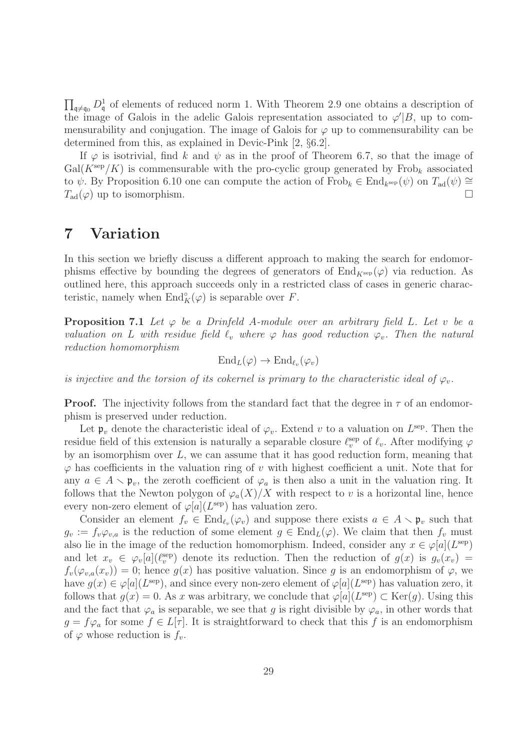$\prod_{\mathfrak{q}\neq\mathfrak{q}_0} D^1_{\mathfrak{q}}$ of elements of reduced norm 1. With Theorem 2.9 one obtains a description of the image of Galois in the adelic Galois representation associated to $\varphi'|B$, up to commensurability and conjugation. The image of Galois for $\varphi$ up to commensurability can be determined from this, as explained in Devic-Pink [2, §6.2].

If $\varphi$ is isotrivial, find $k$ and $\psi$ as in the proof of Theorem 6.7, so that the image of $\mathrm{Gal}(K^{\mathrm{sep}}/K)$ is commensurable with the pro-cyclic group generated by $\mathrm{Frob}_k$ associated to $\psi$. By Proposition 6.10 one can compute the action of $\mathrm{Frob}_k \in \mathrm{End}_{k^{\mathrm{sep}}}(\psi)$ on $T_{\mathrm{ad}}(\psi) \cong T_{\mathrm{ad}}(\varphi)$ up to isomorphism. $\square$

# 7 Variation

In this section we briefly discuss a different approach to making the search for endomorphisms effective by bounding the degrees of generators of $\mathrm{End}_{K^{\mathrm{sep}}}(\varphi)$ via reduction. As outlined here, this approach succeeds only in a restricted class of cases in generic characteristic, namely when $\mathrm{End}^\circ_K(\varphi)$ is separable over $F$.

**Proposition 7.1** *Let $\varphi$ be a Drinfeld $A$-module over an arbitrary field $L$. Let $v$ be a valuation on $L$ with residue field $\ell_v$ where $\varphi$ has good reduction $\varphi_v$. Then the natural reduction homomorphism*

$$\mathrm{End}_L(\varphi) \to \mathrm{End}_{\ell_v}(\varphi_v)$$

*is injective and the torsion of its cokernel is primary to the characteristic ideal of $\varphi_v$.*

**Proof.** The injectivity follows from the standard fact that the degree in $\tau$ of an endomorphism is preserved under reduction.

Let $\mathfrak{p}_v$ denote the characteristic ideal of $\varphi_v$. Extend $v$ to a valuation on $L^{\mathrm{sep}}$. Then the residue field of this extension is naturally a separable closure $\ell_v^{\mathrm{sep}}$ of $\ell_v$. After modifying $\varphi$ by an isomorphism over $L$, we can assume that it has good reduction form, meaning that $\varphi$ has coefficients in the valuation ring of $v$ with highest coefficient a unit. Note that for any $a \in A \smallsetminus \mathfrak{p}_v$, the zeroth coefficient of $\varphi_a$ is then also a unit in the valuation ring. It follows that the Newton polygon of $\varphi_a(X)/X$ with respect to $v$ is a horizontal line, hence every non-zero element of $\varphi[a](L^{\mathrm{sep}})$ has valuation zero.

Consider an element $f_v \in \mathrm{End}_{\ell_v}(\varphi_v)$ and suppose there exists $a \in A \smallsetminus \mathfrak{p}_v$ such that $g_v := f_v\varphi_{v,a}$ is the reduction of some element $g \in \mathrm{End}_L(\varphi)$. We claim that then $f_v$ must also lie in the image of the reduction homomorphism. Indeed, consider any $x \in \varphi[a](L^{\mathrm{sep}})$ and let $x_v \in \varphi_v[a](\ell_v^{\mathrm{sep}})$ denote its reduction. Then the reduction of $g(x)$ is $g_v(x_v) = f_v(\varphi_{v,a}(x_v)) = 0$; hence $g(x)$ has positive valuation. Since $g$ is an endomorphism of $\varphi$, we have $g(x) \in \varphi[a](L^{\mathrm{sep}})$, and since every non-zero element of $\varphi[a](L^{\mathrm{sep}})$ has valuation zero, it follows that $g(x) = 0$. As $x$ was arbitrary, we conclude that $\varphi[a](L^{\mathrm{sep}}) \subset \mathrm{Ker}(g)$. Using this and the fact that $\varphi_a$ is separable, we see that $g$ is right divisible by $\varphi_a$, in other words that $g = f\varphi_a$ for some $f \in L[\tau]$. It is straightforward to check that this $f$ is an endomorphism of $\varphi$ whose reduction is $f_v$.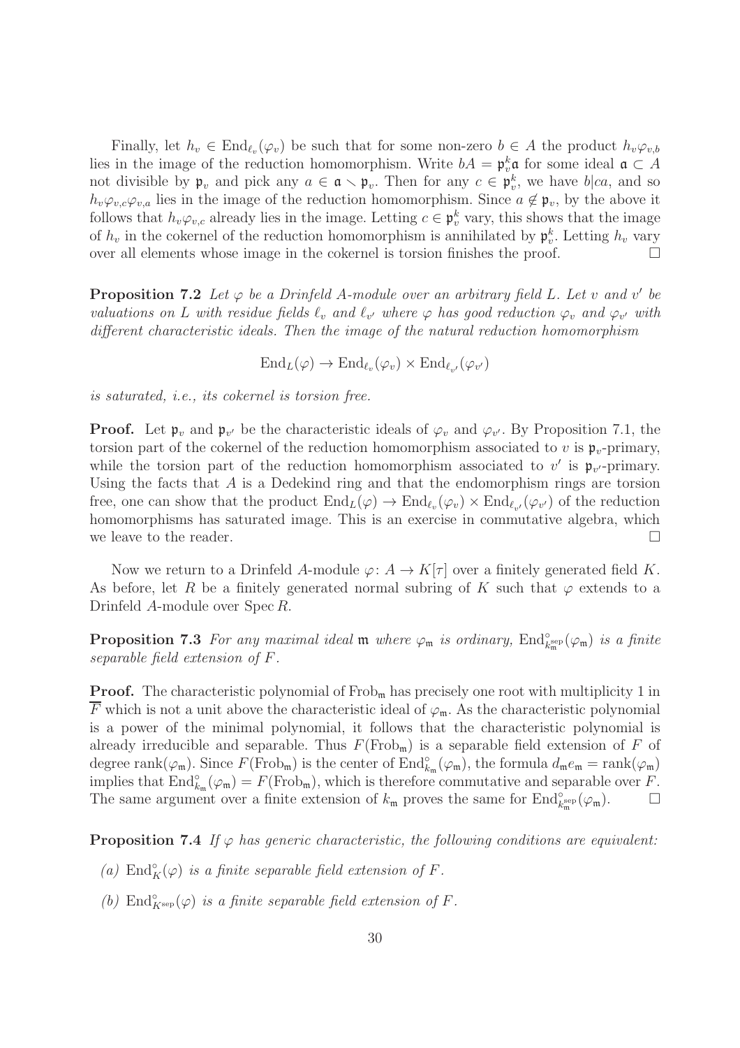Finally, let $h_v \in \mathrm{End}_{\ell_v}(\varphi_v)$ be such that for some non-zero $b \in A$ the product $h_v\varphi_{v,b}$ lies in the image of the reduction homomorphism. Write $bA = \mathfrak{p}_v^k\mathfrak{a}$ for some ideal $\mathfrak{a} \subset A$ not divisible by $\mathfrak{p}_v$ and pick any $a \in \mathfrak{a} \smallsetminus \mathfrak{p}_v$. Then for any $c \in \mathfrak{p}_v^k$, we have $b|ca$, and so $h_v\varphi_{v,c}\varphi_{v,a}$ lies in the image of the reduction homomorphism. Since $a \notin \mathfrak{p}_v$, by the above it follows that $h_v\varphi_{v,c}$ already lies in the image. Letting $c \in \mathfrak{p}_v^k$ vary, this shows that the image of $h_v$ in the cokernel of the reduction homomorphism is annihilated by $\mathfrak{p}_v^k$. Letting $h_v$ vary over all elements whose image in the cokernel is torsion finishes the proof. $\square$

**Proposition 7.2** *Let $\varphi$ be a Drinfeld $A$-module over an arbitrary field $L$. Let $v$ and $v'$ be valuations on $L$ with residue fields $\ell_v$ and $\ell_{v'}$ where $\varphi$ has good reduction $\varphi_v$ and $\varphi_{v'}$ with different characteristic ideals. Then the image of the natural reduction homomorphism*

$$\mathrm{End}_L(\varphi) \to \mathrm{End}_{\ell_v}(\varphi_v) \times \mathrm{End}_{\ell_{v'}}(\varphi_{v'})$$

*is saturated, i.e., its cokernel is torsion free.*

**Proof.** Let $\mathfrak{p}_v$ and $\mathfrak{p}_{v'}$ be the characteristic ideals of $\varphi_v$ and $\varphi_{v'}$. By Proposition 7.1, the torsion part of the cokernel of the reduction homomorphism associated to $v$ is $\mathfrak{p}_v$-primary, while the torsion part of the reduction homomorphism associated to $v'$ is $\mathfrak{p}_{v'}$-primary. Using the facts that $A$ is a Dedekind ring and that the endomorphism rings are torsion free, one can show that the product $\mathrm{End}_L(\varphi) \to \mathrm{End}_{\ell_v}(\varphi_v) \times \mathrm{End}_{\ell_{v'}}(\varphi_{v'})$ of the reduction homomorphisms has saturated image. This is an exercise in commutative algebra, which we leave to the reader. $\square$

Now we return to a Drinfeld $A$-module $\varphi\colon A \to K[\tau]$ over a finitely generated field $K$. As before, let $R$ be a finitely generated normal subring of $K$ such that $\varphi$ extends to a Drinfeld $A$-module over $\mathrm{Spec}\, R$.

**Proposition 7.3** *For any maximal ideal $\mathfrak{m}$ where $\varphi_\mathfrak{m}$ is ordinary, $\mathrm{End}^\circ_{k_\mathfrak{m}^{\mathrm{sep}}}(\varphi_\mathfrak{m})$ is a finite separable field extension of $F$.*

**Proof.** The characteristic polynomial of $\mathrm{Frob}_\mathfrak{m}$ has precisely one root with multiplicity 1 in $\overline{F}$ which is not a unit above the characteristic ideal of $\varphi_\mathfrak{m}$. As the characteristic polynomial is a power of the minimal polynomial, it follows that the characteristic polynomial is already irreducible and separable. Thus $F(\mathrm{Frob}_\mathfrak{m})$ is a separable field extension of $F$ of degree $\mathrm{rank}(\varphi_\mathfrak{m})$. Since $F(\mathrm{Frob}_\mathfrak{m})$ is the center of $\mathrm{End}^\circ_{k_\mathfrak{m}}(\varphi_\mathfrak{m})$, the formula $d_\mathfrak{m}e_\mathfrak{m} = \mathrm{rank}(\varphi_\mathfrak{m})$ implies that $\mathrm{End}^\circ_{k_\mathfrak{m}}(\varphi_\mathfrak{m}) = F(\mathrm{Frob}_\mathfrak{m})$, which is therefore commutative and separable over $F$. The same argument over a finite extension of $k_\mathfrak{m}$ proves the same for $\mathrm{End}^\circ_{k_\mathfrak{m}^{\mathrm{sep}}}(\varphi_\mathfrak{m})$. $\square$

**Proposition 7.4** *If $\varphi$ has generic characteristic, the following conditions are equivalent:*

*(a)* $\mathrm{End}^\circ_K(\varphi)$ *is a finite separable field extension of $F$.*

*(b)* $\mathrm{End}^\circ_{K^{\mathrm{sep}}}(\varphi)$ *is a finite separable field extension of $F$.*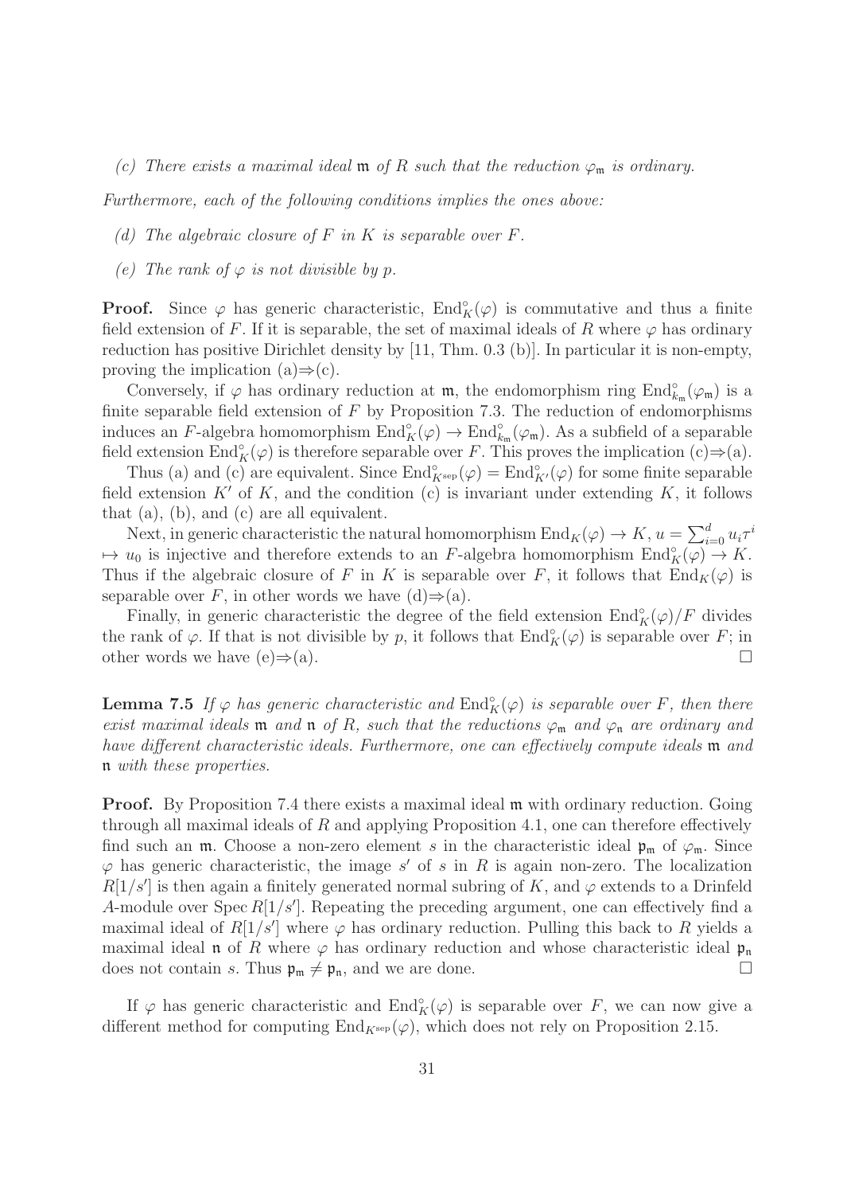*(c) There exists a maximal ideal $\mathfrak{m}$ of $R$ such that the reduction $\varphi_\mathfrak{m}$ is ordinary.*

*Furthermore, each of the following conditions implies the ones above:*

*(d) The algebraic closure of $F$ in $K$ is separable over $F$.*

*(e) The rank of $\varphi$ is not divisible by $p$.*

**Proof.** Since $\varphi$ has generic characteristic, $\mathrm{End}_K^\circ(\varphi)$ is commutative and thus a finite field extension of $F$. If it is separable, the set of maximal ideals of $R$ where $\varphi$ has ordinary reduction has positive Dirichlet density by [11, Thm. 0.3 (b)]. In particular it is non-empty, proving the implication (a)$\Rightarrow$(c).

Conversely, if $\varphi$ has ordinary reduction at $\mathfrak{m}$, the endomorphism ring $\mathrm{End}_{k_\mathfrak{m}}^\circ(\varphi_\mathfrak{m})$ is a finite separable field extension of $F$ by Proposition 7.3. The reduction of endomorphisms induces an $F$-algebra homomorphism $\mathrm{End}_K^\circ(\varphi) \to \mathrm{End}_{k_\mathfrak{m}}^\circ(\varphi_\mathfrak{m})$. As a subfield of a separable field extension $\mathrm{End}_K^\circ(\varphi)$ is therefore separable over $F$. This proves the implication (c)$\Rightarrow$(a).

Thus (a) and (c) are equivalent. Since $\mathrm{End}_{K^{\mathrm{sep}}}^\circ(\varphi) = \mathrm{End}_{K'}^\circ(\varphi)$ for some finite separable field extension $K'$ of $K$, and the condition (c) is invariant under extending $K$, it follows that (a), (b), and (c) are all equivalent.

Next, in generic characteristic the natural homomorphism $\mathrm{End}_K(\varphi) \to K$, $u = \sum_{i=0}^d u_i\tau^i \mapsto u_0$ is injective and therefore extends to an $F$-algebra homomorphism $\mathrm{End}_K^\circ(\varphi) \to K$. Thus if the algebraic closure of $F$ in $K$ is separable over $F$, it follows that $\mathrm{End}_K(\varphi)$ is separable over $F$, in other words we have (d)$\Rightarrow$(a).

Finally, in generic characteristic the degree of the field extension $\mathrm{End}_K^\circ(\varphi)/F$ divides the rank of $\varphi$. If that is not divisible by $p$, it follows that $\mathrm{End}_K^\circ(\varphi)$ is separable over $F$; in other words we have (e)$\Rightarrow$(a). $\square$

**Lemma 7.5** *If $\varphi$ has generic characteristic and $\mathrm{End}_K^\circ(\varphi)$ is separable over $F$, then there exist maximal ideals $\mathfrak{m}$ and $\mathfrak{n}$ of $R$, such that the reductions $\varphi_\mathfrak{m}$ and $\varphi_\mathfrak{n}$ are ordinary and have different characteristic ideals. Furthermore, one can effectively compute ideals $\mathfrak{m}$ and $\mathfrak{n}$ with these properties.*

**Proof.** By Proposition 7.4 there exists a maximal ideal $\mathfrak{m}$ with ordinary reduction. Going through all maximal ideals of $R$ and applying Proposition 4.1, one can therefore effectively find such an $\mathfrak{m}$. Choose a non-zero element $s$ in the characteristic ideal $\mathfrak{p}_\mathfrak{m}$ of $\varphi_\mathfrak{m}$. Since $\varphi$ has generic characteristic, the image $s'$ of $s$ in $R$ is again non-zero. The localization $R[1/s']$ is then again a finitely generated normal subring of $K$, and $\varphi$ extends to a Drinfeld $A$-module over $\mathrm{Spec}\, R[1/s']$. Repeating the preceding argument, one can effectively find a maximal ideal of $R[1/s']$ where $\varphi$ has ordinary reduction. Pulling this back to $R$ yields a maximal ideal $\mathfrak{n}$ of $R$ where $\varphi$ has ordinary reduction and whose characteristic ideal $\mathfrak{p}_\mathfrak{n}$ does not contain $s$. Thus $\mathfrak{p}_\mathfrak{m} \neq \mathfrak{p}_\mathfrak{n}$, and we are done. $\square$

If $\varphi$ has generic characteristic and $\mathrm{End}_K^\circ(\varphi)$ is separable over $F$, we can now give a different method for computing $\mathrm{End}_{K^{\mathrm{sep}}}(\varphi)$, which does not rely on Proposition 2.15.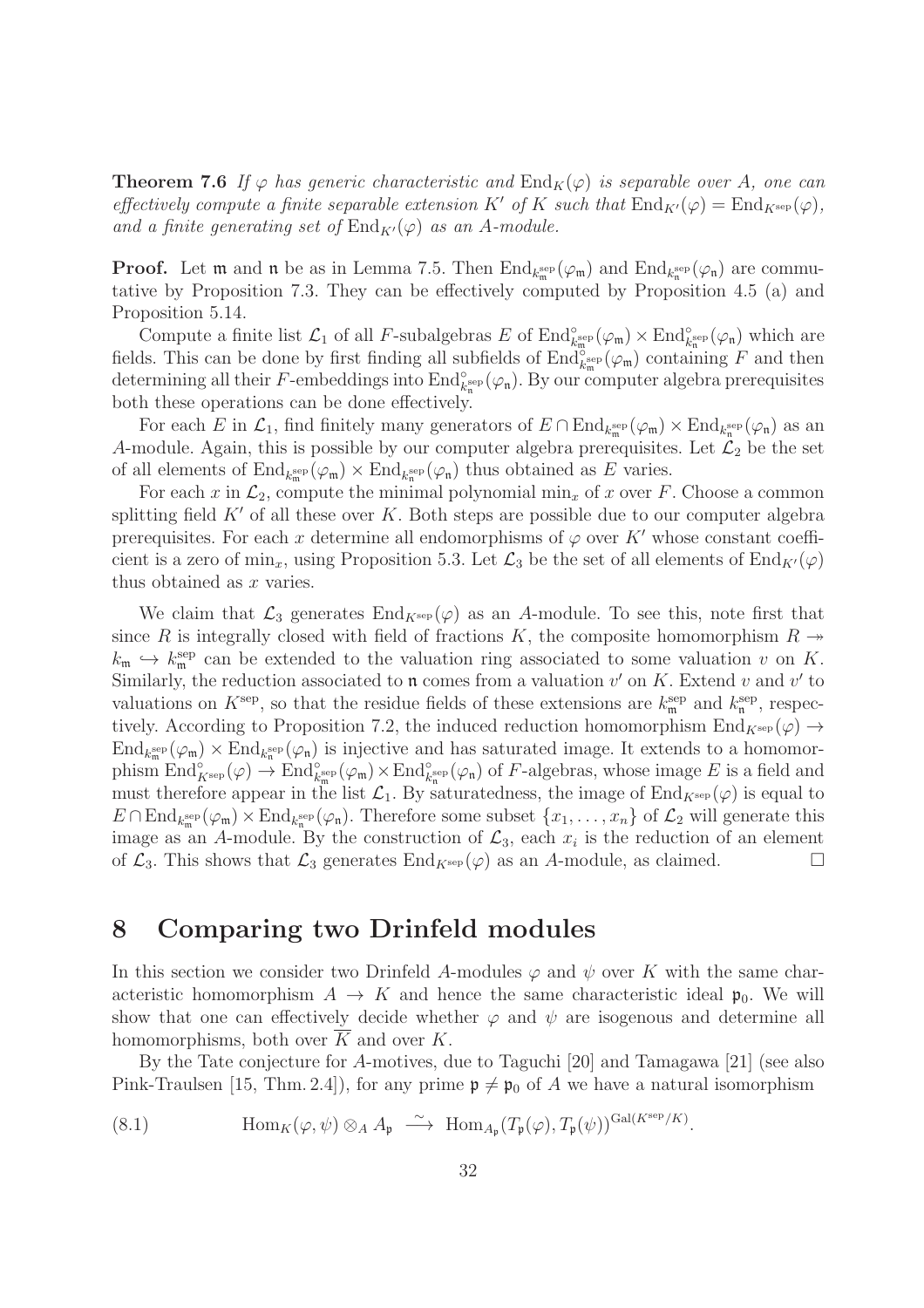**Theorem 7.6** *If $\varphi$ has generic characteristic and $\mathrm{End}_K(\varphi)$ is separable over $A$, one can effectively compute a finite separable extension $K'$ of $K$ such that $\mathrm{End}_{K'}(\varphi) = \mathrm{End}_{K^{\mathrm{sep}}}(\varphi)$, and a finite generating set of $\mathrm{End}_{K'}(\varphi)$ as an $A$-module.*

**Proof.** Let $\mathfrak{m}$ and $\mathfrak{n}$ be as in Lemma 7.5. Then $\mathrm{End}_{k_\mathfrak{m}^{\mathrm{sep}}}(\varphi_\mathfrak{m})$ and $\mathrm{End}_{k_\mathfrak{n}^{\mathrm{sep}}}(\varphi_\mathfrak{n})$ are commutative by Proposition 7.3. They can be effectively computed by Proposition 4.5 (a) and Proposition 5.14.

Compute a finite list $\mathcal{L}_1$ of all $F$-subalgebras $E$ of $\mathrm{End}^\circ_{k_\mathfrak{m}^{\mathrm{sep}}}(\varphi_\mathfrak{m}) \times \mathrm{End}^\circ_{k_\mathfrak{n}^{\mathrm{sep}}}(\varphi_\mathfrak{n})$ which are fields. This can be done by first finding all subfields of $\mathrm{End}^\circ_{k_\mathfrak{m}^{\mathrm{sep}}}(\varphi_\mathfrak{m})$ containing $F$ and then determining all their $F$-embeddings into $\mathrm{End}^\circ_{k_\mathfrak{n}^{\mathrm{sep}}}(\varphi_\mathfrak{n})$. By our computer algebra prerequisites both these operations can be done effectively.

For each $E$ in $\mathcal{L}_1$, find finitely many generators of $E \cap \mathrm{End}_{k_\mathfrak{m}^{\mathrm{sep}}}(\varphi_\mathfrak{m}) \times \mathrm{End}_{k_\mathfrak{n}^{\mathrm{sep}}}(\varphi_\mathfrak{n})$ as an $A$-module. Again, this is possible by our computer algebra prerequisites. Let $\mathcal{L}_2$ be the set of all elements of $\mathrm{End}_{k_\mathfrak{m}^{\mathrm{sep}}}(\varphi_\mathfrak{m}) \times \mathrm{End}_{k_\mathfrak{n}^{\mathrm{sep}}}(\varphi_\mathfrak{n})$ thus obtained as $E$ varies.

For each $x$ in $\mathcal{L}_2$, compute the minimal polynomial $\min_x$ of $x$ over $F$. Choose a common splitting field $K'$ of all these over $K$. Both steps are possible due to our computer algebra prerequisites. For each $x$ determine all endomorphisms of $\varphi$ over $K'$ whose constant coefficient is a zero of $\min_x$, using Proposition 5.3. Let $\mathcal{L}_3$ be the set of all elements of $\mathrm{End}_{K'}(\varphi)$ thus obtained as $x$ varies.

We claim that $\mathcal{L}_3$ generates $\mathrm{End}_{K^{\mathrm{sep}}}(\varphi)$ as an $A$-module. To see this, note first that since $R$ is integrally closed with field of fractions $K$, the composite homomorphism $R \twoheadrightarrow k_\mathfrak{m} \hookrightarrow k_\mathfrak{m}^{\mathrm{sep}}$ can be extended to the valuation ring associated to some valuation $v$ on $K$. Similarly, the reduction associated to $\mathfrak{n}$ comes from a valuation $v'$ on $K$. Extend $v$ and $v'$ to valuations on $K^{\mathrm{sep}}$, so that the residue fields of these extensions are $k_\mathfrak{m}^{\mathrm{sep}}$ and $k_\mathfrak{n}^{\mathrm{sep}}$, respectively. According to Proposition 7.2, the induced reduction homomorphism $\mathrm{End}_{K^{\mathrm{sep}}}(\varphi) \to \mathrm{End}_{k_\mathfrak{m}^{\mathrm{sep}}}(\varphi_\mathfrak{m}) \times \mathrm{End}_{k_\mathfrak{n}^{\mathrm{sep}}}(\varphi_\mathfrak{n})$ is injective and has saturated image. It extends to a homomorphism $\mathrm{End}^\circ_{K^{\mathrm{sep}}}(\varphi) \to \mathrm{End}^\circ_{k_\mathfrak{m}^{\mathrm{sep}}}(\varphi_\mathfrak{m}) \times \mathrm{End}^\circ_{k_\mathfrak{n}^{\mathrm{sep}}}(\varphi_\mathfrak{n})$ of $F$-algebras, whose image $E$ is a field and must therefore appear in the list $\mathcal{L}_1$. By saturatedness, the image of $\mathrm{End}_{K^{\mathrm{sep}}}(\varphi)$ is equal to $E \cap \mathrm{End}_{k_\mathfrak{m}^{\mathrm{sep}}}(\varphi_\mathfrak{m}) \times \mathrm{End}_{k_\mathfrak{n}^{\mathrm{sep}}}(\varphi_\mathfrak{n})$. Therefore some subset $\{x_1, \ldots, x_n\}$ of $\mathcal{L}_2$ will generate this image as an $A$-module. By the construction of $\mathcal{L}_3$, each $x_i$ is the reduction of an element of $\mathcal{L}_3$. This shows that $\mathcal{L}_3$ generates $\mathrm{End}_{K^{\mathrm{sep}}}(\varphi)$ as an $A$-module, as claimed. □

# 8 Comparing two Drinfeld modules

In this section we consider two Drinfeld $A$-modules $\varphi$ and $\psi$ over $K$ with the same characteristic homomorphism $A \to K$ and hence the same characteristic ideal $\mathfrak{p}_0$. We will show that one can effectively decide whether $\varphi$ and $\psi$ are isogenous and determine all homomorphisms, both over $\overline{K}$ and over $K$.

By the Tate conjecture for $A$-motives, due to Taguchi [20] and Tamagawa [21] (see also Pink-Traulsen [15, Thm. 2.4]), for any prime $\mathfrak{p} \neq \mathfrak{p}_0$ of $A$ we have a natural isomorphism

$$\mathrm{Hom}_K(\varphi, \psi) \otimes_A A_\mathfrak{p} \ \xrightarrow{\ \sim\ }\ \mathrm{Hom}_{A_\mathfrak{p}}(T_\mathfrak{p}(\varphi), T_\mathfrak{p}(\psi))^{\mathrm{Gal}(K^{\mathrm{sep}}/K)}. \tag{8.1}$$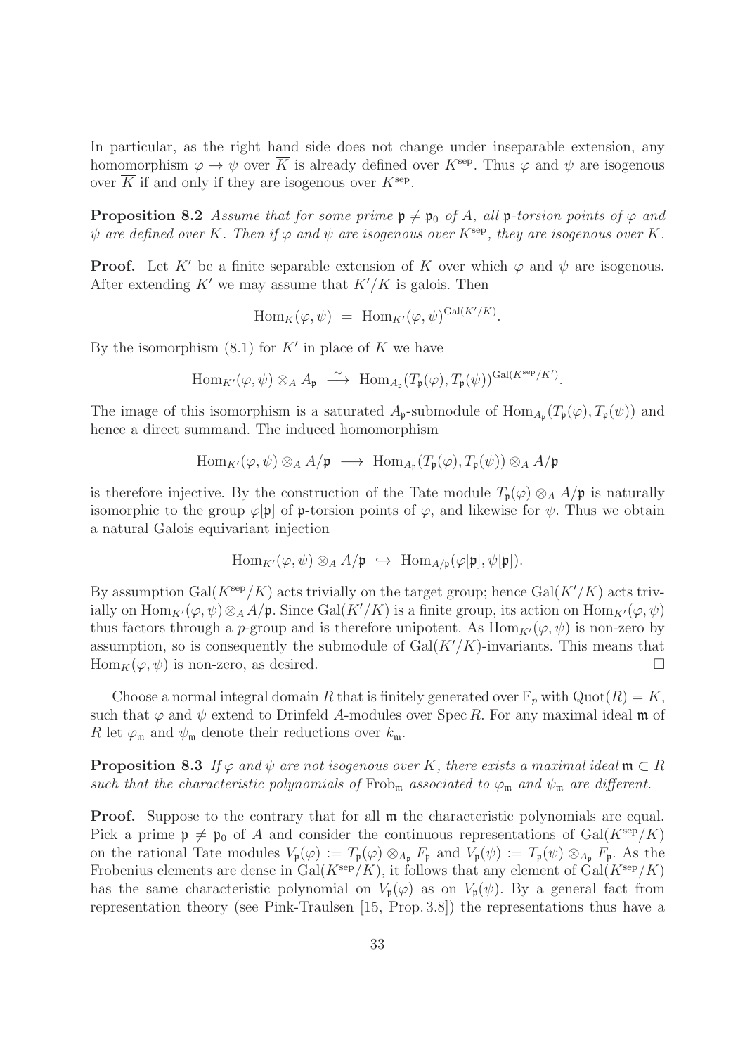In particular, as the right hand side does not change under inseparable extension, any homomorphism $\varphi \to \psi$ over $\overline{K}$ is already defined over $K^{\mathrm{sep}}$. Thus $\varphi$ and $\psi$ are isogenous over $\overline{K}$ if and only if they are isogenous over $K^{\mathrm{sep}}$.

**Proposition 8.2** *Assume that for some prime $\mathfrak{p} \neq \mathfrak{p}_0$ of $A$, all $\mathfrak{p}$-torsion points of $\varphi$ and $\psi$ are defined over $K$. Then if $\varphi$ and $\psi$ are isogenous over $K^{\mathrm{sep}}$, they are isogenous over $K$.*

**Proof.** Let $K'$ be a finite separable extension of $K$ over which $\varphi$ and $\psi$ are isogenous. After extending $K'$ we may assume that $K'/K$ is galois. Then

$$\mathrm{Hom}_K(\varphi, \psi) \;=\; \mathrm{Hom}_{K'}(\varphi, \psi)^{\mathrm{Gal}(K'/K)}.$$

By the isomorphism (8.1) for $K'$ in place of $K$ we have

$$\mathrm{Hom}_{K'}(\varphi, \psi) \otimes_A A_\mathfrak{p} \;\xrightarrow{\;\sim\;}\; \mathrm{Hom}_{A_\mathfrak{p}}(T_\mathfrak{p}(\varphi), T_\mathfrak{p}(\psi))^{\mathrm{Gal}(K^{\mathrm{sep}}/K')}.$$

The image of this isomorphism is a saturated $A_\mathfrak{p}$-submodule of $\mathrm{Hom}_{A_\mathfrak{p}}(T_\mathfrak{p}(\varphi), T_\mathfrak{p}(\psi))$ and hence a direct summand. The induced homomorphism

$$\mathrm{Hom}_{K'}(\varphi, \psi) \otimes_A A/\mathfrak{p} \;\longrightarrow\; \mathrm{Hom}_{A_\mathfrak{p}}(T_\mathfrak{p}(\varphi), T_\mathfrak{p}(\psi)) \otimes_A A/\mathfrak{p}$$

is therefore injective. By the construction of the Tate module $T_\mathfrak{p}(\varphi) \otimes_A A/\mathfrak{p}$ is naturally isomorphic to the group $\varphi[\mathfrak{p}]$ of $\mathfrak{p}$-torsion points of $\varphi$, and likewise for $\psi$. Thus we obtain a natural Galois equivariant injection

$$\mathrm{Hom}_{K'}(\varphi, \psi) \otimes_A A/\mathfrak{p} \;\hookrightarrow\; \mathrm{Hom}_{A/\mathfrak{p}}(\varphi[\mathfrak{p}], \psi[\mathfrak{p}]).$$

By assumption $\mathrm{Gal}(K^{\mathrm{sep}}/K)$ acts trivially on the target group; hence $\mathrm{Gal}(K'/K)$ acts trivially on $\mathrm{Hom}_{K'}(\varphi, \psi) \otimes_A A/\mathfrak{p}$. Since $\mathrm{Gal}(K'/K)$ is a finite group, its action on $\mathrm{Hom}_{K'}(\varphi, \psi)$ thus factors through a $p$-group and is therefore unipotent. As $\mathrm{Hom}_{K'}(\varphi, \psi)$ is non-zero by assumption, so is consequently the submodule of $\mathrm{Gal}(K'/K)$-invariants. This means that $\mathrm{Hom}_K(\varphi, \psi)$ is non-zero, as desired. $\square$

Choose a normal integral domain $R$ that is finitely generated over $\mathbb{F}_p$ with $\mathrm{Quot}(R) = K$, such that $\varphi$ and $\psi$ extend to Drinfeld $A$-modules over $\mathrm{Spec}\, R$. For any maximal ideal $\mathfrak{m}$ of $R$ let $\varphi_\mathfrak{m}$ and $\psi_\mathfrak{m}$ denote their reductions over $k_\mathfrak{m}$.

**Proposition 8.3** *If $\varphi$ and $\psi$ are not isogenous over $K$, there exists a maximal ideal $\mathfrak{m} \subset R$ such that the characteristic polynomials of $\mathrm{Frob}_\mathfrak{m}$ associated to $\varphi_\mathfrak{m}$ and $\psi_\mathfrak{m}$ are different.*

**Proof.** Suppose to the contrary that for all $\mathfrak{m}$ the characteristic polynomials are equal. Pick a prime $\mathfrak{p} \neq \mathfrak{p}_0$ of $A$ and consider the continuous representations of $\mathrm{Gal}(K^{\mathrm{sep}}/K)$ on the rational Tate modules $V_\mathfrak{p}(\varphi) := T_\mathfrak{p}(\varphi) \otimes_{A_\mathfrak{p}} F_\mathfrak{p}$ and $V_\mathfrak{p}(\psi) := T_\mathfrak{p}(\psi) \otimes_{A_\mathfrak{p}} F_\mathfrak{p}$. As the Frobenius elements are dense in $\mathrm{Gal}(K^{\mathrm{sep}}/K)$, it follows that any element of $\mathrm{Gal}(K^{\mathrm{sep}}/K)$ has the same characteristic polynomial on $V_\mathfrak{p}(\varphi)$ as on $V_\mathfrak{p}(\psi)$. By a general fact from representation theory (see Pink-Traulsen [15, Prop. 3.8]) the representations thus have a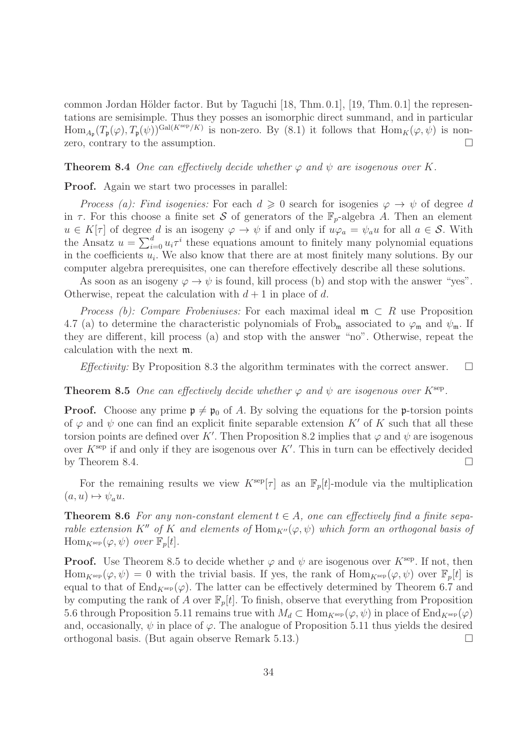common Jordan Hölder factor. But by Taguchi [18, Thm. 0.1], [19, Thm. 0.1] the representations are semisimple. Thus they posses an isomorphic direct summand, and in particular $\mathrm{Hom}_{A_\mathfrak{p}}(T_\mathfrak{p}(\varphi), T_\mathfrak{p}(\psi))^{\mathrm{Gal}(K^{\mathrm{sep}}/K)}$ is non-zero. By (8.1) it follows that $\mathrm{Hom}_K(\varphi, \psi)$ is non-zero, contrary to the assumption. □

**Theorem 8.4** *One can effectively decide whether $\varphi$ and $\psi$ are isogenous over $K$.*

**Proof.** Again we start two processes in parallel:

*Process (a): Find isogenies:* For each $d \geqslant 0$ search for isogenies $\varphi \to \psi$ of degree $d$ in $\tau$. For this choose a finite set $\mathcal{S}$ of generators of the $\mathbb{F}_p$-algebra $A$. Then an element $u \in K[\tau]$ of degree $d$ is an isogeny $\varphi \to \psi$ if and only if $u\varphi_a = \psi_a u$ for all $a \in \mathcal{S}$. With the Ansatz $u = \sum_{i=0}^{d} u_i \tau^i$ these equations amount to finitely many polynomial equations in the coefficients $u_i$. We also know that there are at most finitely many solutions. By our computer algebra prerequisites, one can therefore effectively describe all these solutions.

As soon as an isogeny $\varphi \to \psi$ is found, kill process (b) and stop with the answer "yes". Otherwise, repeat the calculation with $d+1$ in place of $d$.

*Process (b): Compare Frobeniuses:* For each maximal ideal $\mathfrak{m} \subset R$ use Proposition 4.7 (a) to determine the characteristic polynomials of $\mathrm{Frob}_\mathfrak{m}$ associated to $\varphi_\mathfrak{m}$ and $\psi_\mathfrak{m}$. If they are different, kill process (a) and stop with the answer "no". Otherwise, repeat the calculation with the next $\mathfrak{m}$.

*Effectivity:* By Proposition 8.3 the algorithm terminates with the correct answer. □

**Theorem 8.5** *One can effectively decide whether $\varphi$ and $\psi$ are isogenous over $K^{\mathrm{sep}}$.*

**Proof.** Choose any prime $\mathfrak{p} \neq \mathfrak{p}_0$ of $A$. By solving the equations for the $\mathfrak{p}$-torsion points of $\varphi$ and $\psi$ one can find an explicit finite separable extension $K'$ of $K$ such that all these torsion points are defined over $K'$. Then Proposition 8.2 implies that $\varphi$ and $\psi$ are isogenous over $K^{\mathrm{sep}}$ if and only if they are isogenous over $K'$. This in turn can be effectively decided by Theorem 8.4. □

For the remaining results we view $K^{\mathrm{sep}}[\tau]$ as an $\mathbb{F}_p[t]$-module via the multiplication $(a, u) \mapsto \psi_a u$.

**Theorem 8.6** *For any non-constant element $t \in A$, one can effectively find a finite separable extension $K''$ of $K$ and elements of $\mathrm{Hom}_{K''}(\varphi, \psi)$ which form an orthogonal basis of $\mathrm{Hom}_{K^{\mathrm{sep}}}(\varphi, \psi)$ over $\mathbb{F}_p[t]$.*

**Proof.** Use Theorem 8.5 to decide whether $\varphi$ and $\psi$ are isogenous over $K^{\mathrm{sep}}$. If not, then $\mathrm{Hom}_{K^{\mathrm{sep}}}(\varphi, \psi) = 0$ with the trivial basis. If yes, the rank of $\mathrm{Hom}_{K^{\mathrm{sep}}}(\varphi, \psi)$ over $\mathbb{F}_p[t]$ is equal to that of $\mathrm{End}_{K^{\mathrm{sep}}}(\varphi)$. The latter can be effectively determined by Theorem 6.7 and by computing the rank of $A$ over $\mathbb{F}_p[t]$. To finish, observe that everything from Proposition 5.6 through Proposition 5.11 remains true with $M_d \subset \mathrm{Hom}_{K^{\mathrm{sep}}}(\varphi, \psi)$ in place of $\mathrm{End}_{K^{\mathrm{sep}}}(\varphi)$ and, occasionally, $\psi$ in place of $\varphi$. The analogue of Proposition 5.11 thus yields the desired orthogonal basis. (But again observe Remark 5.13.) □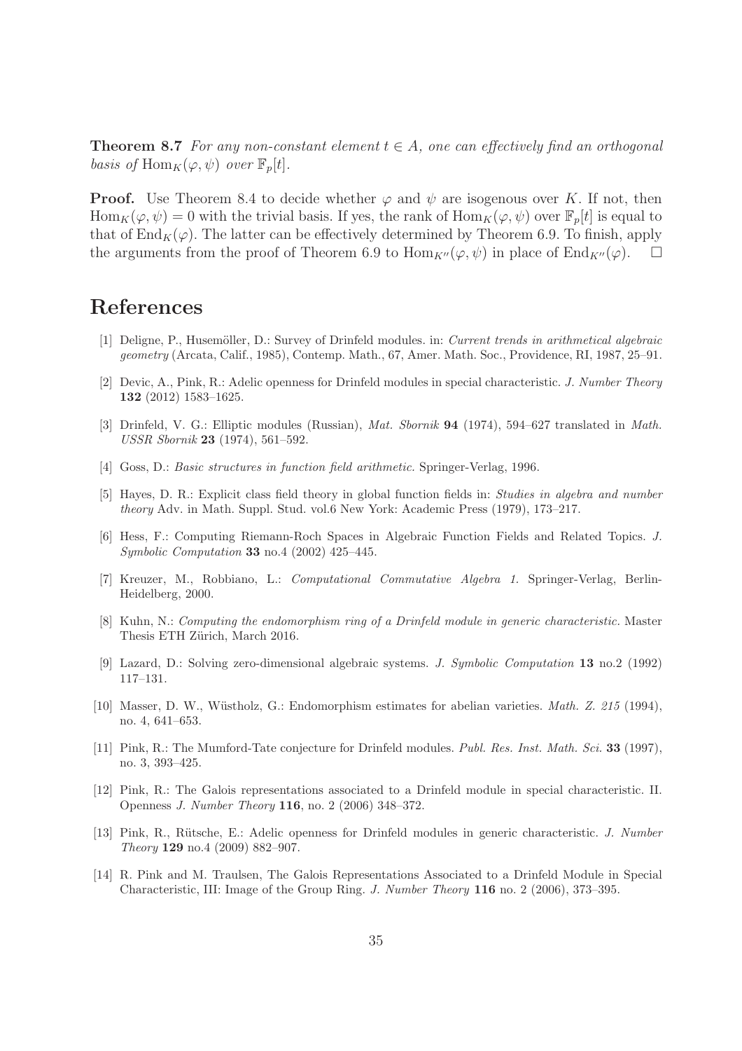**Theorem 8.7** *For any non-constant element $t \in A$, one can effectively find an orthogonal basis of* $\mathrm{Hom}_K(\varphi, \psi)$ *over* $\mathbb{F}_p[t]$.

**Proof.** Use Theorem 8.4 to decide whether $\varphi$ and $\psi$ are isogenous over $K$. If not, then $\mathrm{Hom}_K(\varphi, \psi) = 0$ with the trivial basis. If yes, the rank of $\mathrm{Hom}_K(\varphi, \psi)$ over $\mathbb{F}_p[t]$ is equal to that of $\mathrm{End}_K(\varphi)$. The latter can be effectively determined by Theorem 6.9. To finish, apply the arguments from the proof of Theorem 6.9 to $\mathrm{Hom}_{K''}(\varphi, \psi)$ in place of $\mathrm{End}_{K''}(\varphi)$. $\square$

# References

[1] Deligne, P., Husemöller, D.: Survey of Drinfeld modules. in: *Current trends in arithmetical algebraic geometry* (Arcata, Calif., 1985), Contemp. Math., 67, Amer. Math. Soc., Providence, RI, 1987, 25–91.

[2] Devic, A., Pink, R.: Adelic openness for Drinfeld modules in special characteristic. *J. Number Theory* **132** (2012) 1583–1625.

[3] Drinfeld, V. G.: Elliptic modules (Russian), *Mat. Sbornik* **94** (1974), 594–627 translated in *Math. USSR Sbornik* **23** (1974), 561–592.

[4] Goss, D.: *Basic structures in function field arithmetic.* Springer-Verlag, 1996.

[5] Hayes, D. R.: Explicit class field theory in global function fields in: *Studies in algebra and number theory* Adv. in Math. Suppl. Stud. vol.6 New York: Academic Press (1979), 173–217.

[6] Hess, F.: Computing Riemann-Roch Spaces in Algebraic Function Fields and Related Topics. *J. Symbolic Computation* **33** no.4 (2002) 425–445.

[7] Kreuzer, M., Robbiano, L.: *Computational Commutative Algebra 1.* Springer-Verlag, Berlin-Heidelberg, 2000.

[8] Kuhn, N.: *Computing the endomorphism ring of a Drinfeld module in generic characteristic.* Master Thesis ETH Zürich, March 2016.

[9] Lazard, D.: Solving zero-dimensional algebraic systems. *J. Symbolic Computation* **13** no.2 (1992) 117–131.

[10] Masser, D. W., Wüstholz, G.: Endomorphism estimates for abelian varieties. *Math. Z. 215* (1994), no. 4, 641–653.

[11] Pink, R.: The Mumford-Tate conjecture for Drinfeld modules. *Publ. Res. Inst. Math. Sci.* **33** (1997), no. 3, 393–425.

[12] Pink, R.: The Galois representations associated to a Drinfeld module in special characteristic. II. Openness *J. Number Theory* **116**, no. 2 (2006) 348–372.

[13] Pink, R., Rütsche, E.: Adelic openness for Drinfeld modules in generic characteristic. *J. Number Theory* **129** no.4 (2009) 882–907.

[14] R. Pink and M. Traulsen, The Galois Representations Associated to a Drinfeld Module in Special Characteristic, III: Image of the Group Ring. *J. Number Theory* **116** no. 2 (2006), 373–395.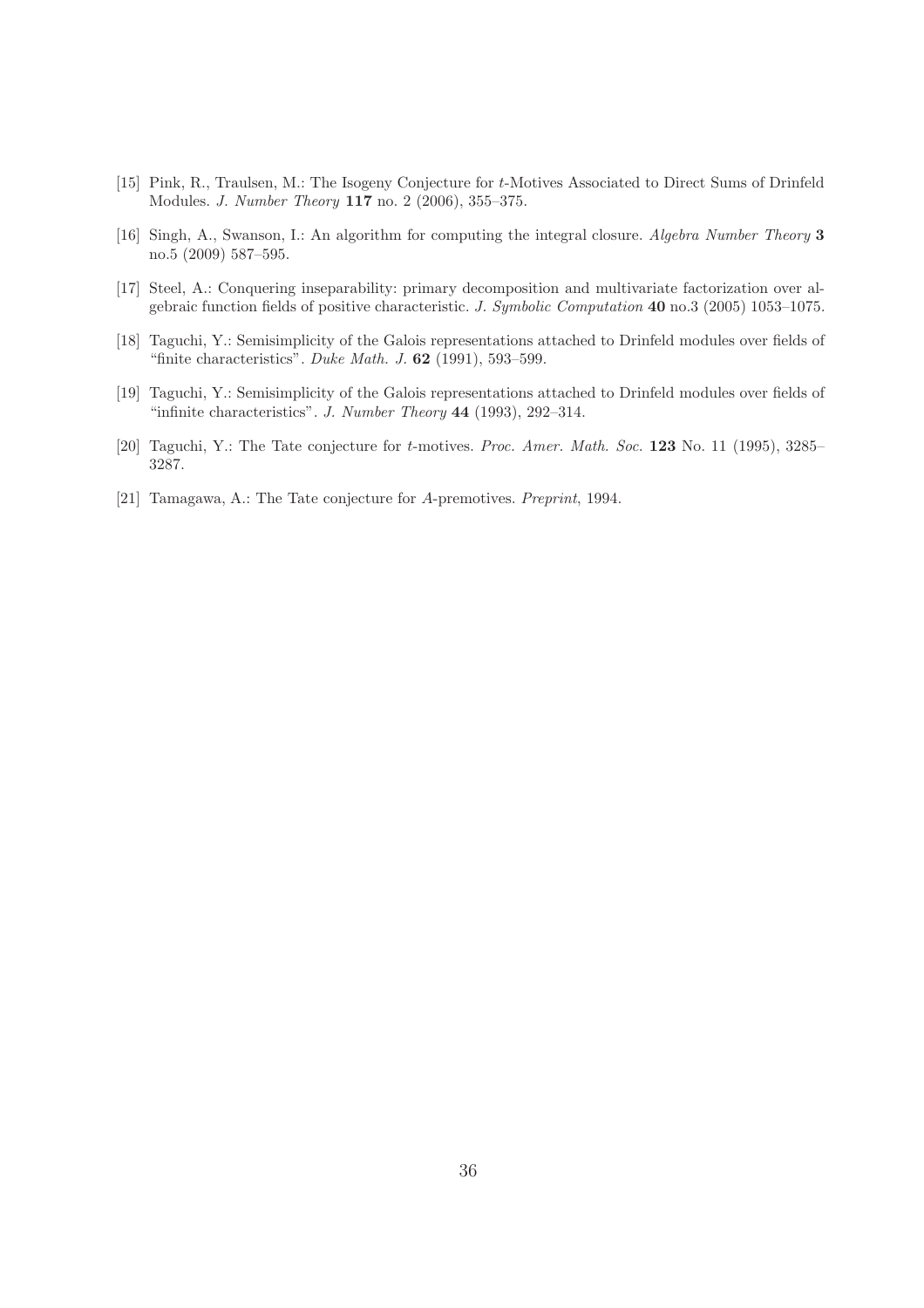[15] Pink, R., Traulsen, M.: The Isogeny Conjecture for $t$-Motives Associated to Direct Sums of Drinfeld Modules. *J. Number Theory* **117** no. 2 (2006), 355–375.

[16] Singh, A., Swanson, I.: An algorithm for computing the integral closure. *Algebra Number Theory* **3** no.5 (2009) 587–595.

[17] Steel, A.: Conquering inseparability: primary decomposition and multivariate factorization over algebraic function fields of positive characteristic. *J. Symbolic Computation* **40** no.3 (2005) 1053–1075.

[18] Taguchi, Y.: Semisimplicity of the Galois representations attached to Drinfeld modules over fields of "finite characteristics". *Duke Math. J.* **62** (1991), 593–599.

[19] Taguchi, Y.: Semisimplicity of the Galois representations attached to Drinfeld modules over fields of "infinite characteristics". *J. Number Theory* **44** (1993), 292–314.

[20] Taguchi, Y.: The Tate conjecture for $t$-motives. *Proc. Amer. Math. Soc.* **123** No. 11 (1995), 3285–3287.

[21] Tamagawa, A.: The Tate conjecture for $A$-premotives. *Preprint*, 1994.